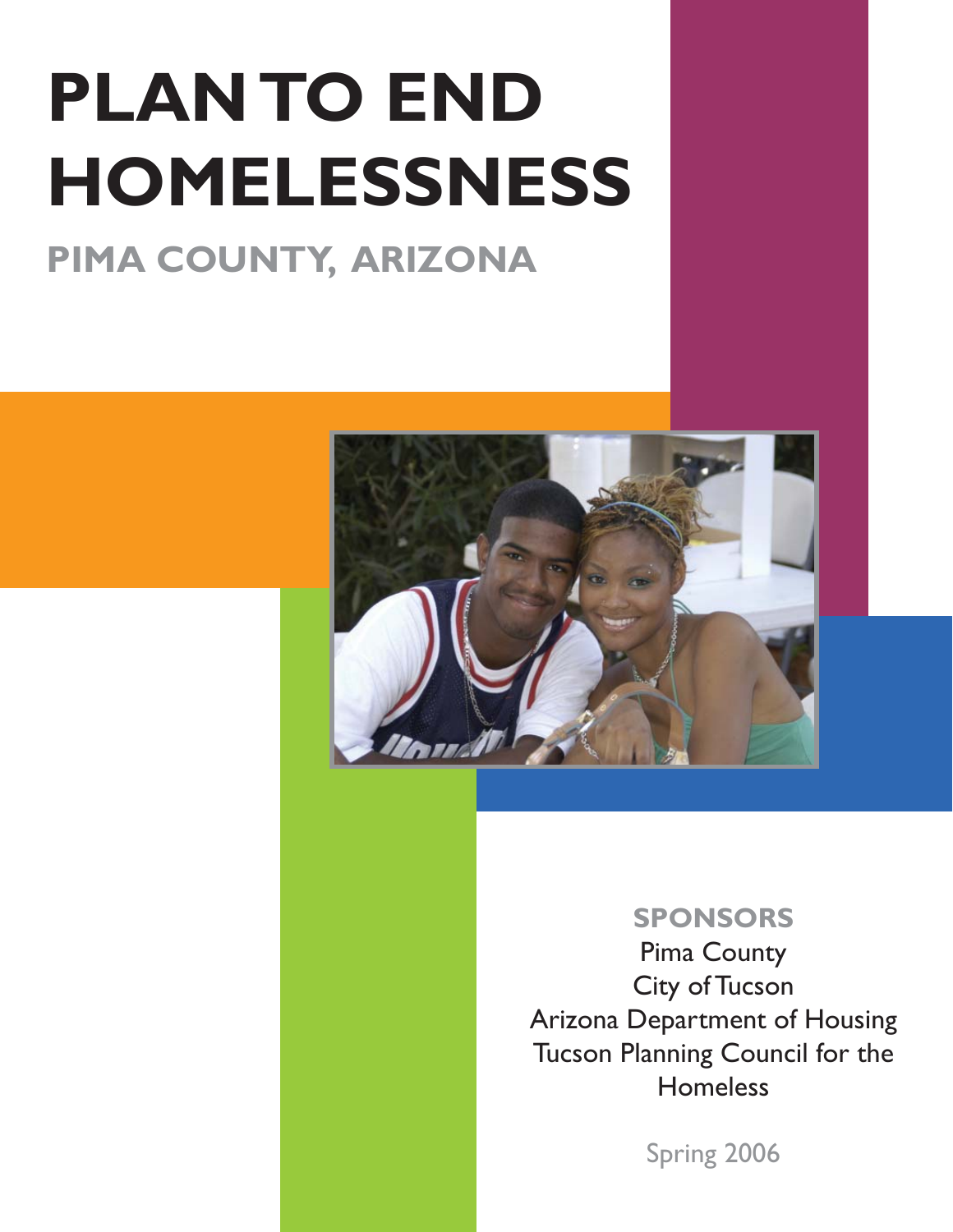# PLAN TO END HOMELESSNESS

## PIMA COUNTY, ARIZONA

**SPONSORS**

Pima County

City of Tucson

Arizona Department of Housing

Tucson Planning Council for the Homeless

Spring 2006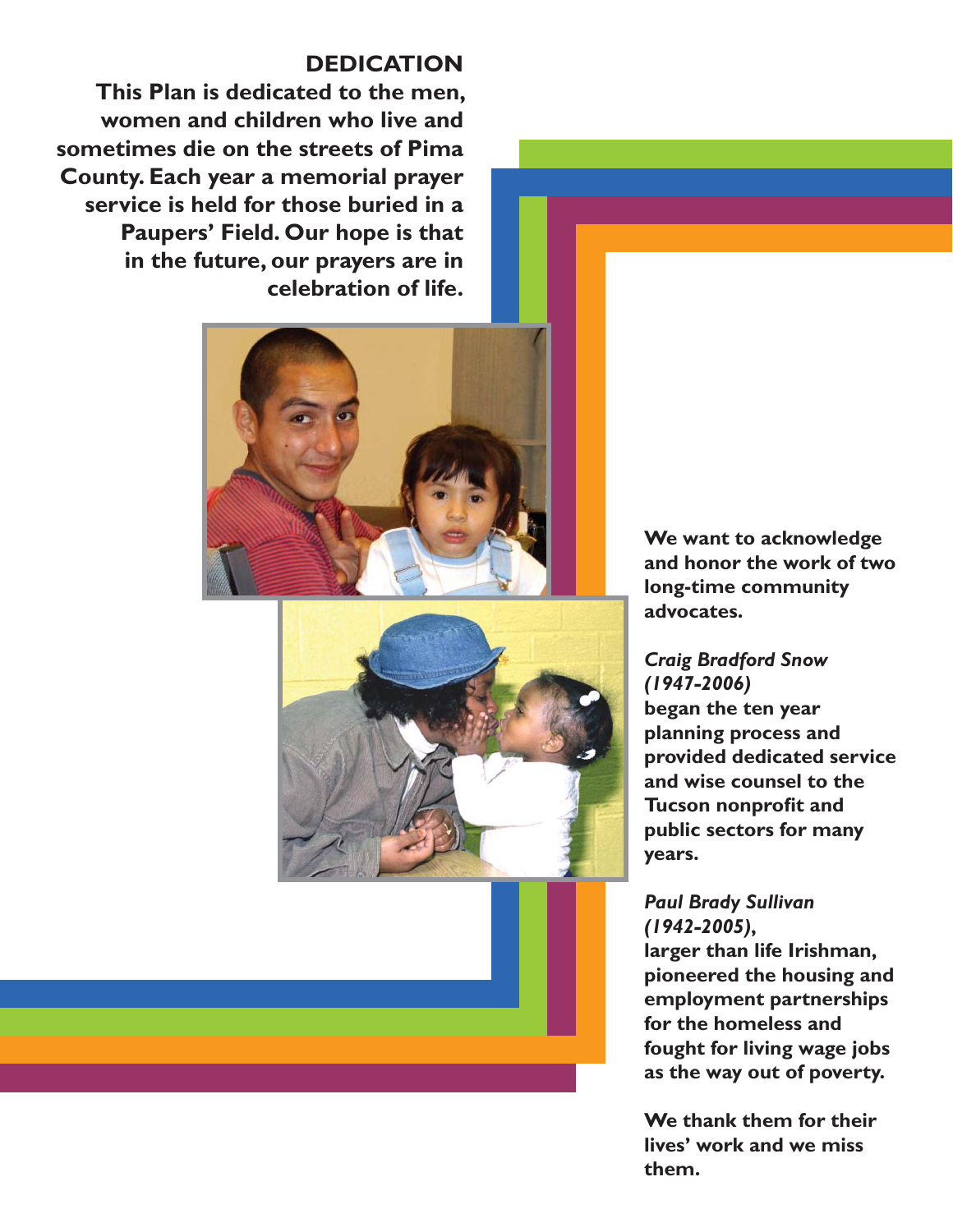## DEDICATION

**This Plan is dedicated to the men, women and children who live and sometimes die on the streets of Pima County. Each year a memorial prayer service is held for those buried in a Paupers' Field. Our hope is that in the future, our prayers are in celebration of life.**

**We want to acknowledge and honor the work of two long-time community advocates.**

***Craig Bradford Snow (1947-2006)***
**began the ten year planning process and provided dedicated service and wise counsel to the Tucson nonprofit and public sectors for many years.**

***Paul Brady Sullivan (1942-2005),***
**larger than life Irishman, pioneered the housing and employment partnerships for the homeless and fought for living wage jobs as the way out of poverty.**

**We thank them for their lives' work and we miss them.**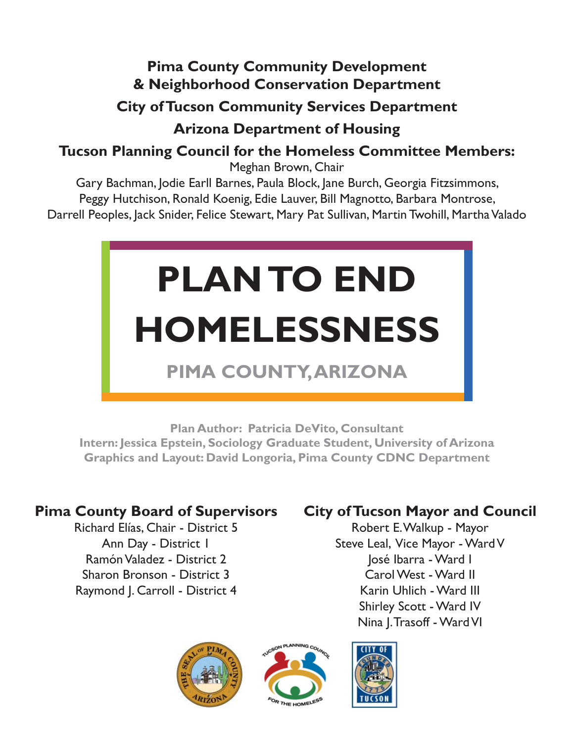**Pima County Community Development & Neighborhood Conservation Department**

**City of Tucson Community Services Department**

**Arizona Department of Housing**

**Tucson Planning Council for the Homeless Committee Members:**

Meghan Brown, Chair

Gary Bachman, Jodie Earll Barnes, Paula Block, Jane Burch, Georgia Fitzsimmons, Peggy Hutchison, Ronald Koenig, Edie Lauver, Bill Magnotto, Barbara Montrose, Darrell Peoples, Jack Snider, Felice Stewart, Mary Pat Sullivan, Martin Twohill, Martha Valado

# PLAN TO END HOMELESSNESS

## PIMA COUNTY, ARIZONA

**Plan Author: Patricia DeVito, Consultant**
**Intern: Jessica Epstein, Sociology Graduate Student, University of Arizona**
**Graphics and Layout: David Longoria, Pima County CDNC Department**

### Pima County Board of Supervisors

Richard Elías, Chair - District 5
Ann Day - District 1
Ramón Valadez - District 2
Sharon Bronson - District 3
Raymond J. Carroll - District 4

### City of Tucson Mayor and Council

Robert E. Walkup - Mayor
Steve Leal, Vice Mayor - Ward V
José Ibarra - Ward I
Carol West - Ward II
Karin Uhlich - Ward III
Shirley Scott - Ward IV
Nina J. Trasoff - Ward VI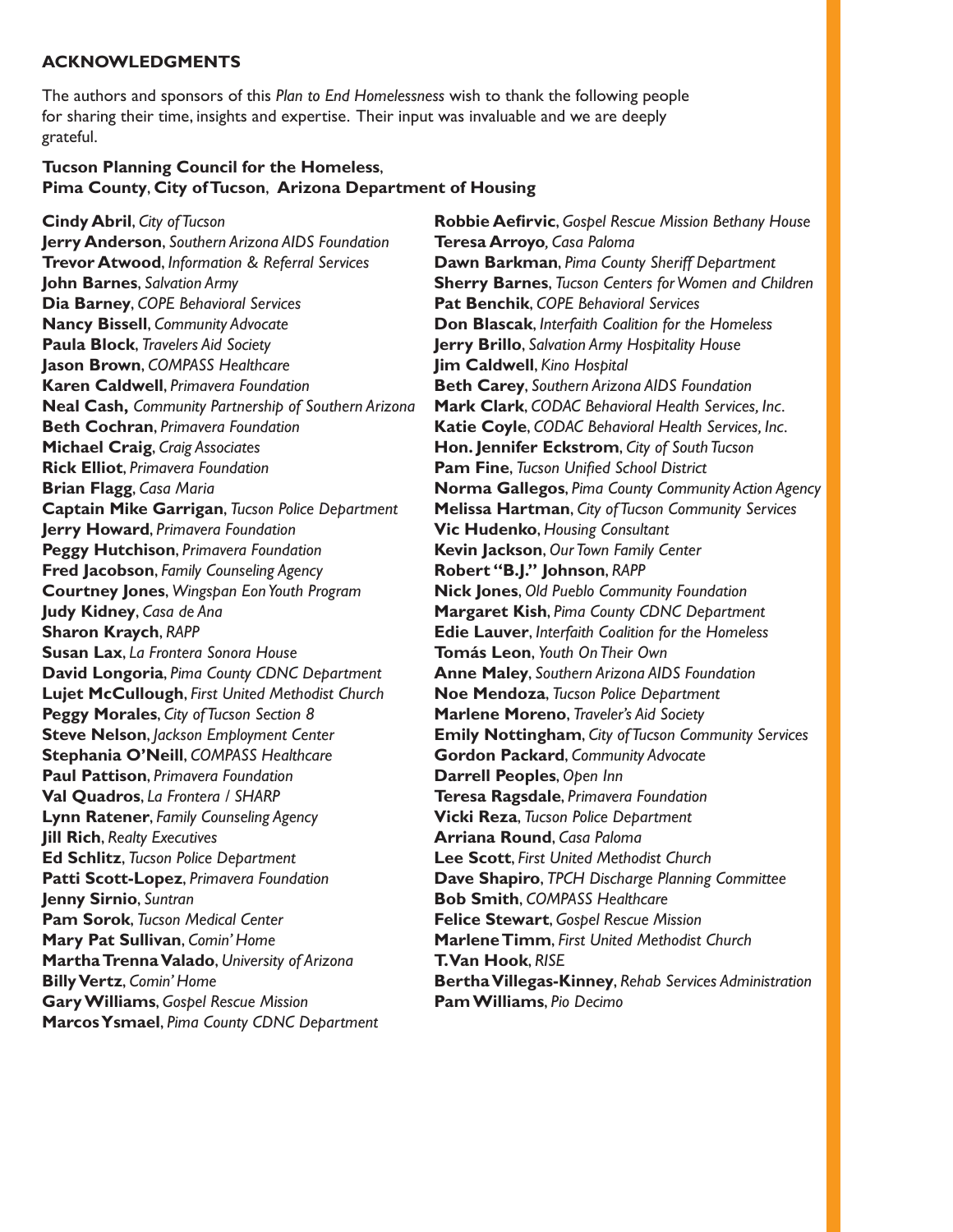## ACKNOWLEDGMENTS

The authors and sponsors of this *Plan to End Homelessness* wish to thank the following people for sharing their time, insights and expertise. Their input was invaluable and we are deeply grateful.

**Tucson Planning Council for the Homeless, Pima County, City of Tucson, Arizona Department of Housing**

**Cindy Abril**, *City of Tucson*
**Jerry Anderson**, *Southern Arizona AIDS Foundation*
**Trevor Atwood**, *Information & Referral Services*
**John Barnes**, *Salvation Army*
**Dia Barney**, *COPE Behavioral Services*
**Nancy Bissell**, *Community Advocate*
**Paula Block**, *Travelers Aid Society*
**Jason Brown**, *COMPASS Healthcare*
**Karen Caldwell**, *Primavera Foundation*
**Neal Cash,** *Community Partnership of Southern Arizona*
**Beth Cochran**, *Primavera Foundation*
**Michael Craig**, *Craig Associates*
**Rick Elliot**, *Primavera Foundation*
**Brian Flagg**, *Casa Maria*
**Captain Mike Garrigan**, *Tucson Police Department*
**Jerry Howard**, *Primavera Foundation*
**Peggy Hutchison**, *Primavera Foundation*
**Fred Jacobson**, *Family Counseling Agency*
**Courtney Jones**, *Wingspan Eon Youth Program*
**Judy Kidney**, *Casa de Ana*
**Sharon Kraych**, *RAPP*
**Susan Lax**, *La Frontera Sonora House*
**David Longoria**, *Pima County CDNC Department*
**Lujet McCullough**, *First United Methodist Church*
**Peggy Morales**, *City of Tucson Section 8*
**Steve Nelson**, *Jackson Employment Center*
**Stephania O'Neill**, *COMPASS Healthcare*
**Paul Pattison**, *Primavera Foundation*
**Val Quadros**, *La Frontera / SHARP*
**Lynn Ratener**, *Family Counseling Agency*
**Jill Rich**, *Realty Executives*
**Ed Schlitz**, *Tucson Police Department*
**Patti Scott-Lopez**, *Primavera Foundation*
**Jenny Sirnio**, *Suntran*
**Pam Sorok**, *Tucson Medical Center*
**Mary Pat Sullivan**, *Comin' Home*
**Martha Trenna Valado**, *University of Arizona*
**Billy Vertz**, *Comin' Home*
**Gary Williams**, *Gospel Rescue Mission*
**Marcos Ysmael**, *Pima County CDNC Department*
**Robbie Aefirvic**, *Gospel Rescue Mission Bethany House*
**Teresa Arroyo**, *Casa Paloma*
**Dawn Barkman**, *Pima County Sheriff Department*
**Sherry Barnes**, *Tucson Centers for Women and Children*
**Pat Benchik**, *COPE Behavioral Services*
**Don Blascak**, *Interfaith Coalition for the Homeless*
**Jerry Brillo**, *Salvation Army Hospitality House*
**Jim Caldwell**, *Kino Hospital*
**Beth Carey**, *Southern Arizona AIDS Foundation*
**Mark Clark**, *CODAC Behavioral Health Services, Inc.*
**Katie Coyle**, *CODAC Behavioral Health Services, Inc.*
**Hon. Jennifer Eckstrom**, *City of South Tucson*
**Pam Fine**, *Tucson Unified School District*
**Norma Gallegos**, *Pima County Community Action Agency*
**Melissa Hartman**, *City of Tucson Community Services*
**Vic Hudenko**, *Housing Consultant*
**Kevin Jackson**, *Our Town Family Center*
**Robert "B.J." Johnson**, *RAPP*
**Nick Jones**, *Old Pueblo Community Foundation*
**Margaret Kish**, *Pima County CDNC Department*
**Edie Lauver**, *Interfaith Coalition for the Homeless*
**Tomás Leon**, *Youth On Their Own*
**Anne Maley**, *Southern Arizona AIDS Foundation*
**Noe Mendoza**, *Tucson Police Department*
**Marlene Moreno**, *Traveler's Aid Society*
**Emily Nottingham**, *City of Tucson Community Services*
**Gordon Packard**, *Community Advocate*
**Darrell Peoples**, *Open Inn*
**Teresa Ragsdale**, *Primavera Foundation*
**Vicki Reza**, *Tucson Police Department*
**Arriana Round**, *Casa Paloma*
**Lee Scott**, *First United Methodist Church*
**Dave Shapiro**, *TPCH Discharge Planning Committee*
**Bob Smith**, *COMPASS Healthcare*
**Felice Stewart**, *Gospel Rescue Mission*
**Marlene Timm**, *First United Methodist Church*
**T. Van Hook**, *RISE*
**Bertha Villegas-Kinney**, *Rehab Services Administration*
**Pam Williams**, *Pio Decimo*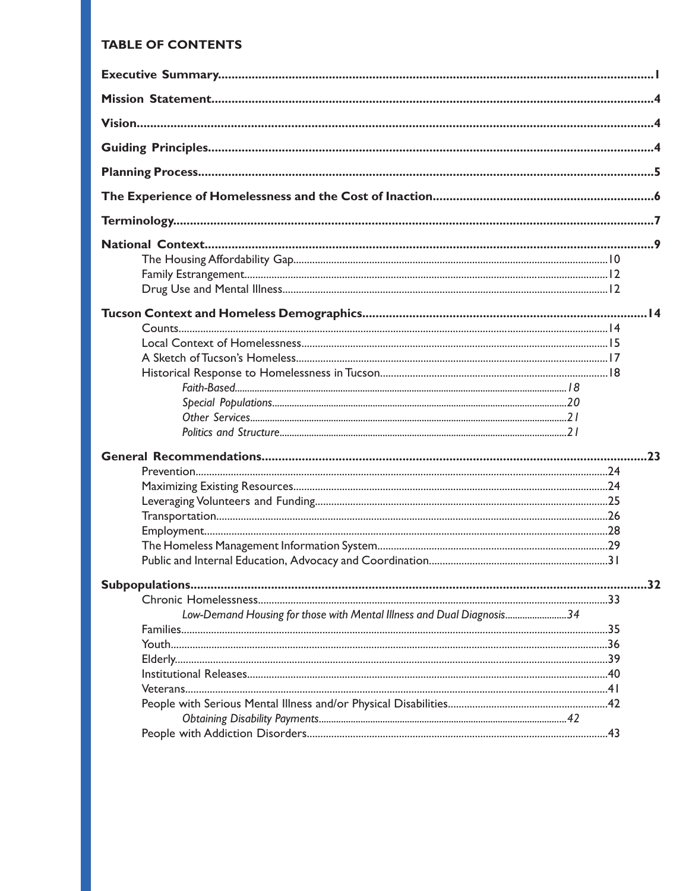# TABLE OF CONTENTS

**Executive Summary**.......................................................................................................................1

**Mission Statement**.........................................................................................................................4

**Vision**................................................................................................................................................4

**Guiding Principles**..........................................................................................................................4

**Planning Process**.............................................................................................................................5

**The Experience of Homelessness and the Cost of Inaction**.......................................................6

**Terminology**......................................................................................................................................7

**National Context**.............................................................................................................................9

- The Housing Affordability Gap..........................................................................................10
- Family Estrangement..........................................................................................................12
- Drug Use and Mental Illness...............................................................................................12

**Tucson Context and Homeless Demographics**..........................................................................14

- Counts..................................................................................................................................14
- Local Context of Homelessness.........................................................................................15
- A Sketch of Tucson's Homeless.........................................................................................17
- Historical Response to Homelessness in Tucson............................................................18
  - *Faith-Based*......................................................................................................18
  - *Special Populations*.........................................................................................20
  - *Other Services*..................................................................................................21
  - *Politics and Structure*......................................................................................21

**General Recommendations**..........................................................................................................23

- Prevention............................................................................................................................24
- Maximizing Existing Resources..........................................................................................24
- Leveraging Volunteers and Funding...................................................................................25
- Transportation......................................................................................................................26
- Employment.........................................................................................................................28
- The Homeless Management Information System............................................................29
- Public and Internal Education, Advocacy and Coordination..........................................31

**Subpopulations**...............................................................................................................................32

- Chronic Homelessness.......................................................................................................33
  - *Low-Demand Housing for those with Mental Illness and Dual Diagnosis*..........34
- Families................................................................................................................................35
- Youth....................................................................................................................................36
- Elderly..................................................................................................................................39
- Institutional Releases..........................................................................................................40
- Veterans................................................................................................................................41
- People with Serious Mental Illness and/or Physical Disabilities...................................42
  - *Obtaining Disability Payments*..........................................................................42
- People with Addiction Disorders......................................................................................43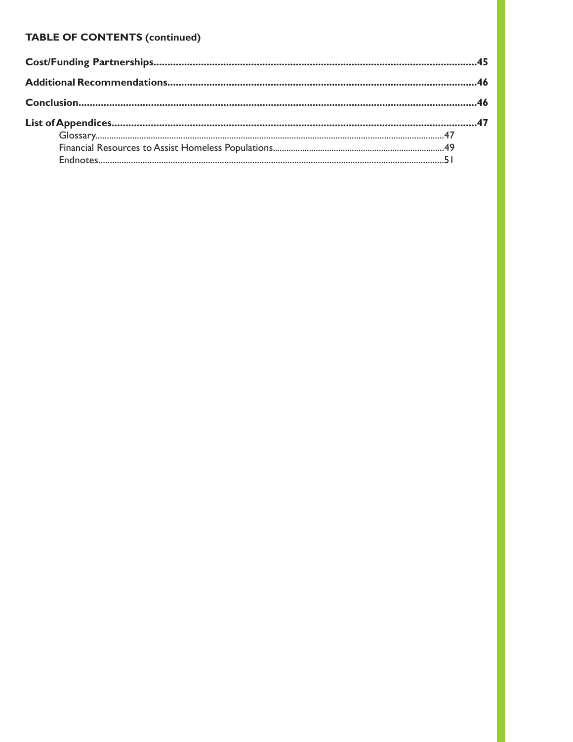**TABLE OF CONTENTS (continued)**

**Cost/Funding Partnerships....................................................................................................................45**

**Additional Recommendations...............................................................................................................46**

**Conclusion...............................................................................................................................................46**

**List of Appendices...................................................................................................................................47**

- Glossary....................................................................................................................................................47
- Financial Resources to Assist Homeless Populations...........................................................................49
- Endnotes...................................................................................................................................................51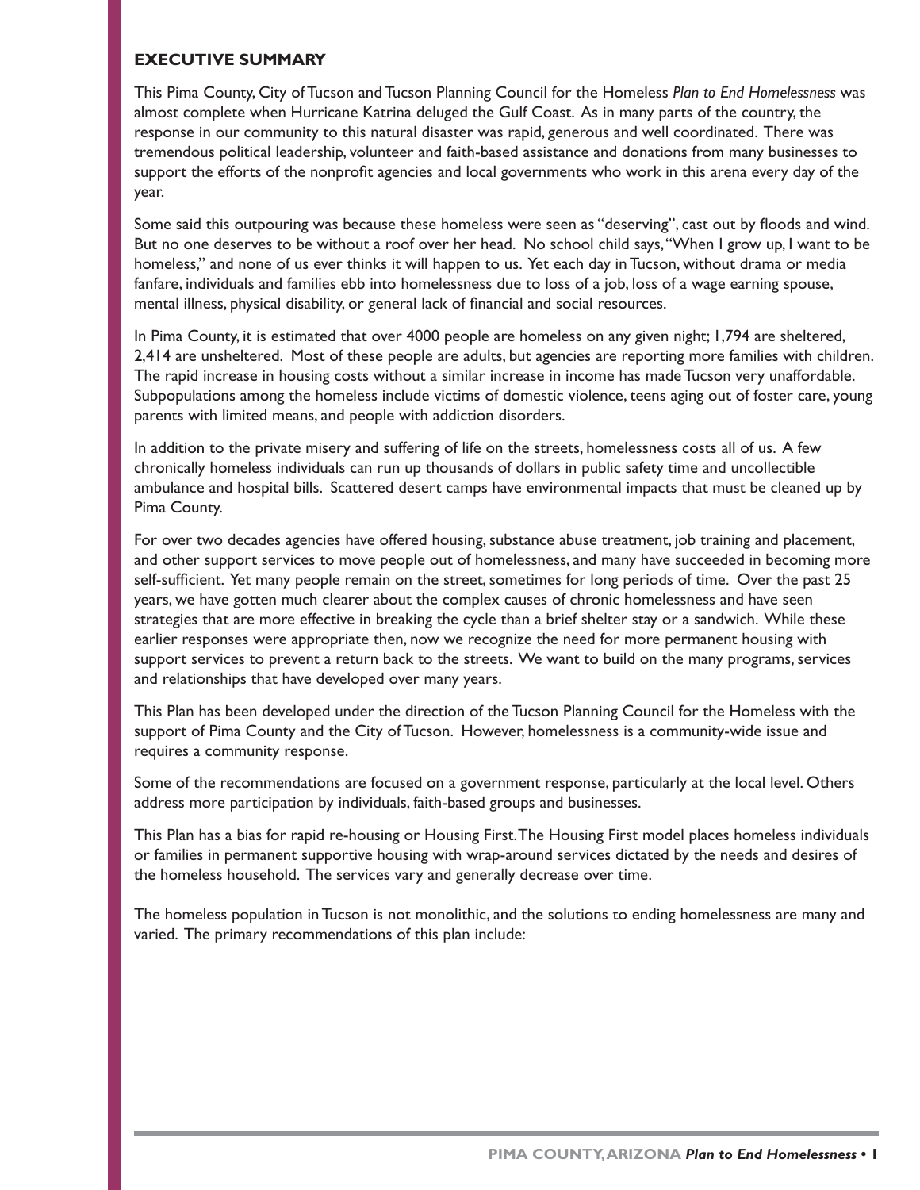## EXECUTIVE SUMMARY

This Pima County, City of Tucson and Tucson Planning Council for the Homeless *Plan to End Homelessness* was almost complete when Hurricane Katrina deluged the Gulf Coast. As in many parts of the country, the response in our community to this natural disaster was rapid, generous and well coordinated. There was tremendous political leadership, volunteer and faith-based assistance and donations from many businesses to support the efforts of the nonprofit agencies and local governments who work in this arena every day of the year.

Some said this outpouring was because these homeless were seen as "deserving", cast out by floods and wind. But no one deserves to be without a roof over her head. No school child says, "When I grow up, I want to be homeless," and none of us ever thinks it will happen to us. Yet each day in Tucson, without drama or media fanfare, individuals and families ebb into homelessness due to loss of a job, loss of a wage earning spouse, mental illness, physical disability, or general lack of financial and social resources.

In Pima County, it is estimated that over 4000 people are homeless on any given night; 1,794 are sheltered, 2,414 are unsheltered. Most of these people are adults, but agencies are reporting more families with children. The rapid increase in housing costs without a similar increase in income has made Tucson very unaffordable. Subpopulations among the homeless include victims of domestic violence, teens aging out of foster care, young parents with limited means, and people with addiction disorders.

In addition to the private misery and suffering of life on the streets, homelessness costs all of us. A few chronically homeless individuals can run up thousands of dollars in public safety time and uncollectible ambulance and hospital bills. Scattered desert camps have environmental impacts that must be cleaned up by Pima County.

For over two decades agencies have offered housing, substance abuse treatment, job training and placement, and other support services to move people out of homelessness, and many have succeeded in becoming more self-sufficient. Yet many people remain on the street, sometimes for long periods of time. Over the past 25 years, we have gotten much clearer about the complex causes of chronic homelessness and have seen strategies that are more effective in breaking the cycle than a brief shelter stay or a sandwich. While these earlier responses were appropriate then, now we recognize the need for more permanent housing with support services to prevent a return back to the streets. We want to build on the many programs, services and relationships that have developed over many years.

This Plan has been developed under the direction of the Tucson Planning Council for the Homeless with the support of Pima County and the City of Tucson. However, homelessness is a community-wide issue and requires a community response.

Some of the recommendations are focused on a government response, particularly at the local level. Others address more participation by individuals, faith-based groups and businesses.

This Plan has a bias for rapid re-housing or Housing First. The Housing First model places homeless individuals or families in permanent supportive housing with wrap-around services dictated by the needs and desires of the homeless household. The services vary and generally decrease over time.

The homeless population in Tucson is not monolithic, and the solutions to ending homelessness are many and varied. The primary recommendations of this plan include: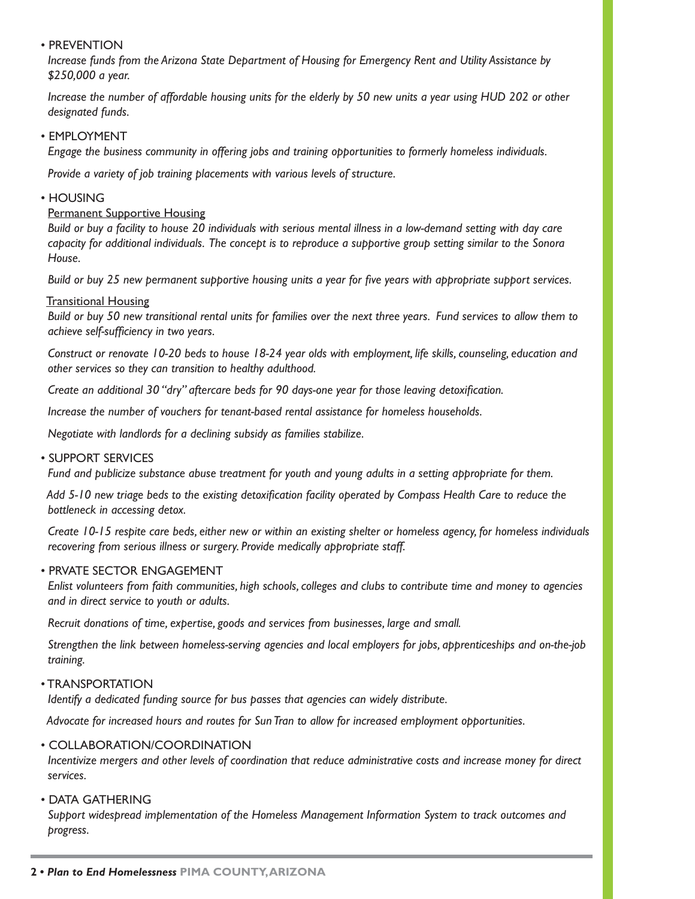- PREVENTION

  *Increase funds from the Arizona State Department of Housing for Emergency Rent and Utility Assistance by $250,000 a year.*

  *Increase the number of affordable housing units for the elderly by 50 new units a year using HUD 202 or other designated funds.*

- EMPLOYMENT

  *Engage the business community in offering jobs and training opportunities to formerly homeless individuals.*

  *Provide a variety of job training placements with various levels of structure.*

- HOUSING

  Permanent Supportive Housing

  *Build or buy a facility to house 20 individuals with serious mental illness in a low-demand setting with day care capacity for additional individuals. The concept is to reproduce a supportive group setting similar to the Sonora House.*

  *Build or buy 25 new permanent supportive housing units a year for five years with appropriate support services.*

  Transitional Housing

  *Build or buy 50 new transitional rental units for families over the next three years. Fund services to allow them to achieve self-sufficiency in two years.*

  *Construct or renovate 10-20 beds to house 18-24 year olds with employment, life skills, counseling, education and other services so they can transition to healthy adulthood.*

  *Create an additional 30 "dry" aftercare beds for 90 days-one year for those leaving detoxification.*

  *Increase the number of vouchers for tenant-based rental assistance for homeless households.*

  *Negotiate with landlords for a declining subsidy as families stabilize.*

- SUPPORT SERVICES

  *Fund and publicize substance abuse treatment for youth and young adults in a setting appropriate for them.*

  *Add 5-10 new triage beds to the existing detoxification facility operated by Compass Health Care to reduce the bottleneck in accessing detox.*

  *Create 10-15 respite care beds, either new or within an existing shelter or homeless agency, for homeless individuals recovering from serious illness or surgery. Provide medically appropriate staff.*

- PRVATE SECTOR ENGAGEMENT

  *Enlist volunteers from faith communities, high schools, colleges and clubs to contribute time and money to agencies and in direct service to youth or adults.*

  *Recruit donations of time, expertise, goods and services from businesses, large and small.*

  *Strengthen the link between homeless-serving agencies and local employers for jobs, apprenticeships and on-the-job training.*

- TRANSPORTATION

  *Identify a dedicated funding source for bus passes that agencies can widely distribute.*

  *Advocate for increased hours and routes for Sun Tran to allow for increased employment opportunities.*

- COLLABORATION/COORDINATION

  *Incentivize mergers and other levels of coordination that reduce administrative costs and increase money for direct services.*

- DATA GATHERING

  *Support widespread implementation of the Homeless Management Information System to track outcomes and progress.*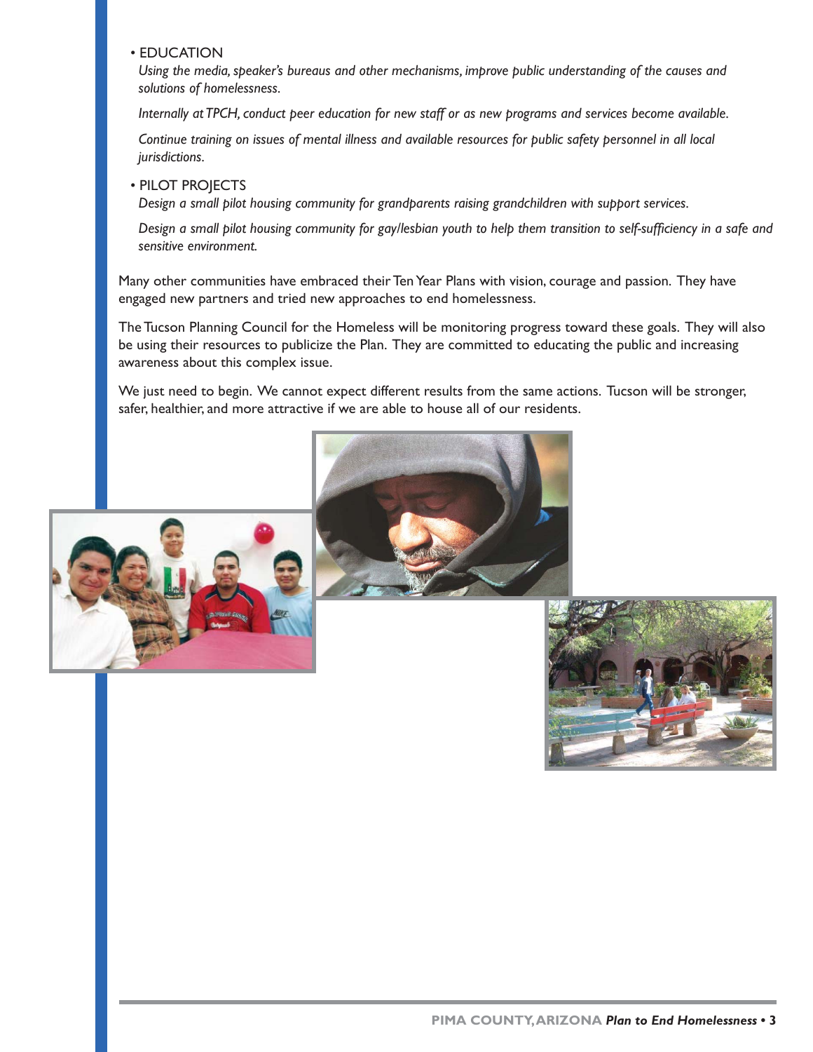- EDUCATION

  *Using the media, speaker's bureaus and other mechanisms, improve public understanding of the causes and solutions of homelessness.*

  *Internally at TPCH, conduct peer education for new staff or as new programs and services become available.*

  *Continue training on issues of mental illness and available resources for public safety personnel in all local jurisdictions.*

- PILOT PROJECTS

  *Design a small pilot housing community for grandparents raising grandchildren with support services.*

  *Design a small pilot housing community for gay/lesbian youth to help them transition to self-sufficiency in a safe and sensitive environment.*

Many other communities have embraced their Ten Year Plans with vision, courage and passion. They have engaged new partners and tried new approaches to end homelessness.

The Tucson Planning Council for the Homeless will be monitoring progress toward these goals. They will also be using their resources to publicize the Plan. They are committed to educating the public and increasing awareness about this complex issue.

We just need to begin. We cannot expect different results from the same actions. Tucson will be stronger, safer, healthier, and more attractive if we are able to house all of our residents.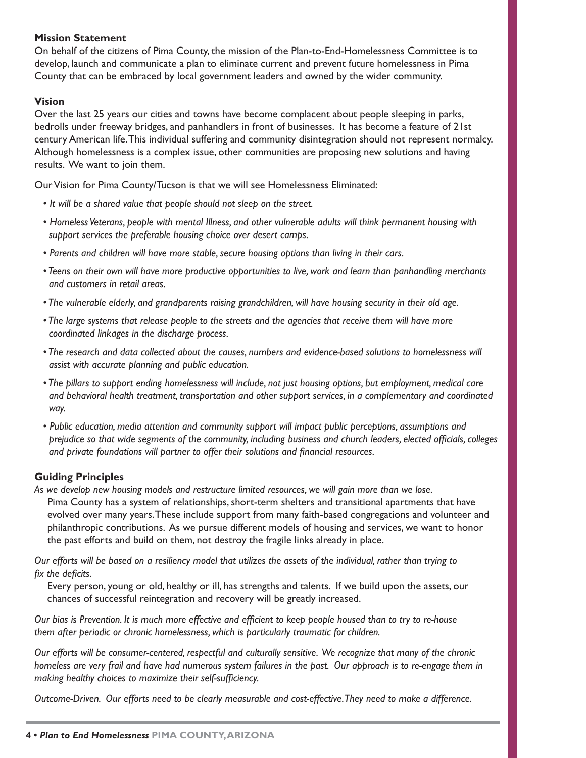**Mission Statement**

On behalf of the citizens of Pima County, the mission of the Plan-to-End-Homelessness Committee is to develop, launch and communicate a plan to eliminate current and prevent future homelessness in Pima County that can be embraced by local government leaders and owned by the wider community.

**Vision**

Over the last 25 years our cities and towns have become complacent about people sleeping in parks, bedrolls under freeway bridges, and panhandlers in front of businesses. It has become a feature of 21st century American life. This individual suffering and community disintegration should not represent normalcy. Although homelessness is a complex issue, other communities are proposing new solutions and having results. We want to join them.

Our Vision for Pima County/Tucson is that we will see Homelessness Eliminated:

- *It will be a shared value that people should not sleep on the street.*
- *Homeless Veterans, people with mental Illness, and other vulnerable adults will think permanent housing with support services the preferable housing choice over desert camps.*
- *Parents and children will have more stable, secure housing options than living in their cars.*
- *Teens on their own will have more productive opportunities to live, work and learn than panhandling merchants and customers in retail areas.*
- *The vulnerable elderly, and grandparents raising grandchildren, will have housing security in their old age.*
- *The large systems that release people to the streets and the agencies that receive them will have more coordinated linkages in the discharge process.*
- *The research and data collected about the causes, numbers and evidence-based solutions to homelessness will assist with accurate planning and public education.*
- *The pillars to support ending homelessness will include, not just housing options, but employment, medical care and behavioral health treatment, transportation and other support services, in a complementary and coordinated way.*
- *Public education, media attention and community support will impact public perceptions, assumptions and prejudice so that wide segments of the community, including business and church leaders, elected officials, colleges and private foundations will partner to offer their solutions and financial resources.*

**Guiding Principles**

*As we develop new housing models and restructure limited resources, we will gain more than we lose.*

Pima County has a system of relationships, short-term shelters and transitional apartments that have evolved over many years. These include support from many faith-based congregations and volunteer and philanthropic contributions. As we pursue different models of housing and services, we want to honor the past efforts and build on them, not destroy the fragile links already in place.

*Our efforts will be based on a resiliency model that utilizes the assets of the individual, rather than trying to fix the deficits.*

Every person, young or old, healthy or ill, has strengths and talents. If we build upon the assets, our chances of successful reintegration and recovery will be greatly increased.

*Our bias is Prevention. It is much more effective and efficient to keep people housed than to try to re-house them after periodic or chronic homelessness, which is particularly traumatic for children.*

*Our efforts will be consumer-centered, respectful and culturally sensitive. We recognize that many of the chronic homeless are very frail and have had numerous system failures in the past. Our approach is to re-engage them in making healthy choices to maximize their self-sufficiency.*

*Outcome-Driven. Our efforts need to be clearly measurable and cost-effective. They need to make a difference.*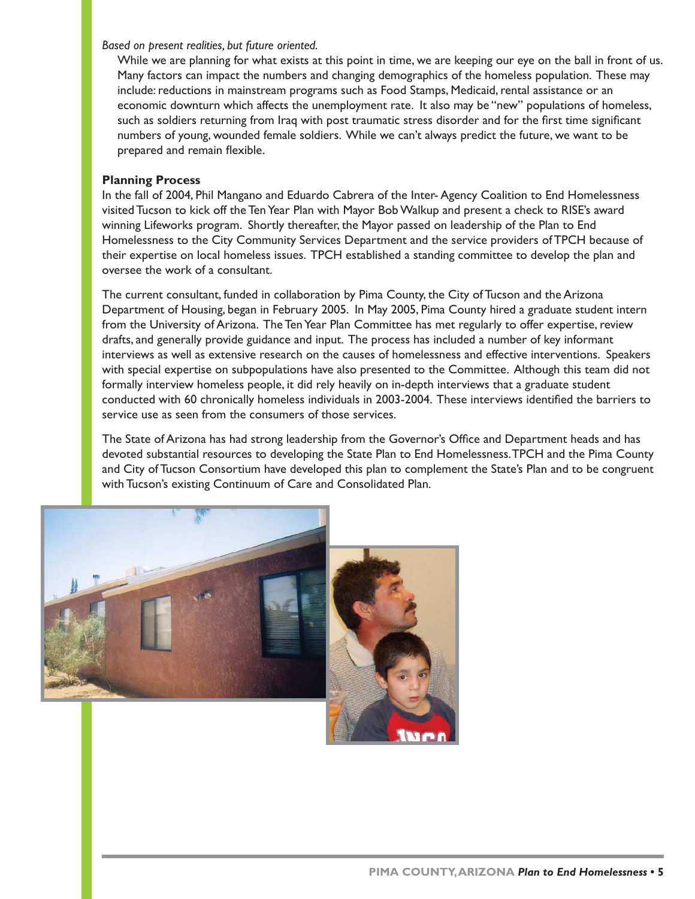*Based on present realities, but future oriented.*

While we are planning for what exists at this point in time, we are keeping our eye on the ball in front of us. Many factors can impact the numbers and changing demographics of the homeless population. These may include: reductions in mainstream programs such as Food Stamps, Medicaid, rental assistance or an economic downturn which affects the unemployment rate. It also may be "new" populations of homeless, such as soldiers returning from Iraq with post traumatic stress disorder and for the first time significant numbers of young, wounded female soldiers. While we can't always predict the future, we want to be prepared and remain flexible.

**Planning Process**

In the fall of 2004, Phil Mangano and Eduardo Cabrera of the Inter- Agency Coalition to End Homelessness visited Tucson to kick off the Ten Year Plan with Mayor Bob Walkup and present a check to RISE's award winning Lifeworks program. Shortly thereafter, the Mayor passed on leadership of the Plan to End Homelessness to the City Community Services Department and the service providers of TPCH because of their expertise on local homeless issues. TPCH established a standing committee to develop the plan and oversee the work of a consultant.

The current consultant, funded in collaboration by Pima County, the City of Tucson and the Arizona Department of Housing, began in February 2005. In May 2005, Pima County hired a graduate student intern from the University of Arizona. The Ten Year Plan Committee has met regularly to offer expertise, review drafts, and generally provide guidance and input. The process has included a number of key informant interviews as well as extensive research on the causes of homelessness and effective interventions. Speakers with special expertise on subpopulations have also presented to the Committee. Although this team did not formally interview homeless people, it did rely heavily on in-depth interviews that a graduate student conducted with 60 chronically homeless individuals in 2003-2004. These interviews identified the barriers to service use as seen from the consumers of those services.

The State of Arizona has had strong leadership from the Governor's Office and Department heads and has devoted substantial resources to developing the State Plan to End Homelessness. TPCH and the Pima County and City of Tucson Consortium have developed this plan to complement the State's Plan and to be congruent with Tucson's existing Continuum of Care and Consolidated Plan.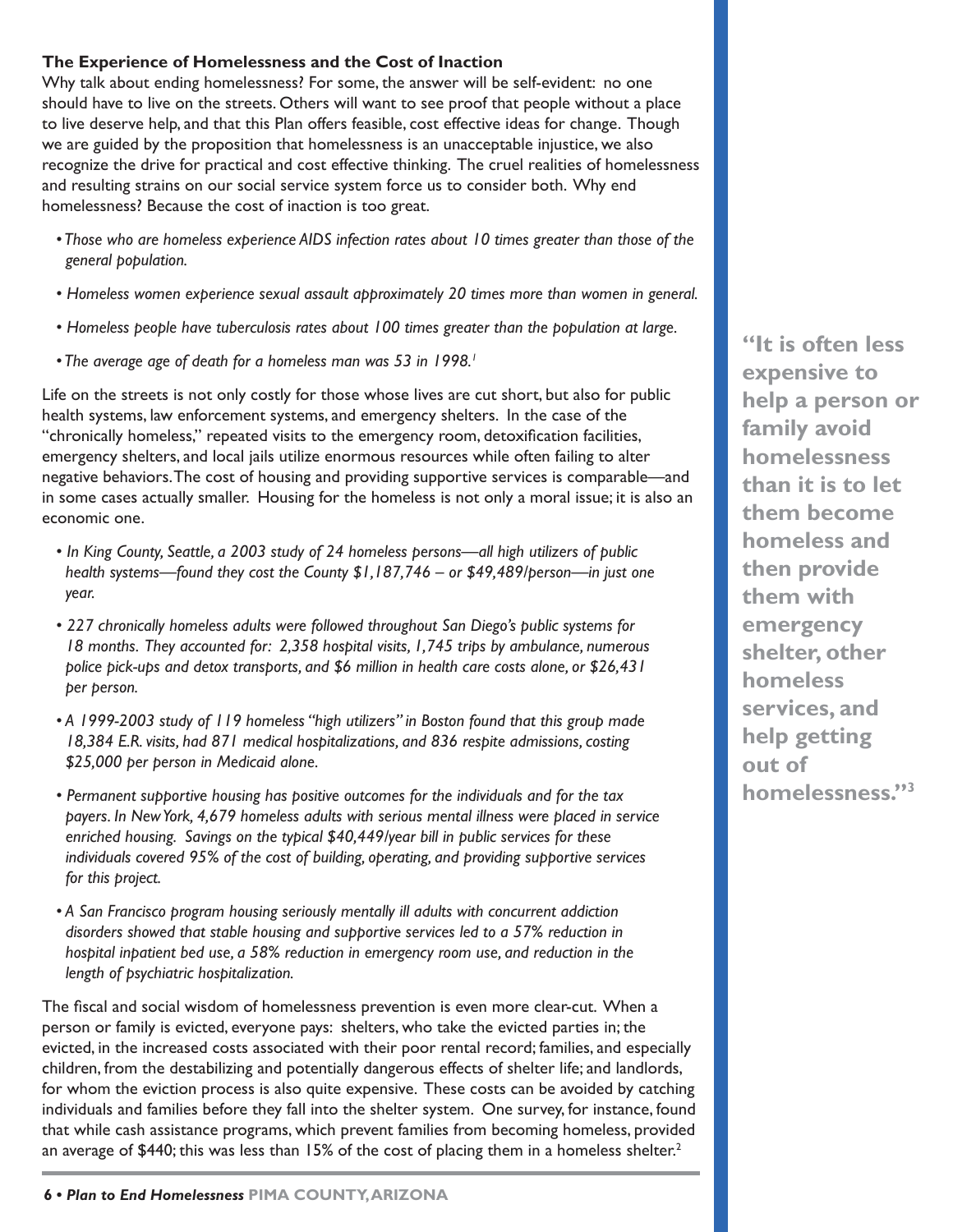### The Experience of Homelessness and the Cost of Inaction

Why talk about ending homelessness? For some, the answer will be self-evident: no one should have to live on the streets. Others will want to see proof that people without a place to live deserve help, and that this Plan offers feasible, cost effective ideas for change. Though we are guided by the proposition that homelessness is an unacceptable injustice, we also recognize the drive for practical and cost effective thinking. The cruel realities of homelessness and resulting strains on our social service system force us to consider both. Why end homelessness? Because the cost of inaction is too great.

- *Those who are homeless experience AIDS infection rates about 10 times greater than those of the general population.*
- *Homeless women experience sexual assault approximately 20 times more than women in general.*
- *Homeless people have tuberculosis rates about 100 times greater than the population at large.*
- *The average age of death for a homeless man was 53 in 1998.*[1]

Life on the streets is not only costly for those whose lives are cut short, but also for public health systems, law enforcement systems, and emergency shelters. In the case of the "chronically homeless," repeated visits to the emergency room, detoxification facilities, emergency shelters, and local jails utilize enormous resources while often failing to alter negative behaviors. The cost of housing and providing supportive services is comparable—and in some cases actually smaller. Housing for the homeless is not only a moral issue; it is also an economic one.

- *In King County, Seattle, a 2003 study of 24 homeless persons—all high utilizers of public health systems—found they cost the County $1,187,746 – or $49,489/person—in just one year.*
- *227 chronically homeless adults were followed throughout San Diego's public systems for 18 months. They accounted for: 2,358 hospital visits, 1,745 trips by ambulance, numerous police pick-ups and detox transports, and $6 million in health care costs alone, or $26,431 per person.*
- *A 1999-2003 study of 119 homeless "high utilizers" in Boston found that this group made 18,384 E.R. visits, had 871 medical hospitalizations, and 836 respite admissions, costing $25,000 per person in Medicaid alone.*
- *Permanent supportive housing has positive outcomes for the individuals and for the tax payers. In New York, 4,679 homeless adults with serious mental illness were placed in service enriched housing. Savings on the typical $40,449/year bill in public services for these individuals covered 95% of the cost of building, operating, and providing supportive services for this project.*
- *A San Francisco program housing seriously mentally ill adults with concurrent addiction disorders showed that stable housing and supportive services led to a 57% reduction in hospital inpatient bed use, a 58% reduction in emergency room use, and reduction in the length of psychiatric hospitalization.*

The fiscal and social wisdom of homelessness prevention is even more clear-cut. When a person or family is evicted, everyone pays: shelters, who take the evicted parties in; the evicted, in the increased costs associated with their poor rental record; families, and especially children, from the destabilizing and potentially dangerous effects of shelter life; and landlords, for whom the eviction process is also quite expensive. These costs can be avoided by catching individuals and families before they fall into the shelter system. One survey, for instance, found that while cash assistance programs, which prevent families from becoming homeless, provided an average of $440; this was less than 15% of the cost of placing them in a homeless shelter.[2]

**"It is often less expensive to help a person or family avoid homelessness than it is to let them become homeless and then provide them with emergency shelter, other homeless services, and help getting out of homelessness."[3]**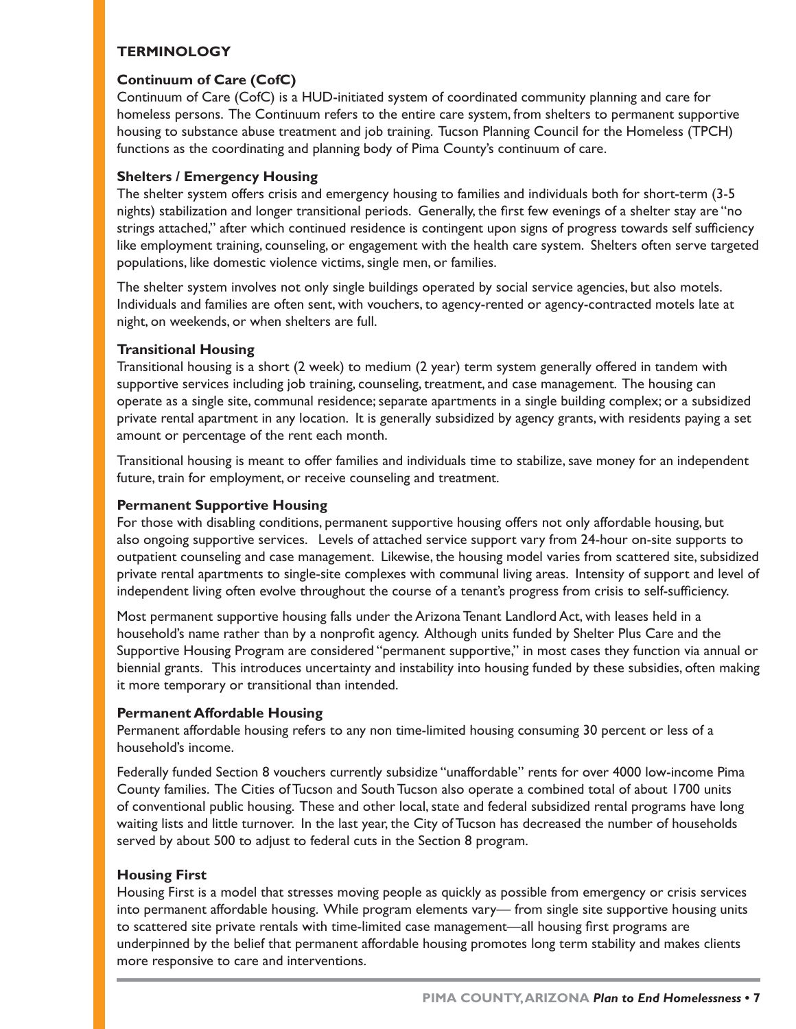## TERMINOLOGY

### Continuum of Care (CofC)

Continuum of Care (CofC) is a HUD-initiated system of coordinated community planning and care for homeless persons. The Continuum refers to the entire care system, from shelters to permanent supportive housing to substance abuse treatment and job training. Tucson Planning Council for the Homeless (TPCH) functions as the coordinating and planning body of Pima County's continuum of care.

### Shelters / Emergency Housing

The shelter system offers crisis and emergency housing to families and individuals both for short-term (3-5 nights) stabilization and longer transitional periods. Generally, the first few evenings of a shelter stay are "no strings attached," after which continued residence is contingent upon signs of progress towards self sufficiency like employment training, counseling, or engagement with the health care system. Shelters often serve targeted populations, like domestic violence victims, single men, or families.

The shelter system involves not only single buildings operated by social service agencies, but also motels. Individuals and families are often sent, with vouchers, to agency-rented or agency-contracted motels late at night, on weekends, or when shelters are full.

### Transitional Housing

Transitional housing is a short (2 week) to medium (2 year) term system generally offered in tandem with supportive services including job training, counseling, treatment, and case management. The housing can operate as a single site, communal residence; separate apartments in a single building complex; or a subsidized private rental apartment in any location. It is generally subsidized by agency grants, with residents paying a set amount or percentage of the rent each month.

Transitional housing is meant to offer families and individuals time to stabilize, save money for an independent future, train for employment, or receive counseling and treatment.

### Permanent Supportive Housing

For those with disabling conditions, permanent supportive housing offers not only affordable housing, but also ongoing supportive services. Levels of attached service support vary from 24-hour on-site supports to outpatient counseling and case management. Likewise, the housing model varies from scattered site, subsidized private rental apartments to single-site complexes with communal living areas. Intensity of support and level of independent living often evolve throughout the course of a tenant's progress from crisis to self-sufficiency.

Most permanent supportive housing falls under the Arizona Tenant Landlord Act, with leases held in a household's name rather than by a nonprofit agency. Although units funded by Shelter Plus Care and the Supportive Housing Program are considered "permanent supportive," in most cases they function via annual or biennial grants. This introduces uncertainty and instability into housing funded by these subsidies, often making it more temporary or transitional than intended.

### Permanent Affordable Housing

Permanent affordable housing refers to any non time-limited housing consuming 30 percent or less of a household's income.

Federally funded Section 8 vouchers currently subsidize "unaffordable" rents for over 4000 low-income Pima County families. The Cities of Tucson and South Tucson also operate a combined total of about 1700 units of conventional public housing. These and other local, state and federal subsidized rental programs have long waiting lists and little turnover. In the last year, the City of Tucson has decreased the number of households served by about 500 to adjust to federal cuts in the Section 8 program.

### Housing First

Housing First is a model that stresses moving people as quickly as possible from emergency or crisis services into permanent affordable housing. While program elements vary— from single site supportive housing units to scattered site private rentals with time-limited case management—all housing first programs are underpinned by the belief that permanent affordable housing promotes long term stability and makes clients more responsive to care and interventions.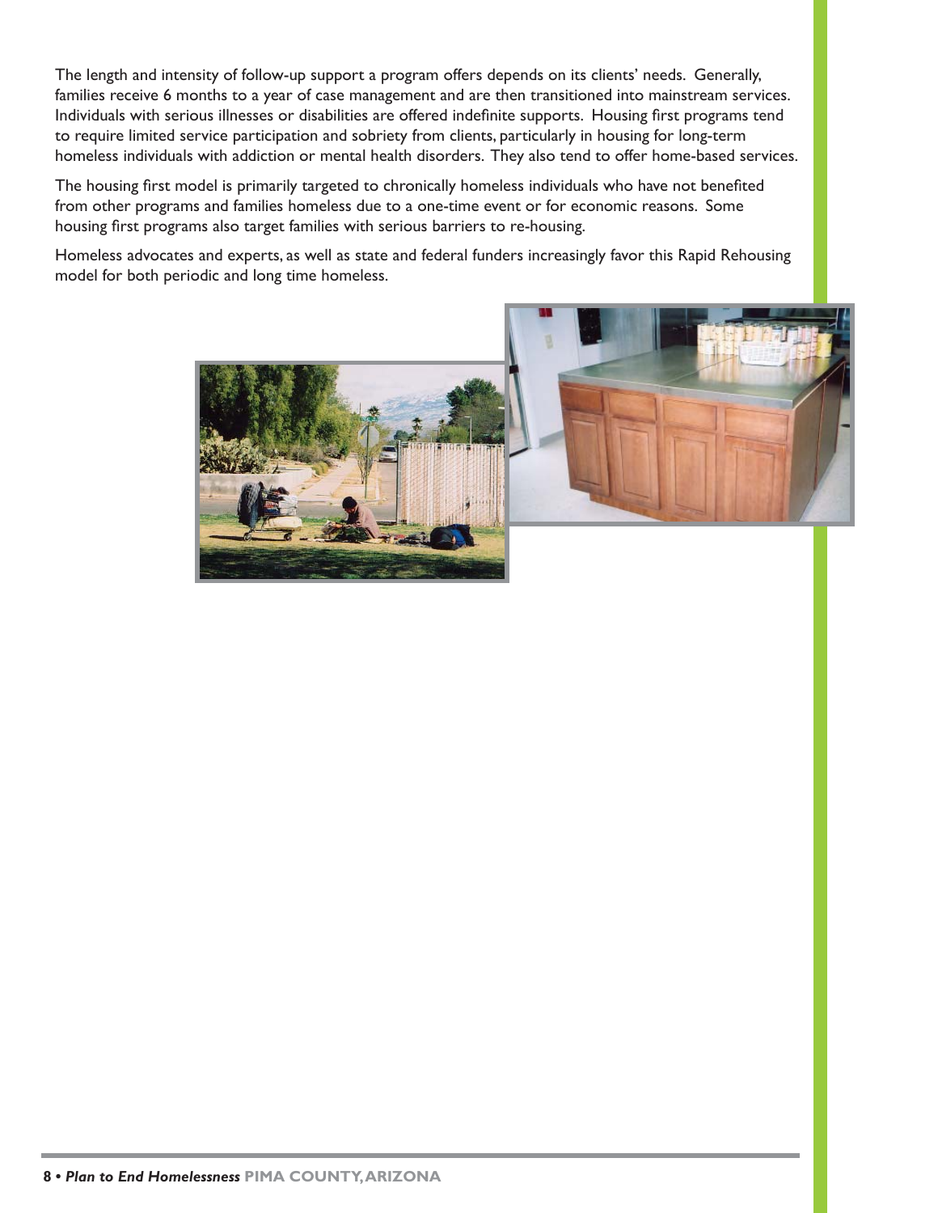The length and intensity of follow-up support a program offers depends on its clients' needs. Generally, families receive 6 months to a year of case management and are then transitioned into mainstream services. Individuals with serious illnesses or disabilities are offered indefinite supports. Housing first programs tend to require limited service participation and sobriety from clients, particularly in housing for long-term homeless individuals with addiction or mental health disorders. They also tend to offer home-based services.

The housing first model is primarily targeted to chronically homeless individuals who have not benefited from other programs and families homeless due to a one-time event or for economic reasons. Some housing first programs also target families with serious barriers to re-housing.

Homeless advocates and experts, as well as state and federal funders increasingly favor this Rapid Rehousing model for both periodic and long time homeless.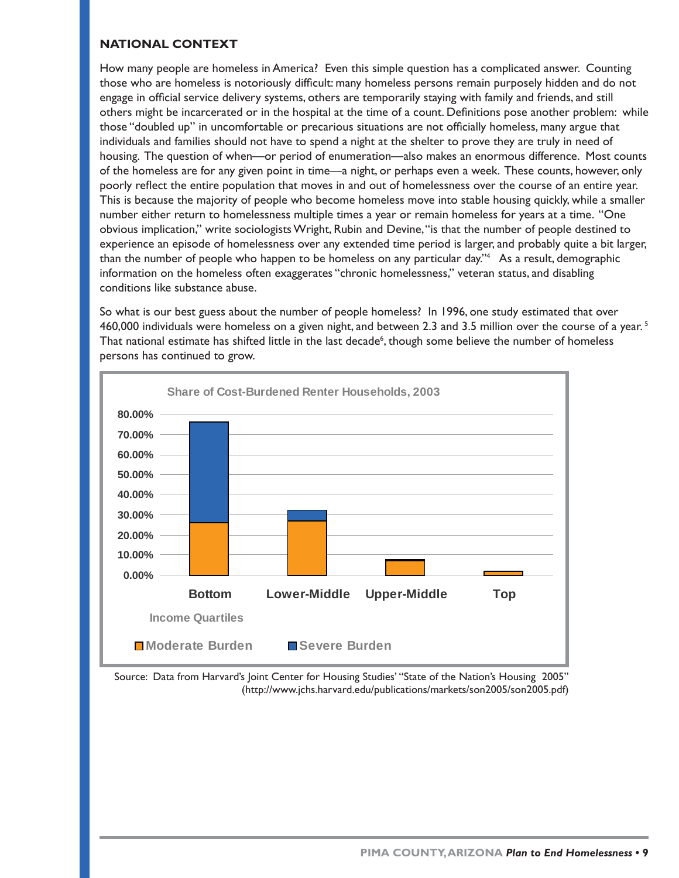## NATIONAL CONTEXT

How many people are homeless in America? Even this simple question has a complicated answer. Counting those who are homeless is notoriously difficult: many homeless persons remain purposely hidden and do not engage in official service delivery systems, others are temporarily staying with family and friends, and still others might be incarcerated or in the hospital at the time of a count. Definitions pose another problem: while those "doubled up" in uncomfortable or precarious situations are not officially homeless, many argue that individuals and families should not have to spend a night at the shelter to prove they are truly in need of housing. The question of when—or period of enumeration—also makes an enormous difference. Most counts of the homeless are for any given point in time—a night, or perhaps even a week. These counts, however, only poorly reflect the entire population that moves in and out of homelessness over the course of an entire year. This is because the majority of people who become homeless move into stable housing quickly, while a smaller number either return to homelessness multiple times a year or remain homeless for years at a time. "One obvious implication," write sociologists Wright, Rubin and Devine, "is that the number of people destined to experience an episode of homelessness over any extended time period is larger, and probably quite a bit larger, than the number of people who happen to be homeless on any particular day."[4] As a result, demographic information on the homeless often exaggerates "chronic homelessness," veteran status, and disabling conditions like substance abuse.

So what is our best guess about the number of people homeless? In 1996, one study estimated that over 460,000 individuals were homeless on a given night, and between 2.3 and 3.5 million over the course of a year.[5] That national estimate has shifted little in the last decade[6], though some believe the number of homeless persons has continued to grow.

**Share of Cost-Burdened Renter Households, 2003**

| Income Quartiles | Moderate Burden | Severe Burden | Total (approx.) |
|---|---|---|---|
| Bottom | ~26% | ~50% | ~76% |
| Lower-Middle | ~27% | ~5% | ~32% |
| Upper-Middle | ~7% | ~1% | ~8% |
| Top | ~2% | ~0% | ~2% |

Source: Data from Harvard's Joint Center for Housing Studies' "State of the Nation's Housing 2005" (http://www.jchs.harvard.edu/publications/markets/son2005/son2005.pdf)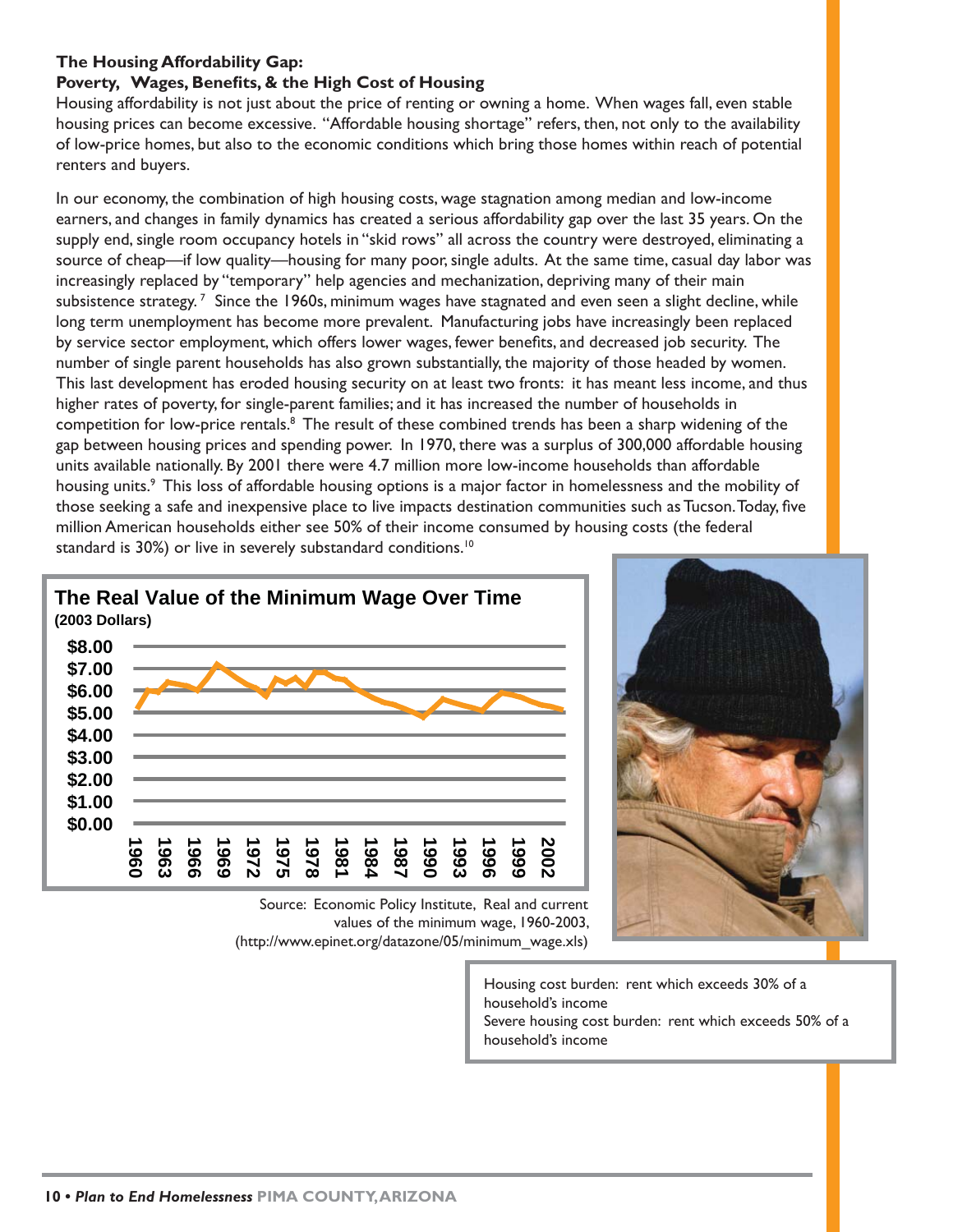### The Housing Affordability Gap: Poverty, Wages, Benefits, & the High Cost of Housing

Housing affordability is not just about the price of renting or owning a home. When wages fall, even stable housing prices can become excessive. "Affordable housing shortage" refers, then, not only to the availability of low-price homes, but also to the economic conditions which bring those homes within reach of potential renters and buyers.

In our economy, the combination of high housing costs, wage stagnation among median and low-income earners, and changes in family dynamics has created a serious affordability gap over the last 35 years. On the supply end, single room occupancy hotels in "skid rows" all across the country were destroyed, eliminating a source of cheap—if low quality—housing for many poor, single adults. At the same time, casual day labor was increasingly replaced by "temporary" help agencies and mechanization, depriving many of their main subsistence strategy.[7] Since the 1960s, minimum wages have stagnated and even seen a slight decline, while long term unemployment has become more prevalent. Manufacturing jobs have increasingly been replaced by service sector employment, which offers lower wages, fewer benefits, and decreased job security. The number of single parent households has also grown substantially, the majority of those headed by women. This last development has eroded housing security on at least two fronts: it has meant less income, and thus higher rates of poverty, for single-parent families; and it has increased the number of households in competition for low-price rentals.[8] The result of these combined trends has been a sharp widening of the gap between housing prices and spending power. In 1970, there was a surplus of 300,000 affordable housing units available nationally. By 2001 there were 4.7 million more low-income households than affordable housing units.[9] This loss of affordable housing options is a major factor in homelessness and the mobility of those seeking a safe and inexpensive place to live impacts destination communities such as Tucson. Today, five million American households either see 50% of their income consumed by housing costs (the federal standard is 30%) or live in severely substandard conditions.[10]

**The Real Value of the Minimum Wage Over Time**
**(2003 Dollars)**

Source: Economic Policy Institute, Real and current values of the minimum wage, 1960-2003, (http://www.epinet.org/datazone/05/minimum_wage.xls)

Housing cost burden: rent which exceeds 30% of a household's income
Severe housing cost burden: rent which exceeds 50% of a household's income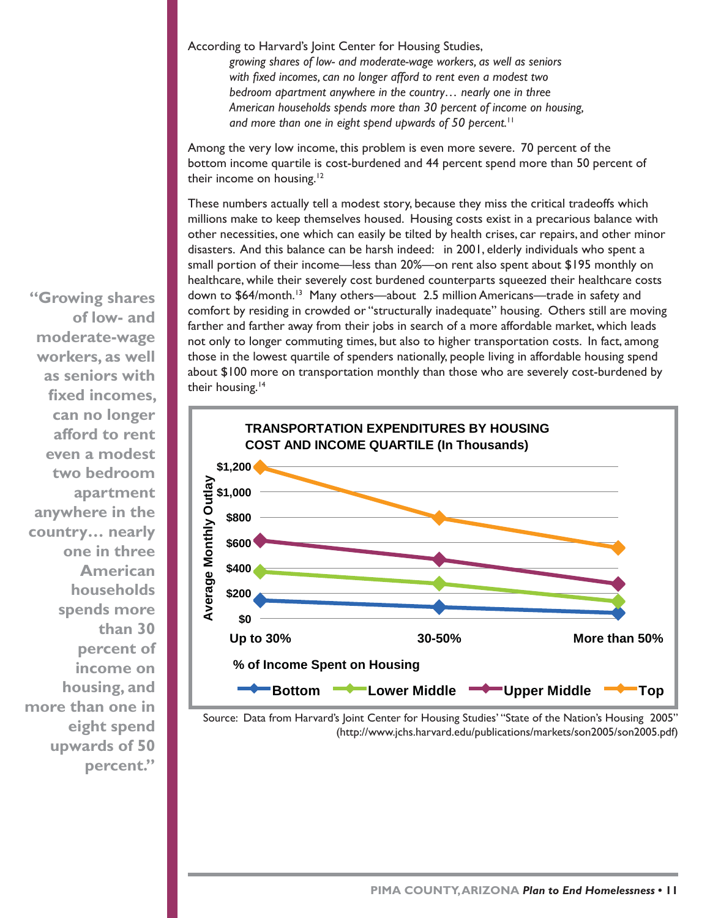According to Harvard's Joint Center for Housing Studies,

> *growing shares of low- and moderate-wage workers, as well as seniors with fixed incomes, can no longer afford to rent even a modest two bedroom apartment anywhere in the country… nearly one in three American households spends more than 30 percent of income on housing, and more than one in eight spend upwards of 50 percent.*[11]

Among the very low income, this problem is even more severe. 70 percent of the bottom income quartile is cost-burdened and 44 percent spend more than 50 percent of their income on housing.[12]

These numbers actually tell a modest story, because they miss the critical tradeoffs which millions make to keep themselves housed. Housing costs exist in a precarious balance with other necessities, one which can easily be tilted by health crises, car repairs, and other minor disasters. And this balance can be harsh indeed: in 2001, elderly individuals who spent a small portion of their income—less than 20%—on rent also spent about $195 monthly on healthcare, while their severely cost burdened counterparts squeezed their healthcare costs down to $64/month.[13] Many others—about 2.5 million Americans—trade in safety and comfort by residing in crowded or "structurally inadequate" housing. Others still are moving farther and farther away from their jobs in search of a more affordable market, which leads not only to longer commuting times, but also to higher transportation costs. In fact, among those in the lowest quartile of spenders nationally, people living in affordable housing spend about $100 more on transportation monthly than those who are severely cost-burdened by their housing.[14]

> **"Growing shares of low- and moderate-wage workers, as well as seniors with fixed incomes, can no longer afford to rent even a modest two bedroom apartment anywhere in the country… nearly one in three American households spends more than 30 percent of income on housing, and more than one in eight spend upwards of 50 percent."**

**TRANSPORTATION EXPENDITURES BY HOUSING COST AND INCOME QUARTILE (In Thousands)**

Average Monthly Outlay by % of Income Spent on Housing (approximate values read from chart):

| Income Quartile | Up to 30% | 30-50% | More than 50% |
| --- | --- | --- | --- |
| Bottom | ~$140 | ~$90 | ~$40 |
| Lower Middle | ~$370 | ~$270 | ~$130 |
| Upper Middle | ~$610 | ~$460 | ~$270 |
| Top | ~$1,190 | ~$790 | ~$560 |

Source: Data from Harvard's Joint Center for Housing Studies' "State of the Nation's Housing 2005" (http://www.jchs.harvard.edu/publications/markets/son2005/son2005.pdf)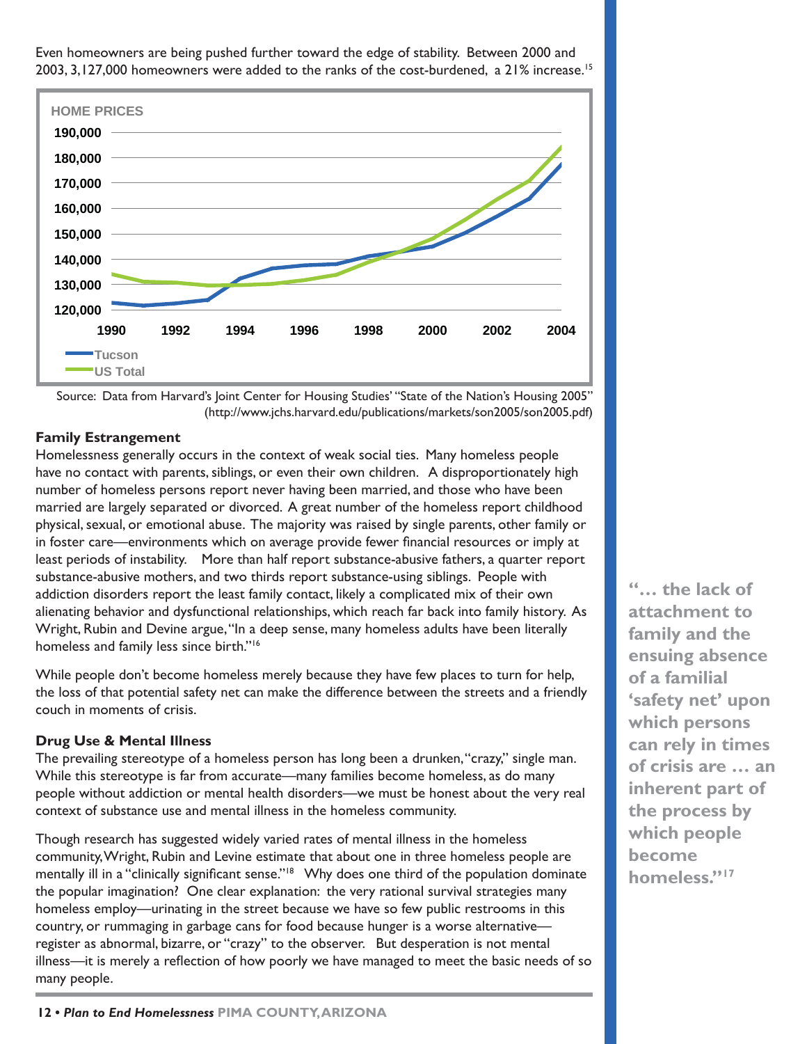Even homeowners are being pushed further toward the edge of stability. Between 2000 and 2003, 3,127,000 homeowners were added to the ranks of the cost-burdened, a 21% increase.[15]

HOME PRICES

Source: Data from Harvard's Joint Center for Housing Studies' "State of the Nation's Housing 2005" (http://www.jchs.harvard.edu/publications/markets/son2005/son2005.pdf)

**Family Estrangement**

Homelessness generally occurs in the context of weak social ties. Many homeless people have no contact with parents, siblings, or even their own children. A disproportionately high number of homeless persons report never having been married, and those who have been married are largely separated or divorced. A great number of the homeless report childhood physical, sexual, or emotional abuse. The majority was raised by single parents, other family or in foster care—environments which on average provide fewer financial resources or imply at least periods of instability. More than half report substance-abusive fathers, a quarter report substance-abusive mothers, and two thirds report substance-using siblings. People with addiction disorders report the least family contact, likely a complicated mix of their own alienating behavior and dysfunctional relationships, which reach far back into family history. As Wright, Rubin and Devine argue, "In a deep sense, many homeless adults have been literally homeless and family less since birth."[16]

While people don't become homeless merely because they have few places to turn for help, the loss of that potential safety net can make the difference between the streets and a friendly couch in moments of crisis.

**Drug Use & Mental Illness**

The prevailing stereotype of a homeless person has long been a drunken, "crazy," single man. While this stereotype is far from accurate—many families become homeless, as do many people without addiction or mental health disorders—we must be honest about the very real context of substance use and mental illness in the homeless community.

Though research has suggested widely varied rates of mental illness in the homeless community, Wright, Rubin and Levine estimate that about one in three homeless people are mentally ill in a "clinically significant sense."[18] Why does one third of the population dominate the popular imagination? One clear explanation: the very rational survival strategies many homeless employ—urinating in the street because we have so few public restrooms in this country, or rummaging in garbage cans for food because hunger is a worse alternative—register as abnormal, bizarre, or "crazy" to the observer. But desperation is not mental illness—it is merely a reflection of how poorly we have managed to meet the basic needs of so many people.

**"… the lack of attachment to family and the ensuing absence of a familial 'safety net' upon which persons can rely in times of crisis are … an inherent part of the process by which people become homeless."[17]**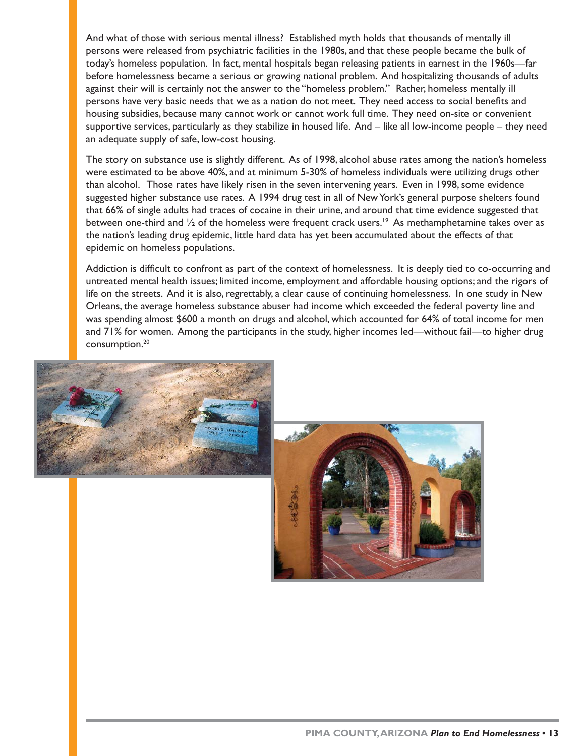And what of those with serious mental illness? Established myth holds that thousands of mentally ill persons were released from psychiatric facilities in the 1980s, and that these people became the bulk of today's homeless population. In fact, mental hospitals began releasing patients in earnest in the 1960s—far before homelessness became a serious or growing national problem. And hospitalizing thousands of adults against their will is certainly not the answer to the "homeless problem." Rather, homeless mentally ill persons have very basic needs that we as a nation do not meet. They need access to social benefits and housing subsidies, because many cannot work or cannot work full time. They need on-site or convenient supportive services, particularly as they stabilize in housed life. And – like all low-income people – they need an adequate supply of safe, low-cost housing.

The story on substance use is slightly different. As of 1998, alcohol abuse rates among the nation's homeless were estimated to be above 40%, and at minimum 5-30% of homeless individuals were utilizing drugs other than alcohol. Those rates have likely risen in the seven intervening years. Even in 1998, some evidence suggested higher substance use rates. A 1994 drug test in all of New York's general purpose shelters found that 66% of single adults had traces of cocaine in their urine, and around that time evidence suggested that between one-third and ½ of the homeless were frequent crack users.[19] As methamphetamine takes over as the nation's leading drug epidemic, little hard data has yet been accumulated about the effects of that epidemic on homeless populations.

Addiction is difficult to confront as part of the context of homelessness. It is deeply tied to co-occurring and untreated mental health issues; limited income, employment and affordable housing options; and the rigors of life on the streets. And it is also, regrettably, a clear cause of continuing homelessness. In one study in New Orleans, the average homeless substance abuser had income which exceeded the federal poverty line and was spending almost $600 a month on drugs and alcohol, which accounted for 64% of total income for men and 71% for women. Among the participants in the study, higher incomes led—without fail—to higher drug consumption.[20]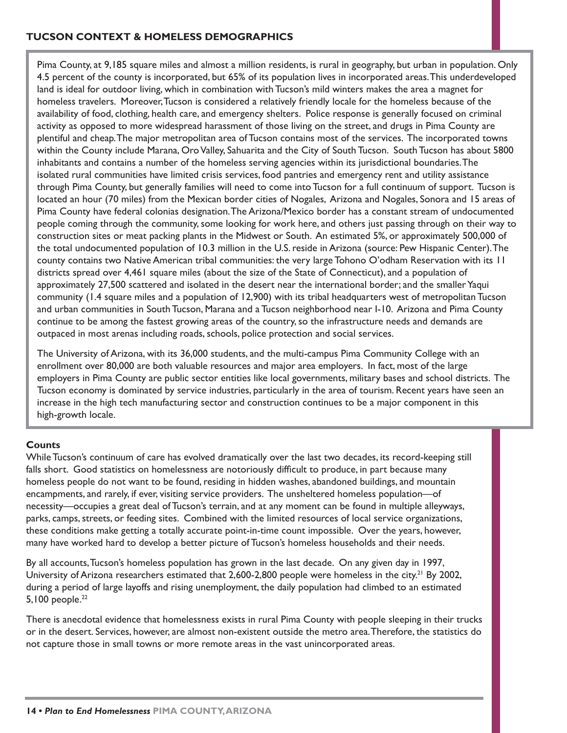## TUCSON CONTEXT & HOMELESS DEMOGRAPHICS

Pima County, at 9,185 square miles and almost a million residents, is rural in geography, but urban in population. Only 4.5 percent of the county is incorporated, but 65% of its population lives in incorporated areas. This underdeveloped land is ideal for outdoor living, which in combination with Tucson's mild winters makes the area a magnet for homeless travelers. Moreover, Tucson is considered a relatively friendly locale for the homeless because of the availability of food, clothing, health care, and emergency shelters. Police response is generally focused on criminal activity as opposed to more widespread harassment of those living on the street, and drugs in Pima County are plentiful and cheap. The major metropolitan area of Tucson contains most of the services. The incorporated towns within the County include Marana, Oro Valley, Sahuarita and the City of South Tucson. South Tucson has about 5800 inhabitants and contains a number of the homeless serving agencies within its jurisdictional boundaries. The isolated rural communities have limited crisis services, food pantries and emergency rent and utility assistance through Pima County, but generally families will need to come into Tucson for a full continuum of support. Tucson is located an hour (70 miles) from the Mexican border cities of Nogales, Arizona and Nogales, Sonora and 15 areas of Pima County have federal colonias designation. The Arizona/Mexico border has a constant stream of undocumented people coming through the community, some looking for work here, and others just passing through on their way to construction sites or meat packing plants in the Midwest or South. An estimated 5%, or approximately 500,000 of the total undocumented population of 10.3 million in the U.S. reside in Arizona (source: Pew Hispanic Center). The county contains two Native American tribal communities: the very large Tohono O'odham Reservation with its 11 districts spread over 4,461 square miles (about the size of the State of Connecticut), and a population of approximately 27,500 scattered and isolated in the desert near the international border; and the smaller Yaqui community (1.4 square miles and a population of 12,900) with its tribal headquarters west of metropolitan Tucson and urban communities in South Tucson, Marana and a Tucson neighborhood near I-10. Arizona and Pima County continue to be among the fastest growing areas of the country, so the infrastructure needs and demands are outpaced in most arenas including roads, schools, police protection and social services.

The University of Arizona, with its 36,000 students, and the multi-campus Pima Community College with an enrollment over 80,000 are both valuable resources and major area employers. In fact, most of the large employers in Pima County are public sector entities like local governments, military bases and school districts. The Tucson economy is dominated by service industries, particularly in the area of tourism. Recent years have seen an increase in the high tech manufacturing sector and construction continues to be a major component in this high-growth locale.

### Counts

While Tucson's continuum of care has evolved dramatically over the last two decades, its record-keeping still falls short. Good statistics on homelessness are notoriously difficult to produce, in part because many homeless people do not want to be found, residing in hidden washes, abandoned buildings, and mountain encampments, and rarely, if ever, visiting service providers. The unsheltered homeless population—of necessity—occupies a great deal of Tucson's terrain, and at any moment can be found in multiple alleyways, parks, camps, streets, or feeding sites. Combined with the limited resources of local service organizations, these conditions make getting a totally accurate point-in-time count impossible. Over the years, however, many have worked hard to develop a better picture of Tucson's homeless households and their needs.

By all accounts, Tucson's homeless population has grown in the last decade. On any given day in 1997, University of Arizona researchers estimated that 2,600-2,800 people were homeless in the city.[21] By 2002, during a period of large layoffs and rising unemployment, the daily population had climbed to an estimated 5,100 people.[22]

There is anecdotal evidence that homelessness exists in rural Pima County with people sleeping in their trucks or in the desert. Services, however, are almost non-existent outside the metro area. Therefore, the statistics do not capture those in small towns or more remote areas in the vast unincorporated areas.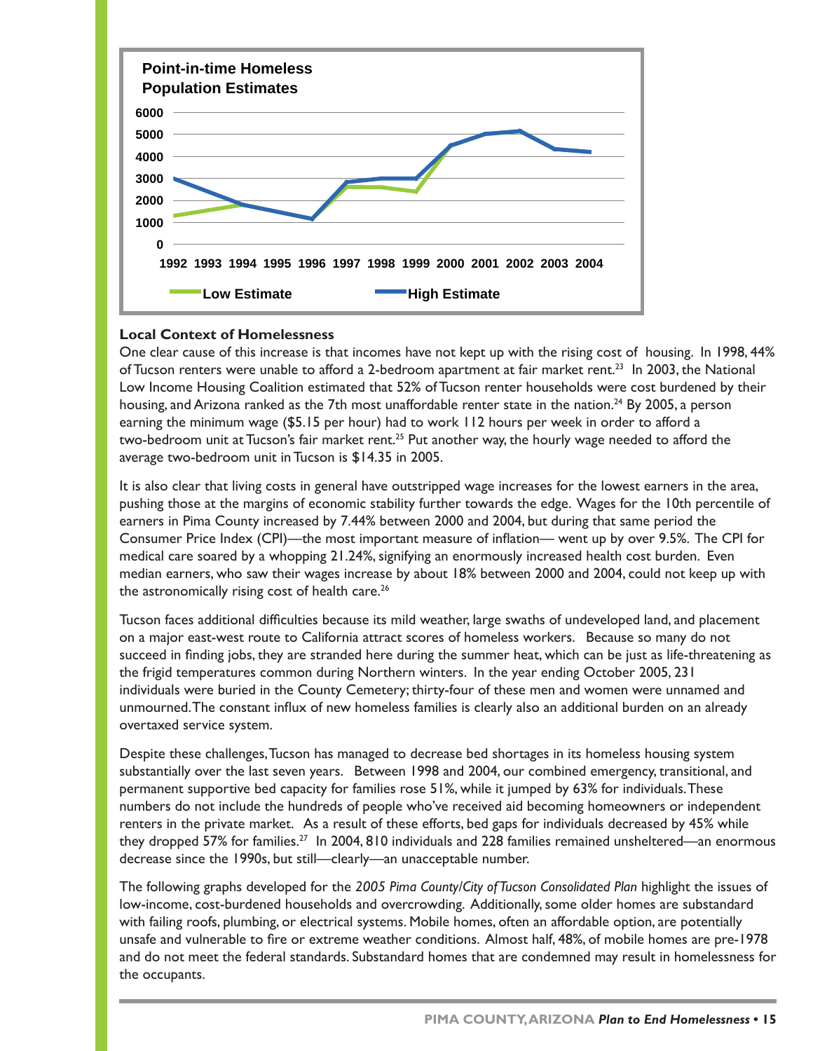**Point-in-time Homeless Population Estimates**

**Local Context of Homelessness**

One clear cause of this increase is that incomes have not kept up with the rising cost of housing. In 1998, 44% of Tucson renters were unable to afford a 2-bedroom apartment at fair market rent.[23] In 2003, the National Low Income Housing Coalition estimated that 52% of Tucson renter households were cost burdened by their housing, and Arizona ranked as the 7th most unaffordable renter state in the nation.[24] By 2005, a person earning the minimum wage ($5.15 per hour) had to work 112 hours per week in order to afford a two-bedroom unit at Tucson's fair market rent.[25] Put another way, the hourly wage needed to afford the average two-bedroom unit in Tucson is $14.35 in 2005.

It is also clear that living costs in general have outstripped wage increases for the lowest earners in the area, pushing those at the margins of economic stability further towards the edge. Wages for the 10th percentile of earners in Pima County increased by 7.44% between 2000 and 2004, but during that same period the Consumer Price Index (CPI)—the most important measure of inflation— went up by over 9.5%. The CPI for medical care soared by a whopping 21.24%, signifying an enormously increased health cost burden. Even median earners, who saw their wages increase by about 18% between 2000 and 2004, could not keep up with the astronomically rising cost of health care.[26]

Tucson faces additional difficulties because its mild weather, large swaths of undeveloped land, and placement on a major east-west route to California attract scores of homeless workers. Because so many do not succeed in finding jobs, they are stranded here during the summer heat, which can be just as life-threatening as the frigid temperatures common during Northern winters. In the year ending October 2005, 231 individuals were buried in the County Cemetery; thirty-four of these men and women were unnamed and unmourned. The constant influx of new homeless families is clearly also an additional burden on an already overtaxed service system.

Despite these challenges, Tucson has managed to decrease bed shortages in its homeless housing system substantially over the last seven years. Between 1998 and 2004, our combined emergency, transitional, and permanent supportive bed capacity for families rose 51%, while it jumped by 63% for individuals. These numbers do not include the hundreds of people who've received aid becoming homeowners or independent renters in the private market. As a result of these efforts, bed gaps for individuals decreased by 45% while they dropped 57% for families.[27] In 2004, 810 individuals and 228 families remained unsheltered—an enormous decrease since the 1990s, but still—clearly—an unacceptable number.

The following graphs developed for the *2005 Pima County/City of Tucson Consolidated Plan* highlight the issues of low-income, cost-burdened households and overcrowding. Additionally, some older homes are substandard with failing roofs, plumbing, or electrical systems. Mobile homes, often an affordable option, are potentially unsafe and vulnerable to fire or extreme weather conditions. Almost half, 48%, of mobile homes are pre-1978 and do not meet the federal standards. Substandard homes that are condemned may result in homelessness for the occupants.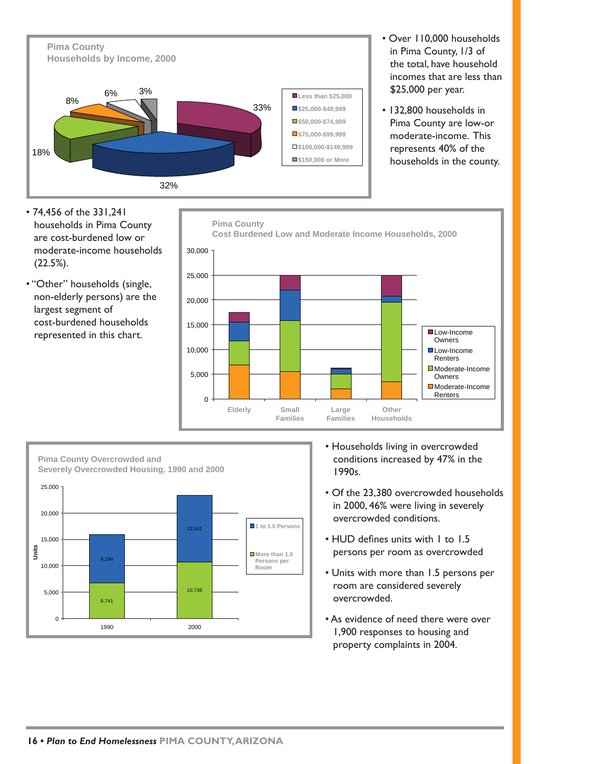**Pima County Households by Income, 2000**

| Income | Percent |
|---|---|
| Less than $25,000 | 33% |
| $25,000-$49,999 | 32% |
| $50,000-$74,999 | 18% |
| $75,000-$99,999 | 8% |
| $100,000-$149,999 | 6% |
| $150,000 or More | 3% |

- Over 110,000 households in Pima County, 1/3 of the total, have household incomes that are less than $25,000 per year.
- 132,800 households in Pima County are low-or moderate-income. This represents 40% of the households in the county.

- 74,456 of the 331,241 households in Pima County are cost-burdened low or moderate-income households (22.5%).
- "Other" households (single, non-elderly persons) are the largest segment of cost-burdened households represented in this chart.

**Pima County Cost Burdened Low and Moderate Income Households, 2000**

Categories: Elderly, Small Families, Large Families, Other Households. Series: Low-Income Owners, Low-Income Renters, Moderate-Income Owners, Moderate-Income Renters.

**Pima County Overcrowded and Severely Overcrowded Housing, 1990 and 2000**

| Year | 1 to 1.5 Persons | More than 1.5 Persons per Room |
|---|---|---|
| 1990 | 9,194 | 6,741 |
| 2000 | 12,641 | 10,739 |

- Households living in overcrowded conditions increased by 47% in the 1990s.
- Of the 23,380 overcrowded households in 2000, 46% were living in severely overcrowded conditions.
- HUD defines units with 1 to 1.5 persons per room as overcrowded
- Units with more than 1.5 persons per room are considered severely overcrowded.
- As evidence of need there were over 1,900 responses to housing and property complaints in 2004.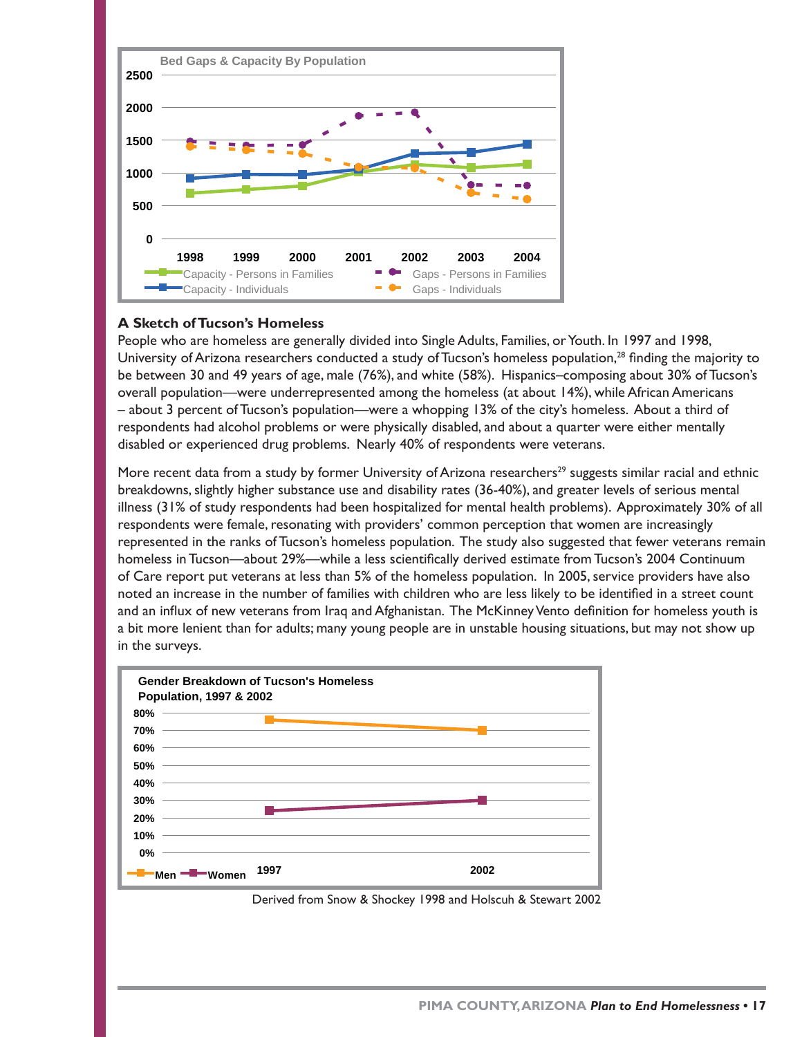**Bed Gaps & Capacity By Population**

**A Sketch of Tucson's Homeless**

People who are homeless are generally divided into Single Adults, Families, or Youth. In 1997 and 1998, University of Arizona researchers conducted a study of Tucson's homeless population,[28] finding the majority to be between 30 and 49 years of age, male (76%), and white (58%). Hispanics–composing about 30% of Tucson's overall population—were underrepresented among the homeless (at about 14%), while African Americans – about 3 percent of Tucson's population—were a whopping 13% of the city's homeless. About a third of respondents had alcohol problems or were physically disabled, and about a quarter were either mentally disabled or experienced drug problems. Nearly 40% of respondents were veterans.

More recent data from a study by former University of Arizona researchers[29] suggests similar racial and ethnic breakdowns, slightly higher substance use and disability rates (36-40%), and greater levels of serious mental illness (31% of study respondents had been hospitalized for mental health problems). Approximately 30% of all respondents were female, resonating with providers' common perception that women are increasingly represented in the ranks of Tucson's homeless population. The study also suggested that fewer veterans remain homeless in Tucson—about 29%—while a less scientifically derived estimate from Tucson's 2004 Continuum of Care report put veterans at less than 5% of the homeless population. In 2005, service providers have also noted an increase in the number of families with children who are less likely to be identified in a street count and an influx of new veterans from Iraq and Afghanistan. The McKinney Vento definition for homeless youth is a bit more lenient than for adults; many young people are in unstable housing situations, but may not show up in the surveys.

**Gender Breakdown of Tucson's Homeless Population, 1997 & 2002**

Derived from Snow & Shockey 1998 and Holscuh & Stewart 2002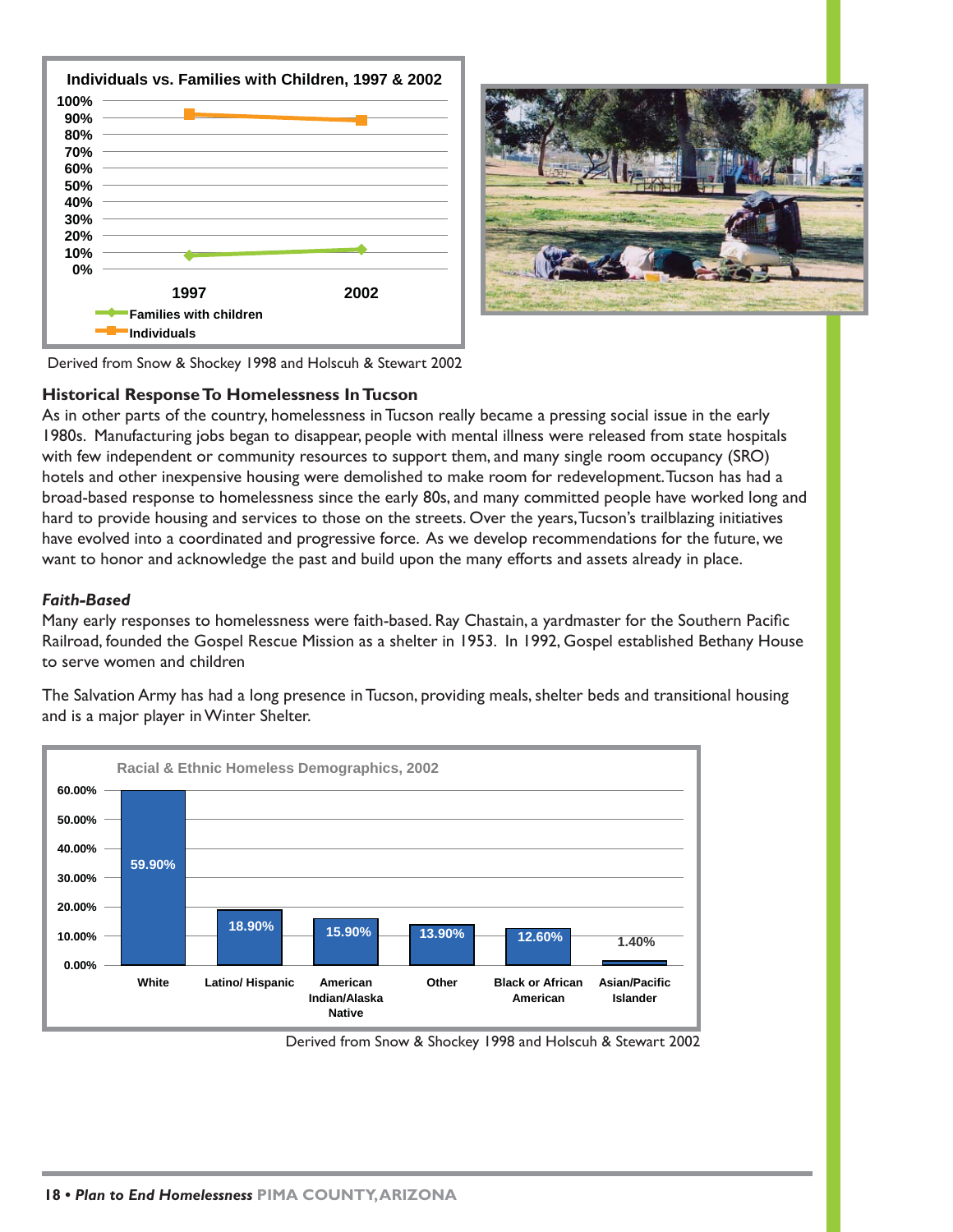**Individuals vs. Families with Children, 1997 & 2002**

Derived from Snow & Shockey 1998 and Holscuh & Stewart 2002

### Historical Response To Homelessness In Tucson

As in other parts of the country, homelessness in Tucson really became a pressing social issue in the early 1980s. Manufacturing jobs began to disappear, people with mental illness were released from state hospitals with few independent or community resources to support them, and many single room occupancy (SRO) hotels and other inexpensive housing were demolished to make room for redevelopment. Tucson has had a broad-based response to homelessness since the early 80s, and many committed people have worked long and hard to provide housing and services to those on the streets. Over the years, Tucson's trailblazing initiatives have evolved into a coordinated and progressive force. As we develop recommendations for the future, we want to honor and acknowledge the past and build upon the many efforts and assets already in place.

#### *Faith-Based*

Many early responses to homelessness were faith-based. Ray Chastain, a yardmaster for the Southern Pacific Railroad, founded the Gospel Rescue Mission as a shelter in 1953. In 1992, Gospel established Bethany House to serve women and children

The Salvation Army has had a long presence in Tucson, providing meals, shelter beds and transitional housing and is a major player in Winter Shelter.

**Racial & Ethnic Homeless Demographics, 2002**

| White | Latino/ Hispanic | American Indian/Alaska Native | Other | Black or African American | Asian/Pacific Islander |
|---|---|---|---|---|---|
| 59.90% | 18.90% | 15.90% | 13.90% | 12.60% | 1.40% |

Derived from Snow & Shockey 1998 and Holscuh & Stewart 2002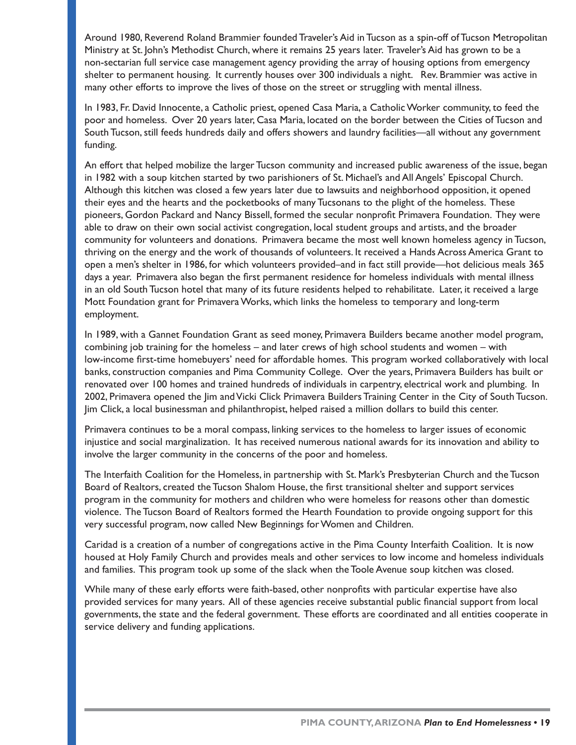Around 1980, Reverend Roland Brammier founded Traveler's Aid in Tucson as a spin-off of Tucson Metropolitan Ministry at St. John's Methodist Church, where it remains 25 years later. Traveler's Aid has grown to be a non-sectarian full service case management agency providing the array of housing options from emergency shelter to permanent housing. It currently houses over 300 individuals a night. Rev. Brammier was active in many other efforts to improve the lives of those on the street or struggling with mental illness.

In 1983, Fr. David Innocente, a Catholic priest, opened Casa Maria, a Catholic Worker community, to feed the poor and homeless. Over 20 years later, Casa Maria, located on the border between the Cities of Tucson and South Tucson, still feeds hundreds daily and offers showers and laundry facilities—all without any government funding.

An effort that helped mobilize the larger Tucson community and increased public awareness of the issue, began in 1982 with a soup kitchen started by two parishioners of St. Michael's and All Angels' Episcopal Church. Although this kitchen was closed a few years later due to lawsuits and neighborhood opposition, it opened their eyes and the hearts and the pocketbooks of many Tucsonans to the plight of the homeless. These pioneers, Gordon Packard and Nancy Bissell, formed the secular nonprofit Primavera Foundation. They were able to draw on their own social activist congregation, local student groups and artists, and the broader community for volunteers and donations. Primavera became the most well known homeless agency in Tucson, thriving on the energy and the work of thousands of volunteers. It received a Hands Across America Grant to open a men's shelter in 1986, for which volunteers provided–and in fact still provide—hot delicious meals 365 days a year. Primavera also began the first permanent residence for homeless individuals with mental illness in an old South Tucson hotel that many of its future residents helped to rehabilitate. Later, it received a large Mott Foundation grant for Primavera Works, which links the homeless to temporary and long-term employment.

In 1989, with a Gannet Foundation Grant as seed money, Primavera Builders became another model program, combining job training for the homeless – and later crews of high school students and women – with low-income first-time homebuyers' need for affordable homes. This program worked collaboratively with local banks, construction companies and Pima Community College. Over the years, Primavera Builders has built or renovated over 100 homes and trained hundreds of individuals in carpentry, electrical work and plumbing. In 2002, Primavera opened the Jim and Vicki Click Primavera Builders Training Center in the City of South Tucson. Jim Click, a local businessman and philanthropist, helped raised a million dollars to build this center.

Primavera continues to be a moral compass, linking services to the homeless to larger issues of economic injustice and social marginalization. It has received numerous national awards for its innovation and ability to involve the larger community in the concerns of the poor and homeless.

The Interfaith Coalition for the Homeless, in partnership with St. Mark's Presbyterian Church and the Tucson Board of Realtors, created the Tucson Shalom House, the first transitional shelter and support services program in the community for mothers and children who were homeless for reasons other than domestic violence. The Tucson Board of Realtors formed the Hearth Foundation to provide ongoing support for this very successful program, now called New Beginnings for Women and Children.

Caridad is a creation of a number of congregations active in the Pima County Interfaith Coalition. It is now housed at Holy Family Church and provides meals and other services to low income and homeless individuals and families. This program took up some of the slack when the Toole Avenue soup kitchen was closed.

While many of these early efforts were faith-based, other nonprofits with particular expertise have also provided services for many years. All of these agencies receive substantial public financial support from local governments, the state and the federal government. These efforts are coordinated and all entities cooperate in service delivery and funding applications.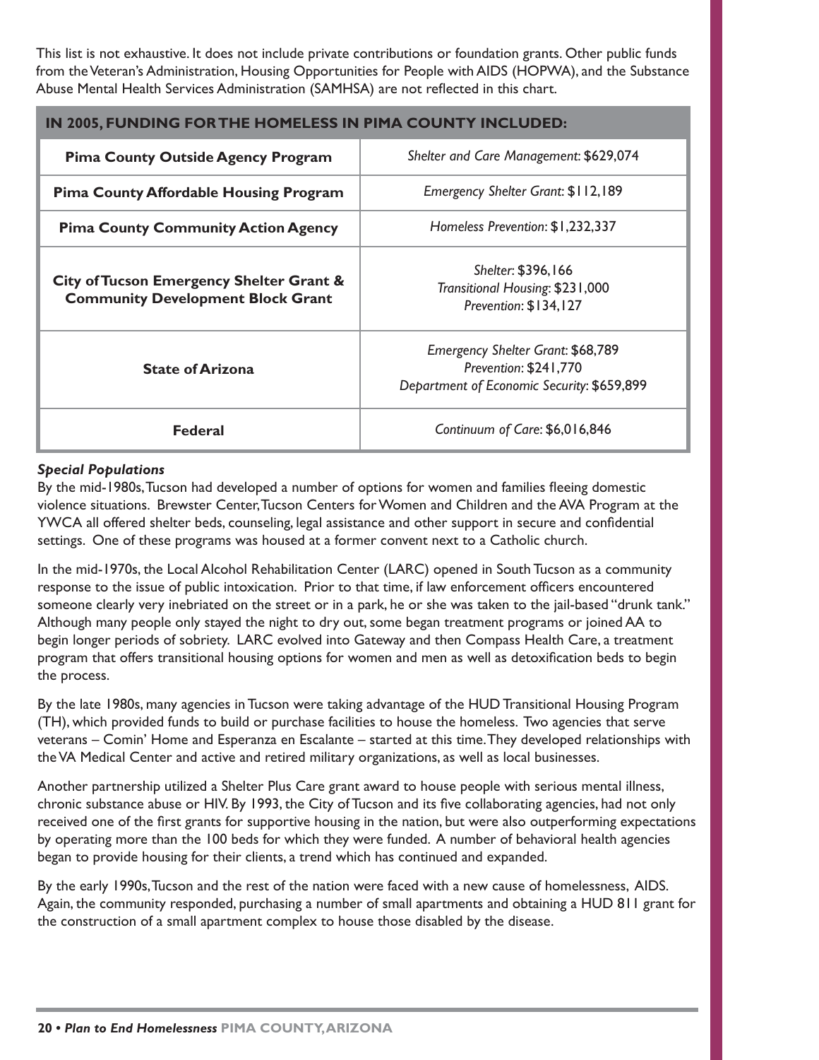This list is not exhaustive. It does not include private contributions or foundation grants. Other public funds from the Veteran's Administration, Housing Opportunities for People with AIDS (HOPWA), and the Substance Abuse Mental Health Services Administration (SAMHSA) are not reflected in this chart.

| IN 2005, FUNDING FOR THE HOMELESS IN PIMA COUNTY INCLUDED: | |
|---|---|
| **Pima County Outside Agency Program** | *Shelter and Care Management*: $629,074 |
| **Pima County Affordable Housing Program** | *Emergency Shelter Grant*: $112,189 |
| **Pima County Community Action Agency** | *Homeless Prevention*: $1,232,337 |
| **City of Tucson Emergency Shelter Grant & Community Development Block Grant** | *Shelter*: $396,166<br>*Transitional Housing*: $231,000<br>*Prevention*: $134,127 |
| **State of Arizona** | *Emergency Shelter Grant*: $68,789<br>*Prevention*: $241,770<br>*Department of Economic Security*: $659,899 |
| **Federal** | *Continuum of Care*: $6,016,846 |

***Special Populations***

By the mid-1980s, Tucson had developed a number of options for women and families fleeing domestic violence situations. Brewster Center, Tucson Centers for Women and Children and the AVA Program at the YWCA all offered shelter beds, counseling, legal assistance and other support in secure and confidential settings. One of these programs was housed at a former convent next to a Catholic church.

In the mid-1970s, the Local Alcohol Rehabilitation Center (LARC) opened in South Tucson as a community response to the issue of public intoxication. Prior to that time, if law enforcement officers encountered someone clearly very inebriated on the street or in a park, he or she was taken to the jail-based "drunk tank." Although many people only stayed the night to dry out, some began treatment programs or joined AA to begin longer periods of sobriety. LARC evolved into Gateway and then Compass Health Care, a treatment program that offers transitional housing options for women and men as well as detoxification beds to begin the process.

By the late 1980s, many agencies in Tucson were taking advantage of the HUD Transitional Housing Program (TH), which provided funds to build or purchase facilities to house the homeless. Two agencies that serve veterans – Comin' Home and Esperanza en Escalante – started at this time. They developed relationships with the VA Medical Center and active and retired military organizations, as well as local businesses.

Another partnership utilized a Shelter Plus Care grant award to house people with serious mental illness, chronic substance abuse or HIV. By 1993, the City of Tucson and its five collaborating agencies, had not only received one of the first grants for supportive housing in the nation, but were also outperforming expectations by operating more than the 100 beds for which they were funded. A number of behavioral health agencies began to provide housing for their clients, a trend which has continued and expanded.

By the early 1990s, Tucson and the rest of the nation were faced with a new cause of homelessness, AIDS. Again, the community responded, purchasing a number of small apartments and obtaining a HUD 811 grant for the construction of a small apartment complex to house those disabled by the disease.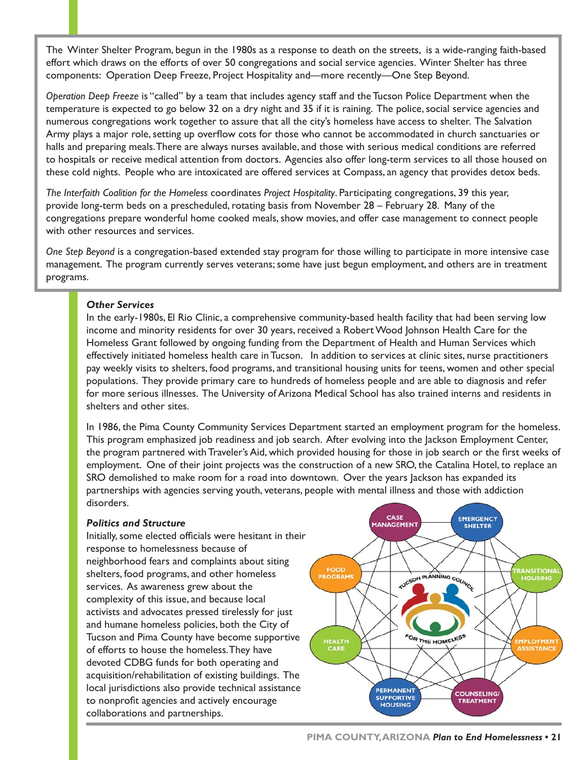The Winter Shelter Program, begun in the 1980s as a response to death on the streets, is a wide-ranging faith-based effort which draws on the efforts of over 50 congregations and social service agencies. Winter Shelter has three components: Operation Deep Freeze, Project Hospitality and—more recently—One Step Beyond.

*Operation Deep Freeze* is "called" by a team that includes agency staff and the Tucson Police Department when the temperature is expected to go below 32 on a dry night and 35 if it is raining. The police, social service agencies and numerous congregations work together to assure that all the city's homeless have access to shelter. The Salvation Army plays a major role, setting up overflow cots for those who cannot be accommodated in church sanctuaries or halls and preparing meals. There are always nurses available, and those with serious medical conditions are referred to hospitals or receive medical attention from doctors. Agencies also offer long-term services to all those housed on these cold nights. People who are intoxicated are offered services at Compass, an agency that provides detox beds.

*The Interfaith Coalition for the Homeless* coordinates *Project Hospitality*. Participating congregations, 39 this year, provide long-term beds on a prescheduled, rotating basis from November 28 – February 28. Many of the congregations prepare wonderful home cooked meals, show movies, and offer case management to connect people with other resources and services.

*One Step Beyond* is a congregation-based extended stay program for those willing to participate in more intensive case management. The program currently serves veterans; some have just begun employment, and others are in treatment programs.

### *Other Services*

In the early-1980s, El Rio Clinic, a comprehensive community-based health facility that had been serving low income and minority residents for over 30 years, received a Robert Wood Johnson Health Care for the Homeless Grant followed by ongoing funding from the Department of Health and Human Services which effectively initiated homeless health care in Tucson. In addition to services at clinic sites, nurse practitioners pay weekly visits to shelters, food programs, and transitional housing units for teens, women and other special populations. They provide primary care to hundreds of homeless people and are able to diagnosis and refer for more serious illnesses. The University of Arizona Medical School has also trained interns and residents in shelters and other sites.

In 1986, the Pima County Community Services Department started an employment program for the homeless. This program emphasized job readiness and job search. After evolving into the Jackson Employment Center, the program partnered with Traveler's Aid, which provided housing for those in job search or the first weeks of employment. One of their joint projects was the construction of a new SRO, the Catalina Hotel, to replace an SRO demolished to make room for a road into downtown. Over the years Jackson has expanded its partnerships with agencies serving youth, veterans, people with mental illness and those with addiction disorders.

### *Politics and Structure*

Initially, some elected officials were hesitant in their response to homelessness because of neighborhood fears and complaints about siting shelters, food programs, and other homeless services. As awareness grew about the complexity of this issue, and because local activists and advocates pressed tirelessly for just and humane homeless policies, both the City of Tucson and Pima County have become supportive of efforts to house the homeless. They have devoted CDBG funds for both operating and acquisition/rehabilitation of existing buildings. The local jurisdictions also provide technical assistance to nonprofit agencies and actively encourage collaborations and partnerships.

Tucson Planning Council for the Homeless: Case Management · Emergency Shelter · Transitional Housing · Employment Assistance · Counseling/Treatment · Permanent Supportive Housing · Health Care · Food Programs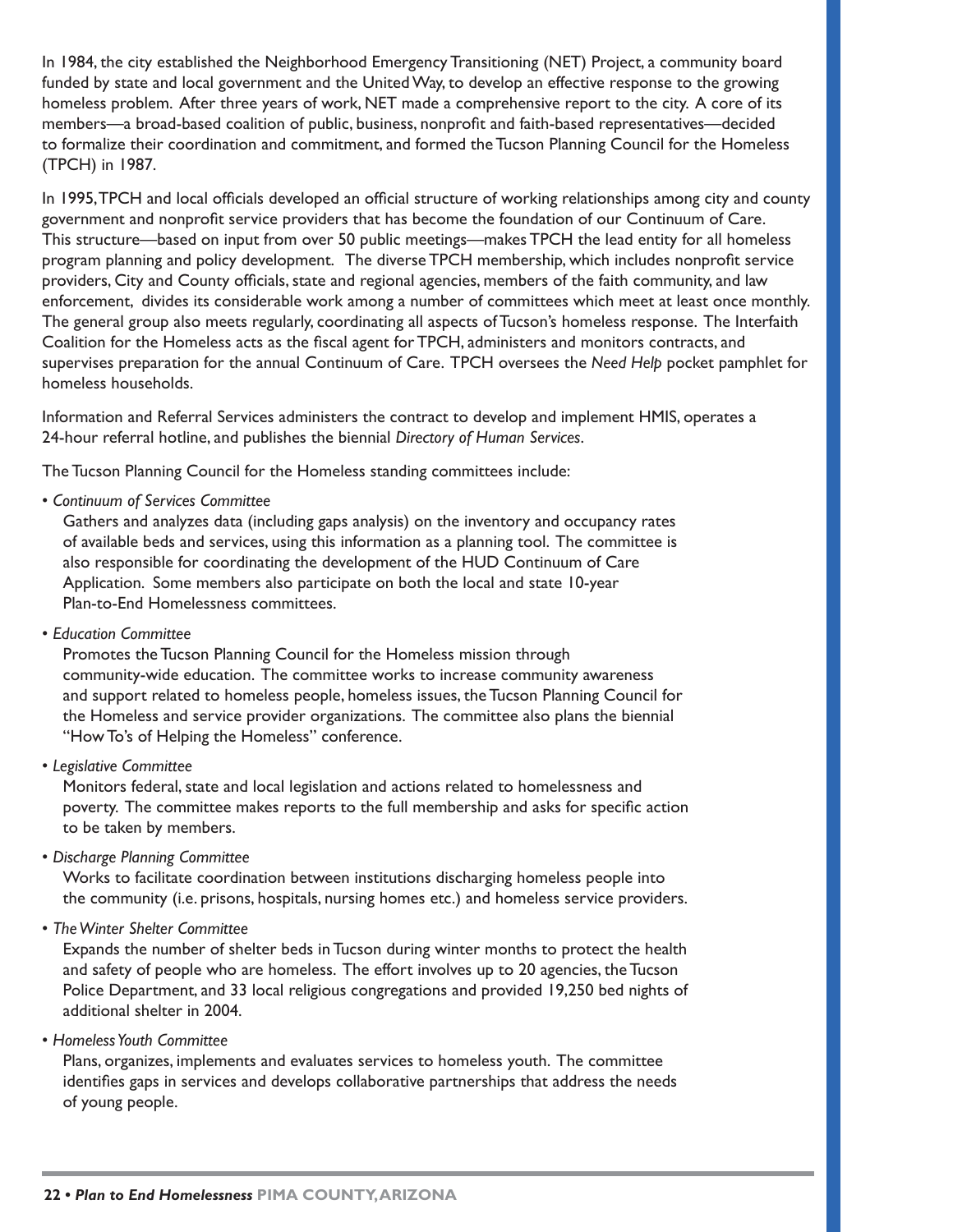In 1984, the city established the Neighborhood Emergency Transitioning (NET) Project, a community board funded by state and local government and the United Way, to develop an effective response to the growing homeless problem. After three years of work, NET made a comprehensive report to the city. A core of its members—a broad-based coalition of public, business, nonprofit and faith-based representatives—decided to formalize their coordination and commitment, and formed the Tucson Planning Council for the Homeless (TPCH) in 1987.

In 1995, TPCH and local officials developed an official structure of working relationships among city and county government and nonprofit service providers that has become the foundation of our Continuum of Care. This structure—based on input from over 50 public meetings—makes TPCH the lead entity for all homeless program planning and policy development. The diverse TPCH membership, which includes nonprofit service providers, City and County officials, state and regional agencies, members of the faith community, and law enforcement, divides its considerable work among a number of committees which meet at least once monthly. The general group also meets regularly, coordinating all aspects of Tucson's homeless response. The Interfaith Coalition for the Homeless acts as the fiscal agent for TPCH, administers and monitors contracts, and supervises preparation for the annual Continuum of Care. TPCH oversees the *Need Help* pocket pamphlet for homeless households.

Information and Referral Services administers the contract to develop and implement HMIS, operates a 24-hour referral hotline, and publishes the biennial *Directory of Human Services*.

The Tucson Planning Council for the Homeless standing committees include:

- *Continuum of Services Committee*
  Gathers and analyzes data (including gaps analysis) on the inventory and occupancy rates of available beds and services, using this information as a planning tool. The committee is also responsible for coordinating the development of the HUD Continuum of Care Application. Some members also participate on both the local and state 10-year Plan-to-End Homelessness committees.

- *Education Committee*
  Promotes the Tucson Planning Council for the Homeless mission through community-wide education. The committee works to increase community awareness and support related to homeless people, homeless issues, the Tucson Planning Council for the Homeless and service provider organizations. The committee also plans the biennial "How To's of Helping the Homeless" conference.

- *Legislative Committee*
  Monitors federal, state and local legislation and actions related to homelessness and poverty. The committee makes reports to the full membership and asks for specific action to be taken by members.

- *Discharge Planning Committee*
  Works to facilitate coordination between institutions discharging homeless people into the community (i.e. prisons, hospitals, nursing homes etc.) and homeless service providers.

- *The Winter Shelter Committee*
  Expands the number of shelter beds in Tucson during winter months to protect the health and safety of people who are homeless. The effort involves up to 20 agencies, the Tucson Police Department, and 33 local religious congregations and provided 19,250 bed nights of additional shelter in 2004.

- *Homeless Youth Committee*
  Plans, organizes, implements and evaluates services to homeless youth. The committee identifies gaps in services and develops collaborative partnerships that address the needs of young people.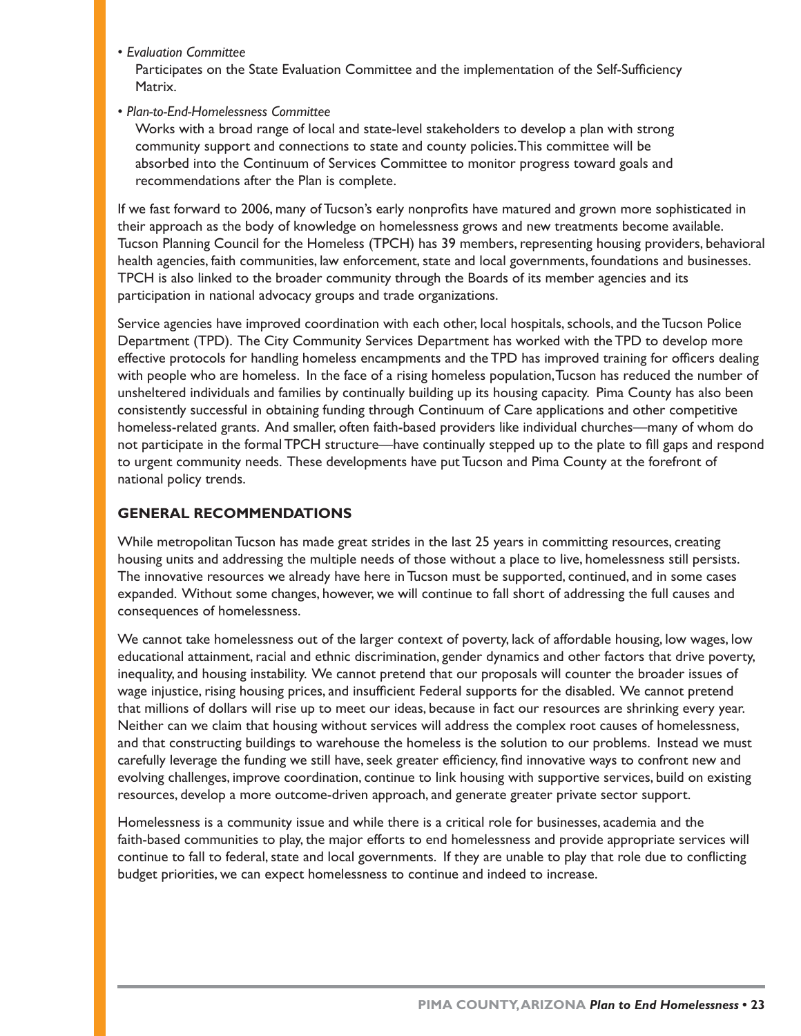- *Evaluation Committee*

  Participates on the State Evaluation Committee and the implementation of the Self-Sufficiency Matrix.

- *Plan-to-End-Homelessness Committee*

  Works with a broad range of local and state-level stakeholders to develop a plan with strong community support and connections to state and county policies. This committee will be absorbed into the Continuum of Services Committee to monitor progress toward goals and recommendations after the Plan is complete.

If we fast forward to 2006, many of Tucson's early nonprofits have matured and grown more sophisticated in their approach as the body of knowledge on homelessness grows and new treatments become available. Tucson Planning Council for the Homeless (TPCH) has 39 members, representing housing providers, behavioral health agencies, faith communities, law enforcement, state and local governments, foundations and businesses. TPCH is also linked to the broader community through the Boards of its member agencies and its participation in national advocacy groups and trade organizations.

Service agencies have improved coordination with each other, local hospitals, schools, and the Tucson Police Department (TPD). The City Community Services Department has worked with the TPD to develop more effective protocols for handling homeless encampments and the TPD has improved training for officers dealing with people who are homeless. In the face of a rising homeless population, Tucson has reduced the number of unsheltered individuals and families by continually building up its housing capacity. Pima County has also been consistently successful in obtaining funding through Continuum of Care applications and other competitive homeless-related grants. And smaller, often faith-based providers like individual churches—many of whom do not participate in the formal TPCH structure—have continually stepped up to the plate to fill gaps and respond to urgent community needs. These developments have put Tucson and Pima County at the forefront of national policy trends.

## GENERAL RECOMMENDATIONS

While metropolitan Tucson has made great strides in the last 25 years in committing resources, creating housing units and addressing the multiple needs of those without a place to live, homelessness still persists. The innovative resources we already have here in Tucson must be supported, continued, and in some cases expanded. Without some changes, however, we will continue to fall short of addressing the full causes and consequences of homelessness.

We cannot take homelessness out of the larger context of poverty, lack of affordable housing, low wages, low educational attainment, racial and ethnic discrimination, gender dynamics and other factors that drive poverty, inequality, and housing instability. We cannot pretend that our proposals will counter the broader issues of wage injustice, rising housing prices, and insufficient Federal supports for the disabled. We cannot pretend that millions of dollars will rise up to meet our ideas, because in fact our resources are shrinking every year. Neither can we claim that housing without services will address the complex root causes of homelessness, and that constructing buildings to warehouse the homeless is the solution to our problems. Instead we must carefully leverage the funding we still have, seek greater efficiency, find innovative ways to confront new and evolving challenges, improve coordination, continue to link housing with supportive services, build on existing resources, develop a more outcome-driven approach, and generate greater private sector support.

Homelessness is a community issue and while there is a critical role for businesses, academia and the faith-based communities to play, the major efforts to end homelessness and provide appropriate services will continue to fall to federal, state and local governments. If they are unable to play that role due to conflicting budget priorities, we can expect homelessness to continue and indeed to increase.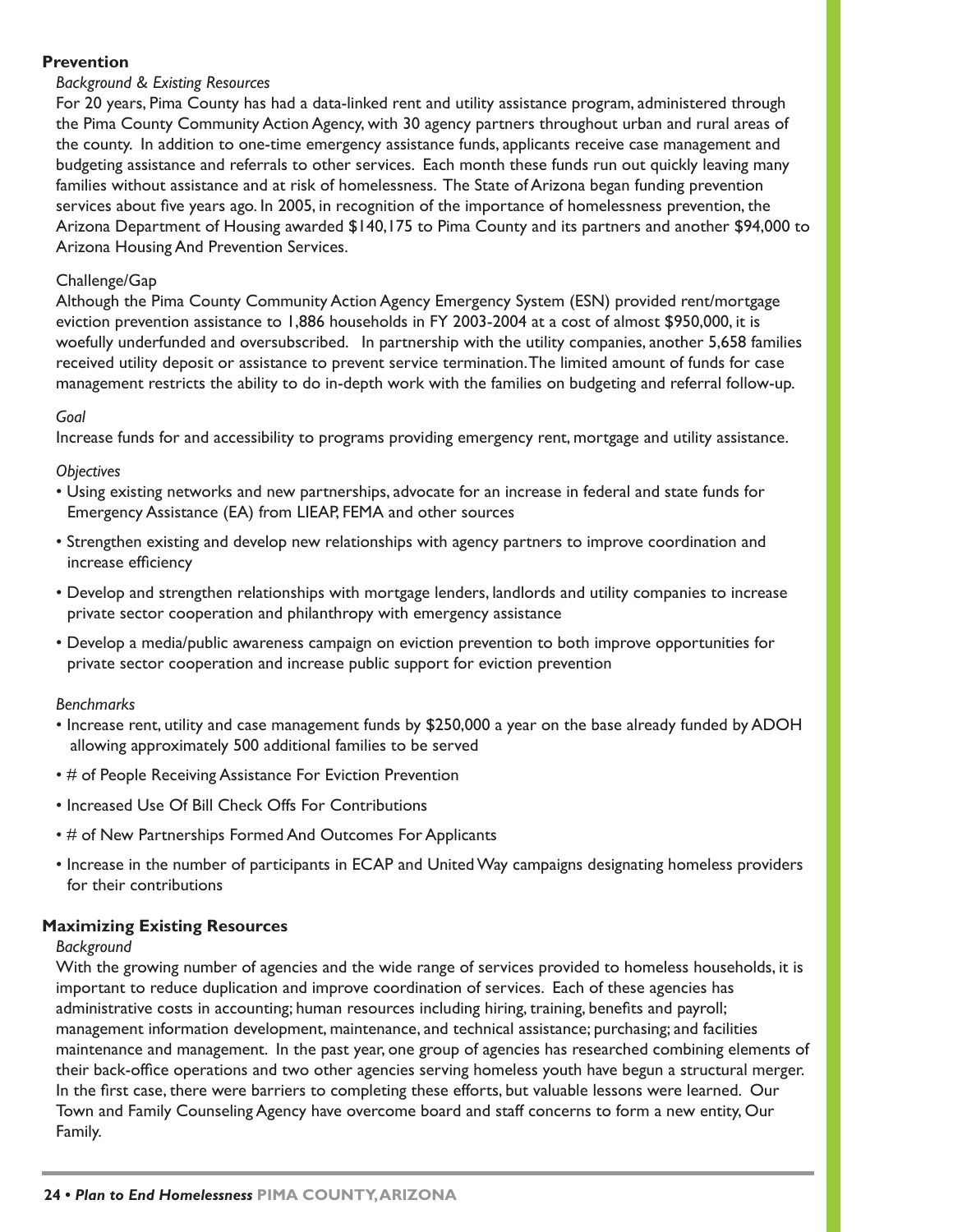## Prevention

*Background & Existing Resources*

For 20 years, Pima County has had a data-linked rent and utility assistance program, administered through the Pima County Community Action Agency, with 30 agency partners throughout urban and rural areas of the county. In addition to one-time emergency assistance funds, applicants receive case management and budgeting assistance and referrals to other services. Each month these funds run out quickly leaving many families without assistance and at risk of homelessness. The State of Arizona began funding prevention services about five years ago. In 2005, in recognition of the importance of homelessness prevention, the Arizona Department of Housing awarded $140,175 to Pima County and its partners and another $94,000 to Arizona Housing And Prevention Services.

Challenge/Gap

Although the Pima County Community Action Agency Emergency System (ESN) provided rent/mortgage eviction prevention assistance to 1,886 households in FY 2003-2004 at a cost of almost $950,000, it is woefully underfunded and oversubscribed. In partnership with the utility companies, another 5,658 families received utility deposit or assistance to prevent service termination. The limited amount of funds for case management restricts the ability to do in-depth work with the families on budgeting and referral follow-up.

*Goal*

Increase funds for and accessibility to programs providing emergency rent, mortgage and utility assistance.

*Objectives*

- Using existing networks and new partnerships, advocate for an increase in federal and state funds for Emergency Assistance (EA) from LIEAP, FEMA and other sources
- Strengthen existing and develop new relationships with agency partners to improve coordination and increase efficiency
- Develop and strengthen relationships with mortgage lenders, landlords and utility companies to increase private sector cooperation and philanthropy with emergency assistance
- Develop a media/public awareness campaign on eviction prevention to both improve opportunities for private sector cooperation and increase public support for eviction prevention

*Benchmarks*

- Increase rent, utility and case management funds by $250,000 a year on the base already funded by ADOH allowing approximately 500 additional families to be served
- # of People Receiving Assistance For Eviction Prevention
- Increased Use Of Bill Check Offs For Contributions
- # of New Partnerships Formed And Outcomes For Applicants
- Increase in the number of participants in ECAP and United Way campaigns designating homeless providers for their contributions

## Maximizing Existing Resources

*Background*

With the growing number of agencies and the wide range of services provided to homeless households, it is important to reduce duplication and improve coordination of services. Each of these agencies has administrative costs in accounting; human resources including hiring, training, benefits and payroll; management information development, maintenance, and technical assistance; purchasing; and facilities maintenance and management. In the past year, one group of agencies has researched combining elements of their back-office operations and two other agencies serving homeless youth have begun a structural merger. In the first case, there were barriers to completing these efforts, but valuable lessons were learned. Our Town and Family Counseling Agency have overcome board and staff concerns to form a new entity, Our Family.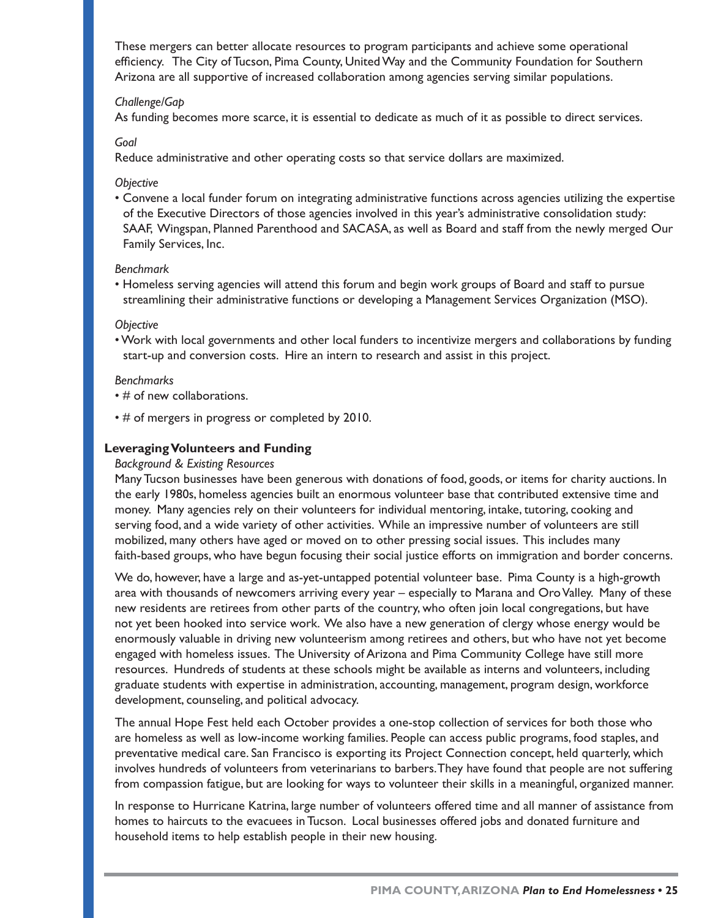These mergers can better allocate resources to program participants and achieve some operational efficiency. The City of Tucson, Pima County, United Way and the Community Foundation for Southern Arizona are all supportive of increased collaboration among agencies serving similar populations.

*Challenge/Gap*

As funding becomes more scarce, it is essential to dedicate as much of it as possible to direct services.

*Goal*

Reduce administrative and other operating costs so that service dollars are maximized.

*Objective*

- Convene a local funder forum on integrating administrative functions across agencies utilizing the expertise of the Executive Directors of those agencies involved in this year's administrative consolidation study: SAAF, Wingspan, Planned Parenthood and SACASA, as well as Board and staff from the newly merged Our Family Services, Inc.

*Benchmark*

- Homeless serving agencies will attend this forum and begin work groups of Board and staff to pursue streamlining their administrative functions or developing a Management Services Organization (MSO).

*Objective*

- Work with local governments and other local funders to incentivize mergers and collaborations by funding start-up and conversion costs. Hire an intern to research and assist in this project.

*Benchmarks*

- # of new collaborations.
- # of mergers in progress or completed by 2010.

### Leveraging Volunteers and Funding

*Background & Existing Resources*

Many Tucson businesses have been generous with donations of food, goods, or items for charity auctions. In the early 1980s, homeless agencies built an enormous volunteer base that contributed extensive time and money. Many agencies rely on their volunteers for individual mentoring, intake, tutoring, cooking and serving food, and a wide variety of other activities. While an impressive number of volunteers are still mobilized, many others have aged or moved on to other pressing social issues. This includes many faith-based groups, who have begun focusing their social justice efforts on immigration and border concerns.

We do, however, have a large and as-yet-untapped potential volunteer base. Pima County is a high-growth area with thousands of newcomers arriving every year – especially to Marana and Oro Valley. Many of these new residents are retirees from other parts of the country, who often join local congregations, but have not yet been hooked into service work. We also have a new generation of clergy whose energy would be enormously valuable in driving new volunteerism among retirees and others, but who have not yet become engaged with homeless issues. The University of Arizona and Pima Community College have still more resources. Hundreds of students at these schools might be available as interns and volunteers, including graduate students with expertise in administration, accounting, management, program design, workforce development, counseling, and political advocacy.

The annual Hope Fest held each October provides a one-stop collection of services for both those who are homeless as well as low-income working families. People can access public programs, food staples, and preventative medical care. San Francisco is exporting its Project Connection concept, held quarterly, which involves hundreds of volunteers from veterinarians to barbers. They have found that people are not suffering from compassion fatigue, but are looking for ways to volunteer their skills in a meaningful, organized manner.

In response to Hurricane Katrina, large number of volunteers offered time and all manner of assistance from homes to haircuts to the evacuees in Tucson. Local businesses offered jobs and donated furniture and household items to help establish people in their new housing.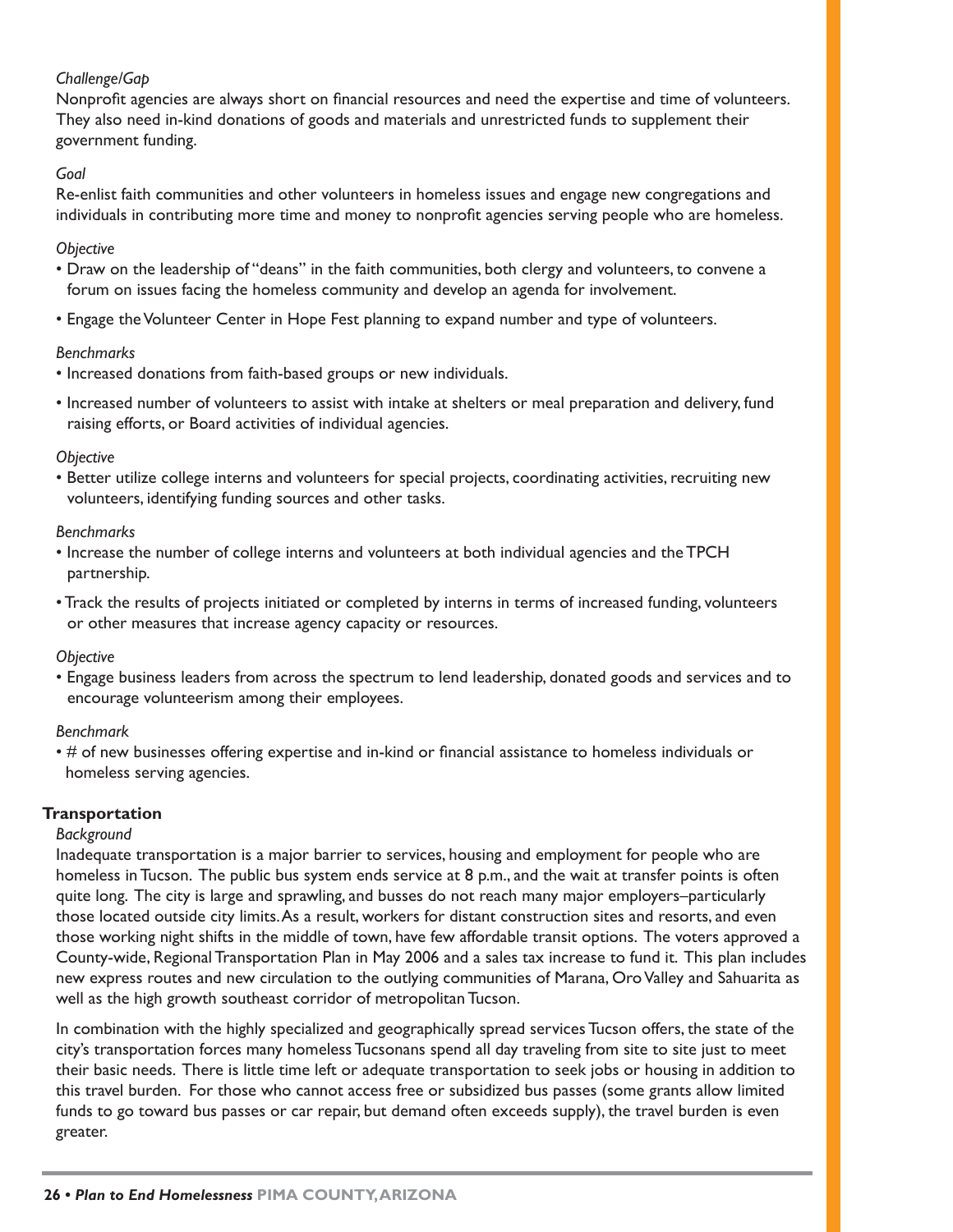*Challenge/Gap*

Nonprofit agencies are always short on financial resources and need the expertise and time of volunteers. They also need in-kind donations of goods and materials and unrestricted funds to supplement their government funding.

*Goal*

Re-enlist faith communities and other volunteers in homeless issues and engage new congregations and individuals in contributing more time and money to nonprofit agencies serving people who are homeless.

*Objective*

- Draw on the leadership of "deans" in the faith communities, both clergy and volunteers, to convene a forum on issues facing the homeless community and develop an agenda for involvement.
- Engage the Volunteer Center in Hope Fest planning to expand number and type of volunteers.

*Benchmarks*

- Increased donations from faith-based groups or new individuals.
- Increased number of volunteers to assist with intake at shelters or meal preparation and delivery, fund raising efforts, or Board activities of individual agencies.

*Objective*

- Better utilize college interns and volunteers for special projects, coordinating activities, recruiting new volunteers, identifying funding sources and other tasks.

*Benchmarks*

- Increase the number of college interns and volunteers at both individual agencies and the TPCH partnership.
- Track the results of projects initiated or completed by interns in terms of increased funding, volunteers or other measures that increase agency capacity or resources.

*Objective*

- Engage business leaders from across the spectrum to lend leadership, donated goods and services and to encourage volunteerism among their employees.

*Benchmark*

- # of new businesses offering expertise and in-kind or financial assistance to homeless individuals or homeless serving agencies.

## Transportation

*Background*

Inadequate transportation is a major barrier to services, housing and employment for people who are homeless in Tucson. The public bus system ends service at 8 p.m., and the wait at transfer points is often quite long. The city is large and sprawling, and busses do not reach many major employers–particularly those located outside city limits. As a result, workers for distant construction sites and resorts, and even those working night shifts in the middle of town, have few affordable transit options. The voters approved a County-wide, Regional Transportation Plan in May 2006 and a sales tax increase to fund it. This plan includes new express routes and new circulation to the outlying communities of Marana, Oro Valley and Sahuarita as well as the high growth southeast corridor of metropolitan Tucson.

In combination with the highly specialized and geographically spread services Tucson offers, the state of the city's transportation forces many homeless Tucsonans spend all day traveling from site to site just to meet their basic needs. There is little time left or adequate transportation to seek jobs or housing in addition to this travel burden. For those who cannot access free or subsidized bus passes (some grants allow limited funds to go toward bus passes or car repair, but demand often exceeds supply), the travel burden is even greater.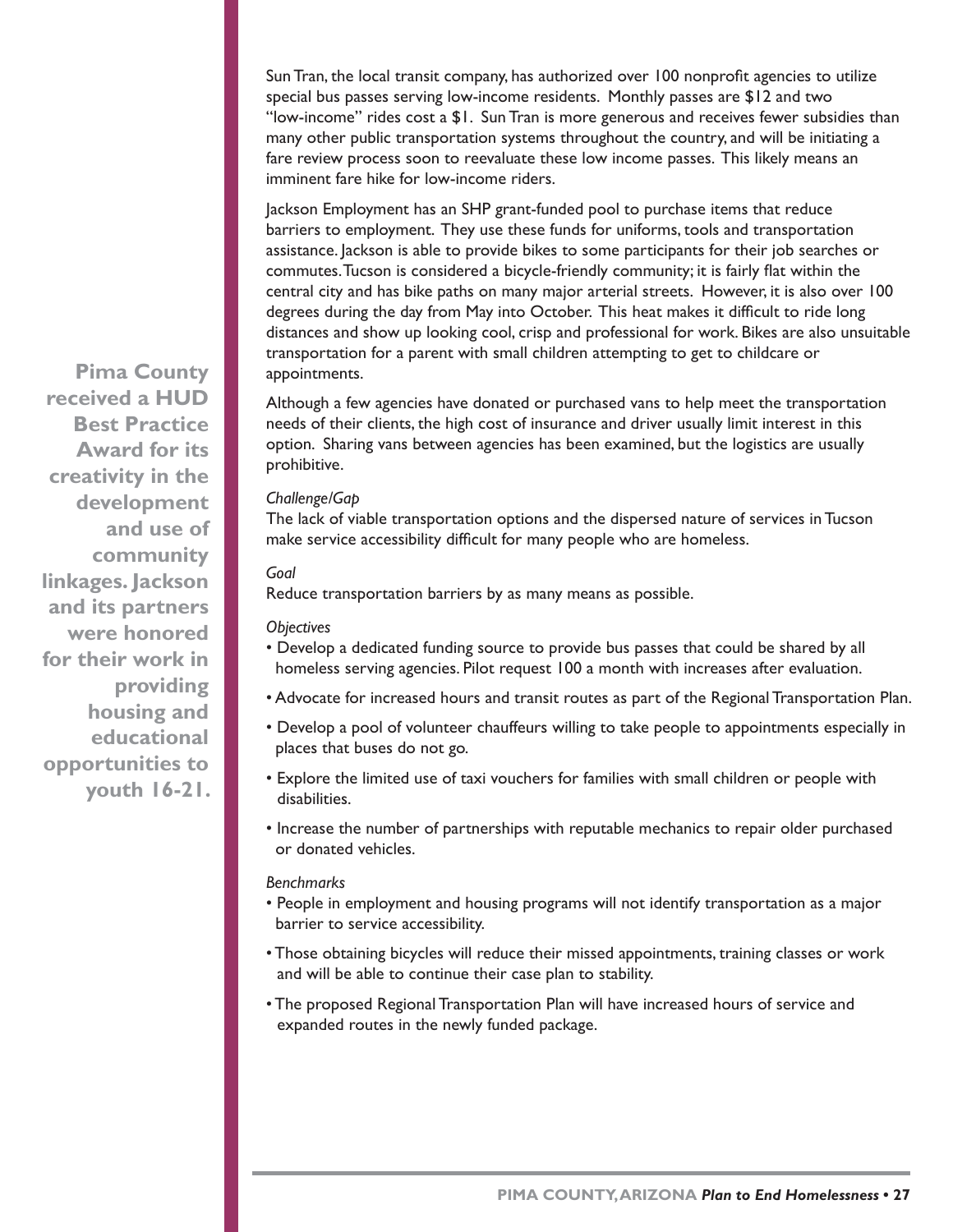**Pima County received a HUD Best Practice Award for its creativity in the development and use of community linkages. Jackson and its partners were honored for their work in providing housing and educational opportunities to youth 16-21.**

Sun Tran, the local transit company, has authorized over 100 nonprofit agencies to utilize special bus passes serving low-income residents. Monthly passes are $12 and two "low-income" rides cost a $1. Sun Tran is more generous and receives fewer subsidies than many other public transportation systems throughout the country, and will be initiating a fare review process soon to reevaluate these low income passes. This likely means an imminent fare hike for low-income riders.

Jackson Employment has an SHP grant-funded pool to purchase items that reduce barriers to employment. They use these funds for uniforms, tools and transportation assistance. Jackson is able to provide bikes to some participants for their job searches or commutes. Tucson is considered a bicycle-friendly community; it is fairly flat within the central city and has bike paths on many major arterial streets. However, it is also over 100 degrees during the day from May into October. This heat makes it difficult to ride long distances and show up looking cool, crisp and professional for work. Bikes are also unsuitable transportation for a parent with small children attempting to get to childcare or appointments.

Although a few agencies have donated or purchased vans to help meet the transportation needs of their clients, the high cost of insurance and driver usually limit interest in this option. Sharing vans between agencies has been examined, but the logistics are usually prohibitive.

*Challenge/Gap*

The lack of viable transportation options and the dispersed nature of services in Tucson make service accessibility difficult for many people who are homeless.

*Goal*

Reduce transportation barriers by as many means as possible.

*Objectives*

- Develop a dedicated funding source to provide bus passes that could be shared by all homeless serving agencies. Pilot request 100 a month with increases after evaluation.
- Advocate for increased hours and transit routes as part of the Regional Transportation Plan.
- Develop a pool of volunteer chauffeurs willing to take people to appointments especially in places that buses do not go.
- Explore the limited use of taxi vouchers for families with small children or people with disabilities.
- Increase the number of partnerships with reputable mechanics to repair older purchased or donated vehicles.

*Benchmarks*

- People in employment and housing programs will not identify transportation as a major barrier to service accessibility.
- Those obtaining bicycles will reduce their missed appointments, training classes or work and will be able to continue their case plan to stability.
- The proposed Regional Transportation Plan will have increased hours of service and expanded routes in the newly funded package.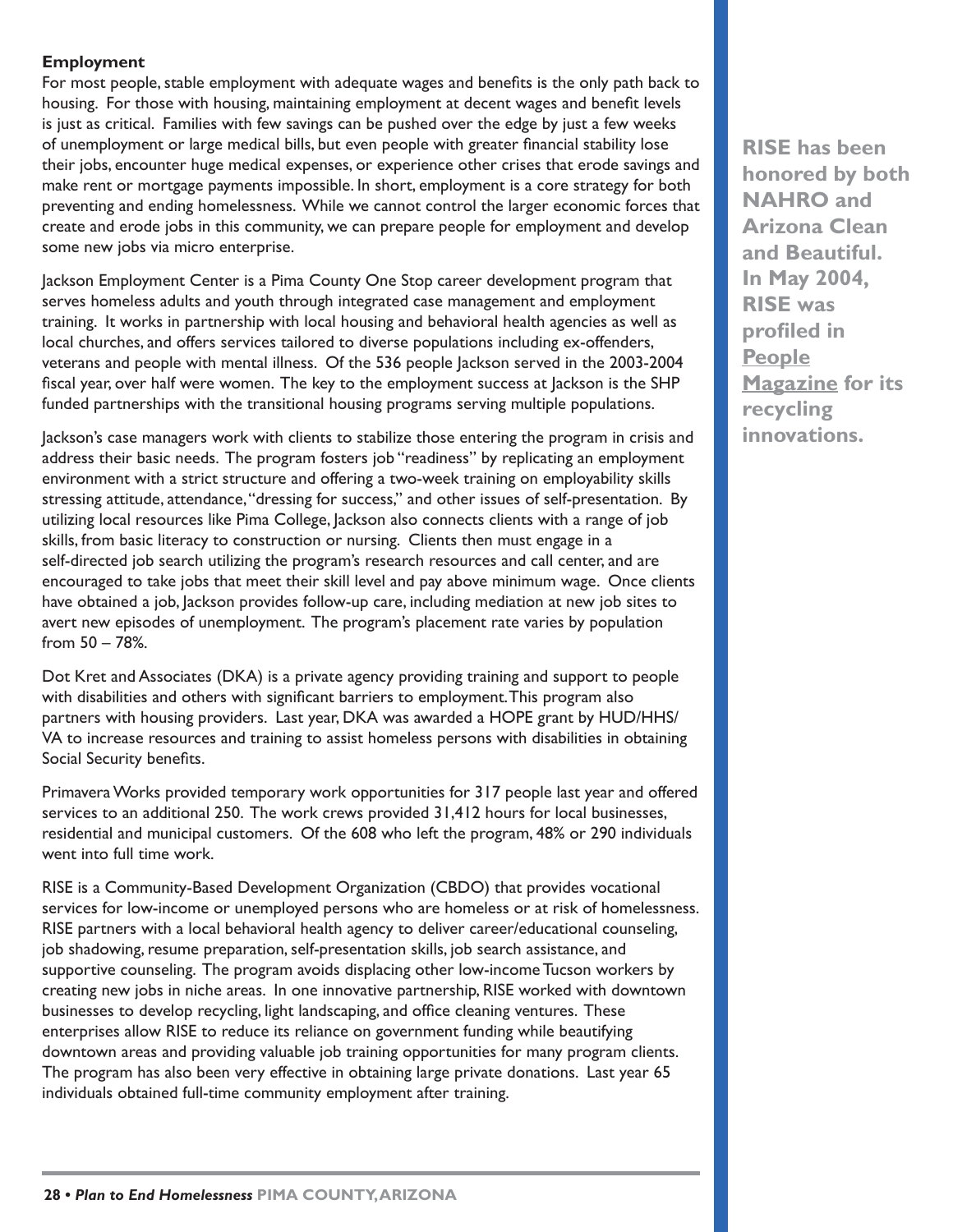**Employment**

For most people, stable employment with adequate wages and benefits is the only path back to housing. For those with housing, maintaining employment at decent wages and benefit levels is just as critical. Families with few savings can be pushed over the edge by just a few weeks of unemployment or large medical bills, but even people with greater financial stability lose their jobs, encounter huge medical expenses, or experience other crises that erode savings and make rent or mortgage payments impossible. In short, employment is a core strategy for both preventing and ending homelessness. While we cannot control the larger economic forces that create and erode jobs in this community, we can prepare people for employment and develop some new jobs via micro enterprise.

Jackson Employment Center is a Pima County One Stop career development program that serves homeless adults and youth through integrated case management and employment training. It works in partnership with local housing and behavioral health agencies as well as local churches, and offers services tailored to diverse populations including ex-offenders, veterans and people with mental illness. Of the 536 people Jackson served in the 2003-2004 fiscal year, over half were women. The key to the employment success at Jackson is the SHP funded partnerships with the transitional housing programs serving multiple populations.

Jackson's case managers work with clients to stabilize those entering the program in crisis and address their basic needs. The program fosters job "readiness" by replicating an employment environment with a strict structure and offering a two-week training on employability skills stressing attitude, attendance, "dressing for success," and other issues of self-presentation. By utilizing local resources like Pima College, Jackson also connects clients with a range of job skills, from basic literacy to construction or nursing. Clients then must engage in a self-directed job search utilizing the program's research resources and call center, and are encouraged to take jobs that meet their skill level and pay above minimum wage. Once clients have obtained a job, Jackson provides follow-up care, including mediation at new job sites to avert new episodes of unemployment. The program's placement rate varies by population from 50 – 78%.

Dot Kret and Associates (DKA) is a private agency providing training and support to people with disabilities and others with significant barriers to employment. This program also partners with housing providers. Last year, DKA was awarded a HOPE grant by HUD/HHS/VA to increase resources and training to assist homeless persons with disabilities in obtaining Social Security benefits.

Primavera Works provided temporary work opportunities for 317 people last year and offered services to an additional 250. The work crews provided 31,412 hours for local businesses, residential and municipal customers. Of the 608 who left the program, 48% or 290 individuals went into full time work.

RISE is a Community-Based Development Organization (CBDO) that provides vocational services for low-income or unemployed persons who are homeless or at risk of homelessness. RISE partners with a local behavioral health agency to deliver career/educational counseling, job shadowing, resume preparation, self-presentation skills, job search assistance, and supportive counseling. The program avoids displacing other low-income Tucson workers by creating new jobs in niche areas. In one innovative partnership, RISE worked with downtown businesses to develop recycling, light landscaping, and office cleaning ventures. These enterprises allow RISE to reduce its reliance on government funding while beautifying downtown areas and providing valuable job training opportunities for many program clients. The program has also been very effective in obtaining large private donations. Last year 65 individuals obtained full-time community employment after training.

**RISE has been honored by both NAHRO and Arizona Clean and Beautiful. In May 2004, RISE was profiled in People Magazine for its recycling innovations.**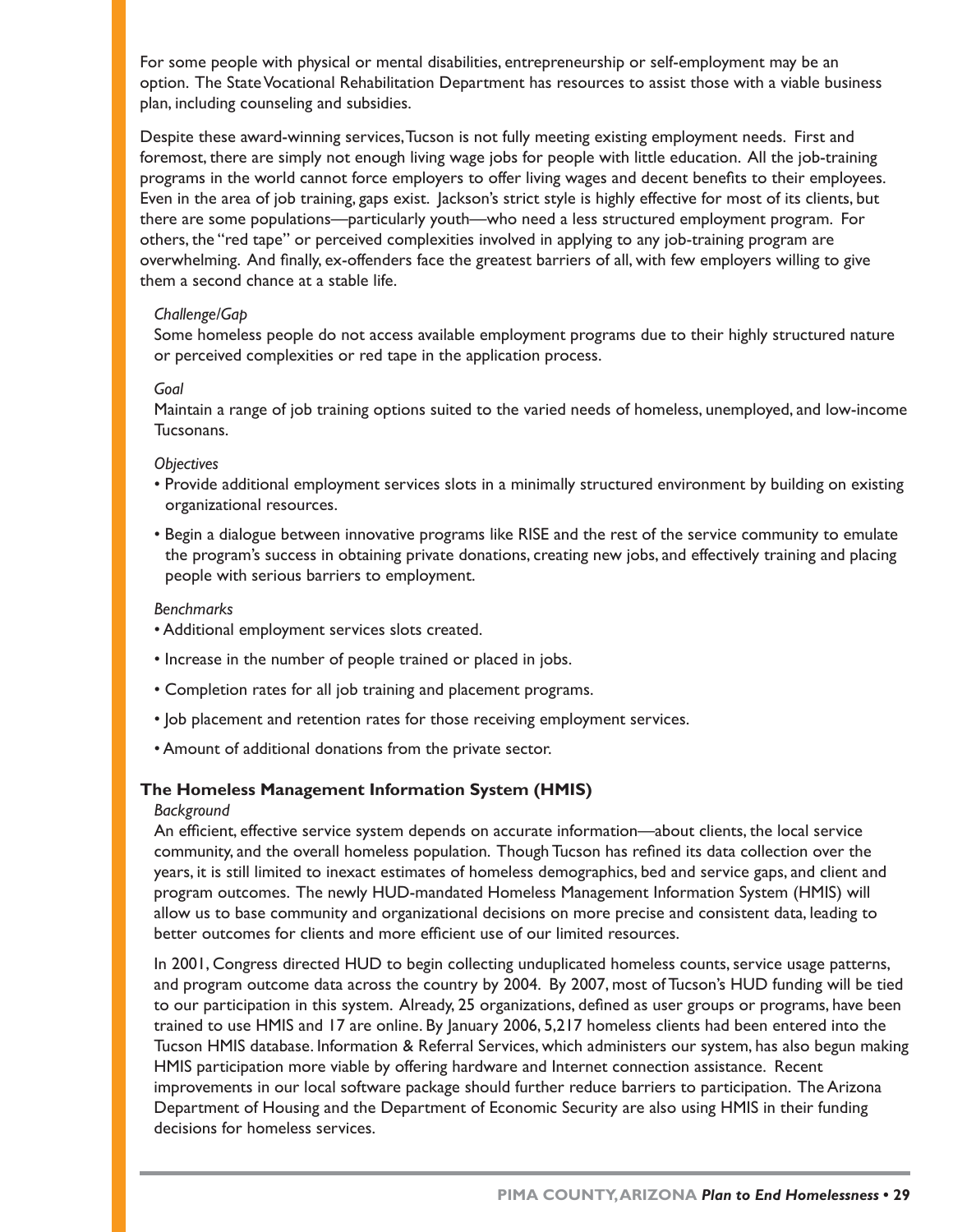For some people with physical or mental disabilities, entrepreneurship or self-employment may be an option. The State Vocational Rehabilitation Department has resources to assist those with a viable business plan, including counseling and subsidies.

Despite these award-winning services, Tucson is not fully meeting existing employment needs. First and foremost, there are simply not enough living wage jobs for people with little education. All the job-training programs in the world cannot force employers to offer living wages and decent benefits to their employees. Even in the area of job training, gaps exist. Jackson's strict style is highly effective for most of its clients, but there are some populations—particularly youth—who need a less structured employment program. For others, the "red tape" or perceived complexities involved in applying to any job-training program are overwhelming. And finally, ex-offenders face the greatest barriers of all, with few employers willing to give them a second chance at a stable life.

*Challenge/Gap*

Some homeless people do not access available employment programs due to their highly structured nature or perceived complexities or red tape in the application process.

*Goal*

Maintain a range of job training options suited to the varied needs of homeless, unemployed, and low-income Tucsonans.

*Objectives*

- Provide additional employment services slots in a minimally structured environment by building on existing organizational resources.
- Begin a dialogue between innovative programs like RISE and the rest of the service community to emulate the program's success in obtaining private donations, creating new jobs, and effectively training and placing people with serious barriers to employment.

*Benchmarks*

- Additional employment services slots created.
- Increase in the number of people trained or placed in jobs.
- Completion rates for all job training and placement programs.
- Job placement and retention rates for those receiving employment services.
- Amount of additional donations from the private sector.

### The Homeless Management Information System (HMIS)

*Background*

An efficient, effective service system depends on accurate information—about clients, the local service community, and the overall homeless population. Though Tucson has refined its data collection over the years, it is still limited to inexact estimates of homeless demographics, bed and service gaps, and client and program outcomes. The newly HUD-mandated Homeless Management Information System (HMIS) will allow us to base community and organizational decisions on more precise and consistent data, leading to better outcomes for clients and more efficient use of our limited resources.

In 2001, Congress directed HUD to begin collecting unduplicated homeless counts, service usage patterns, and program outcome data across the country by 2004. By 2007, most of Tucson's HUD funding will be tied to our participation in this system. Already, 25 organizations, defined as user groups or programs, have been trained to use HMIS and 17 are online. By January 2006, 5,217 homeless clients had been entered into the Tucson HMIS database. Information & Referral Services, which administers our system, has also begun making HMIS participation more viable by offering hardware and Internet connection assistance. Recent improvements in our local software package should further reduce barriers to participation. The Arizona Department of Housing and the Department of Economic Security are also using HMIS in their funding decisions for homeless services.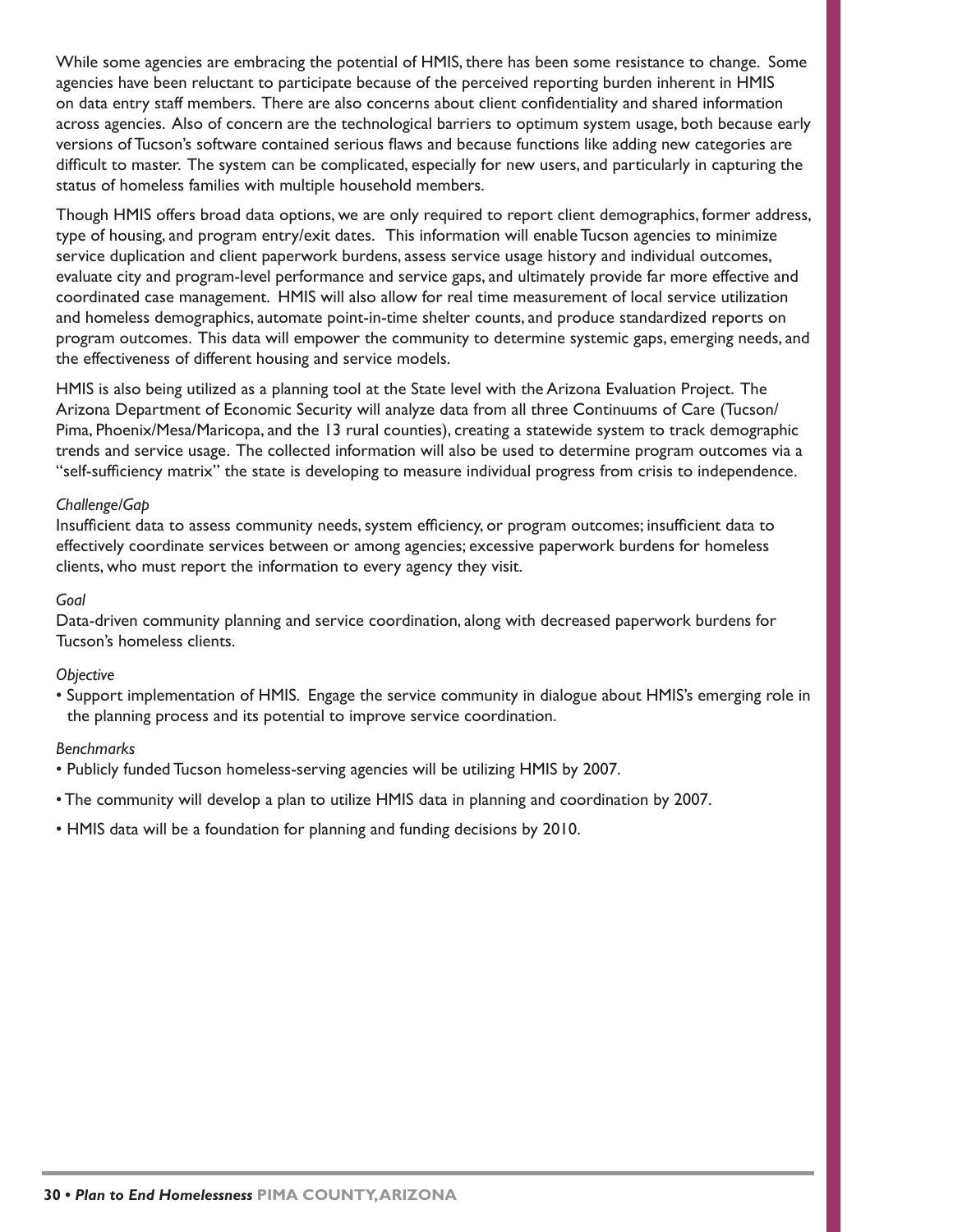While some agencies are embracing the potential of HMIS, there has been some resistance to change. Some agencies have been reluctant to participate because of the perceived reporting burden inherent in HMIS on data entry staff members. There are also concerns about client confidentiality and shared information across agencies. Also of concern are the technological barriers to optimum system usage, both because early versions of Tucson's software contained serious flaws and because functions like adding new categories are difficult to master. The system can be complicated, especially for new users, and particularly in capturing the status of homeless families with multiple household members.

Though HMIS offers broad data options, we are only required to report client demographics, former address, type of housing, and program entry/exit dates. This information will enable Tucson agencies to minimize service duplication and client paperwork burdens, assess service usage history and individual outcomes, evaluate city and program-level performance and service gaps, and ultimately provide far more effective and coordinated case management. HMIS will also allow for real time measurement of local service utilization and homeless demographics, automate point-in-time shelter counts, and produce standardized reports on program outcomes. This data will empower the community to determine systemic gaps, emerging needs, and the effectiveness of different housing and service models.

HMIS is also being utilized as a planning tool at the State level with the Arizona Evaluation Project. The Arizona Department of Economic Security will analyze data from all three Continuums of Care (Tucson/Pima, Phoenix/Mesa/Maricopa, and the 13 rural counties), creating a statewide system to track demographic trends and service usage. The collected information will also be used to determine program outcomes via a "self-sufficiency matrix" the state is developing to measure individual progress from crisis to independence.

*Challenge/Gap*

Insufficient data to assess community needs, system efficiency, or program outcomes; insufficient data to effectively coordinate services between or among agencies; excessive paperwork burdens for homeless clients, who must report the information to every agency they visit.

*Goal*

Data-driven community planning and service coordination, along with decreased paperwork burdens for Tucson's homeless clients.

*Objective*

- Support implementation of HMIS. Engage the service community in dialogue about HMIS's emerging role in the planning process and its potential to improve service coordination.

*Benchmarks*

- Publicly funded Tucson homeless-serving agencies will be utilizing HMIS by 2007.
- The community will develop a plan to utilize HMIS data in planning and coordination by 2007.
- HMIS data will be a foundation for planning and funding decisions by 2010.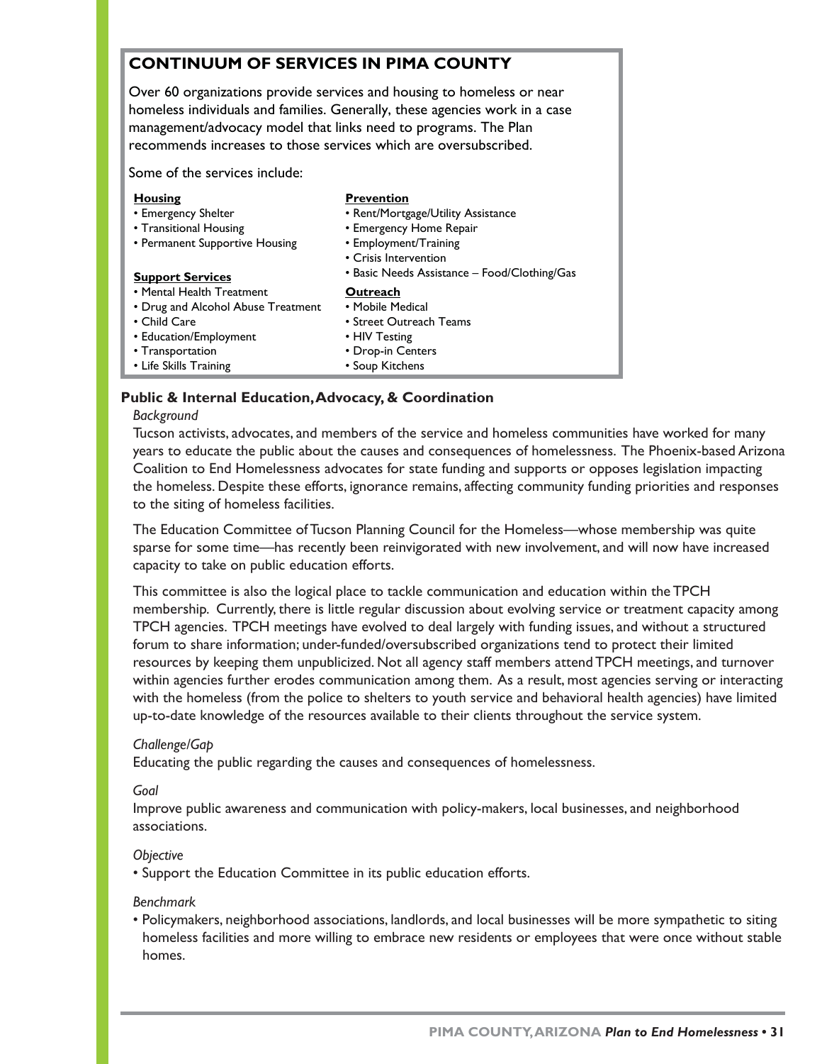## CONTINUUM OF SERVICES IN PIMA COUNTY

Over 60 organizations provide services and housing to homeless or near homeless individuals and families. Generally, these agencies work in a case management/advocacy model that links need to programs. The Plan recommends increases to those services which are oversubscribed.

Some of the services include:

**Housing**

- Emergency Shelter
- Transitional Housing
- Permanent Supportive Housing

**Support Services**

- Mental Health Treatment
- Drug and Alcohol Abuse Treatment
- Child Care
- Education/Employment
- Transportation
- Life Skills Training

**Prevention**

- Rent/Mortgage/Utility Assistance
- Emergency Home Repair
- Employment/Training
- Crisis Intervention
- Basic Needs Assistance – Food/Clothing/Gas

**Outreach**

- Mobile Medical
- Street Outreach Teams
- HIV Testing
- Drop-in Centers
- Soup Kitchens

### Public & Internal Education, Advocacy, & Coordination

*Background*

Tucson activists, advocates, and members of the service and homeless communities have worked for many years to educate the public about the causes and consequences of homelessness. The Phoenix-based Arizona Coalition to End Homelessness advocates for state funding and supports or opposes legislation impacting the homeless. Despite these efforts, ignorance remains, affecting community funding priorities and responses to the siting of homeless facilities.

The Education Committee of Tucson Planning Council for the Homeless—whose membership was quite sparse for some time—has recently been reinvigorated with new involvement, and will now have increased capacity to take on public education efforts.

This committee is also the logical place to tackle communication and education within the TPCH membership. Currently, there is little regular discussion about evolving service or treatment capacity among TPCH agencies. TPCH meetings have evolved to deal largely with funding issues, and without a structured forum to share information; under-funded/oversubscribed organizations tend to protect their limited resources by keeping them unpublicized. Not all agency staff members attend TPCH meetings, and turnover within agencies further erodes communication among them. As a result, most agencies serving or interacting with the homeless (from the police to shelters to youth service and behavioral health agencies) have limited up-to-date knowledge of the resources available to their clients throughout the service system.

*Challenge/Gap*

Educating the public regarding the causes and consequences of homelessness.

*Goal*

Improve public awareness and communication with policy-makers, local businesses, and neighborhood associations.

*Objective*

- Support the Education Committee in its public education efforts.

*Benchmark*

- Policymakers, neighborhood associations, landlords, and local businesses will be more sympathetic to siting homeless facilities and more willing to embrace new residents or employees that were once without stable homes.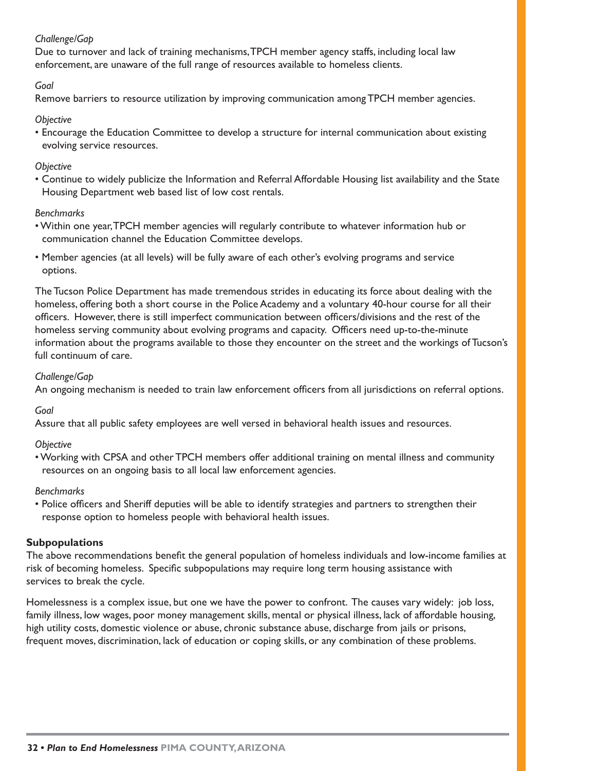*Challenge/Gap*

Due to turnover and lack of training mechanisms, TPCH member agency staffs, including local law enforcement, are unaware of the full range of resources available to homeless clients.

*Goal*

Remove barriers to resource utilization by improving communication among TPCH member agencies.

*Objective*

- Encourage the Education Committee to develop a structure for internal communication about existing evolving service resources.

*Objective*

- Continue to widely publicize the Information and Referral Affordable Housing list availability and the State Housing Department web based list of low cost rentals.

*Benchmarks*

- Within one year, TPCH member agencies will regularly contribute to whatever information hub or communication channel the Education Committee develops.
- Member agencies (at all levels) will be fully aware of each other's evolving programs and service options.

The Tucson Police Department has made tremendous strides in educating its force about dealing with the homeless, offering both a short course in the Police Academy and a voluntary 40-hour course for all their officers. However, there is still imperfect communication between officers/divisions and the rest of the homeless serving community about evolving programs and capacity. Officers need up-to-the-minute information about the programs available to those they encounter on the street and the workings of Tucson's full continuum of care.

*Challenge/Gap*

An ongoing mechanism is needed to train law enforcement officers from all jurisdictions on referral options.

*Goal*

Assure that all public safety employees are well versed in behavioral health issues and resources.

*Objective*

- Working with CPSA and other TPCH members offer additional training on mental illness and community resources on an ongoing basis to all local law enforcement agencies.

*Benchmarks*

- Police officers and Sheriff deputies will be able to identify strategies and partners to strengthen their response option to homeless people with behavioral health issues.

**Subpopulations**

The above recommendations benefit the general population of homeless individuals and low-income families at risk of becoming homeless. Specific subpopulations may require long term housing assistance with services to break the cycle.

Homelessness is a complex issue, but one we have the power to confront. The causes vary widely: job loss, family illness, low wages, poor money management skills, mental or physical illness, lack of affordable housing, high utility costs, domestic violence or abuse, chronic substance abuse, discharge from jails or prisons, frequent moves, discrimination, lack of education or coping skills, or any combination of these problems.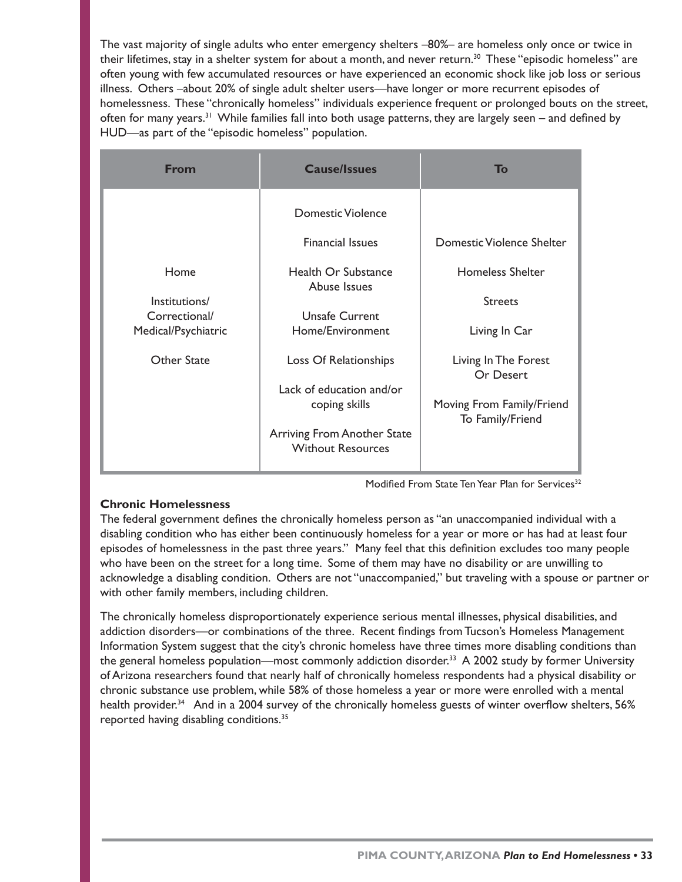The vast majority of single adults who enter emergency shelters –80%– are homeless only once or twice in their lifetimes, stay in a shelter system for about a month, and never return.[30] These "episodic homeless" are often young with few accumulated resources or have experienced an economic shock like job loss or serious illness. Others –about 20% of single adult shelter users—have longer or more recurrent episodes of homelessness. These "chronically homeless" individuals experience frequent or prolonged bouts on the street, often for many years.[31] While families fall into both usage patterns, they are largely seen – and defined by HUD—as part of the "episodic homeless" population.

| From | Cause/Issues | To |
|---|---|---|
| Home | Domestic Violence | Domestic Violence Shelter |
| Institutions/ Correctional/ Medical/Psychiatric | Financial Issues | Homeless Shelter |
| Other State | Health Or Substance Abuse Issues | Streets |
| | Unsafe Current Home/Environment | Living In Car |
| | Loss Of Relationships | Living In The Forest Or Desert |
| | Lack of education and/or coping skills | Moving From Family/Friend To Family/Friend |
| | Arriving From Another State Without Resources | |

Modified From State Ten Year Plan for Services[32]

**Chronic Homelessness**

The federal government defines the chronically homeless person as "an unaccompanied individual with a disabling condition who has either been continuously homeless for a year or more or has had at least four episodes of homelessness in the past three years." Many feel that this definition excludes too many people who have been on the street for a long time. Some of them may have no disability or are unwilling to acknowledge a disabling condition. Others are not "unaccompanied," but traveling with a spouse or partner or with other family members, including children.

The chronically homeless disproportionately experience serious mental illnesses, physical disabilities, and addiction disorders—or combinations of the three. Recent findings from Tucson's Homeless Management Information System suggest that the city's chronic homeless have three times more disabling conditions than the general homeless population—most commonly addiction disorder.[33] A 2002 study by former University of Arizona researchers found that nearly half of chronically homeless respondents had a physical disability or chronic substance use problem, while 58% of those homeless a year or more were enrolled with a mental health provider.[34] And in a 2004 survey of the chronically homeless guests of winter overflow shelters, 56% reported having disabling conditions.[35]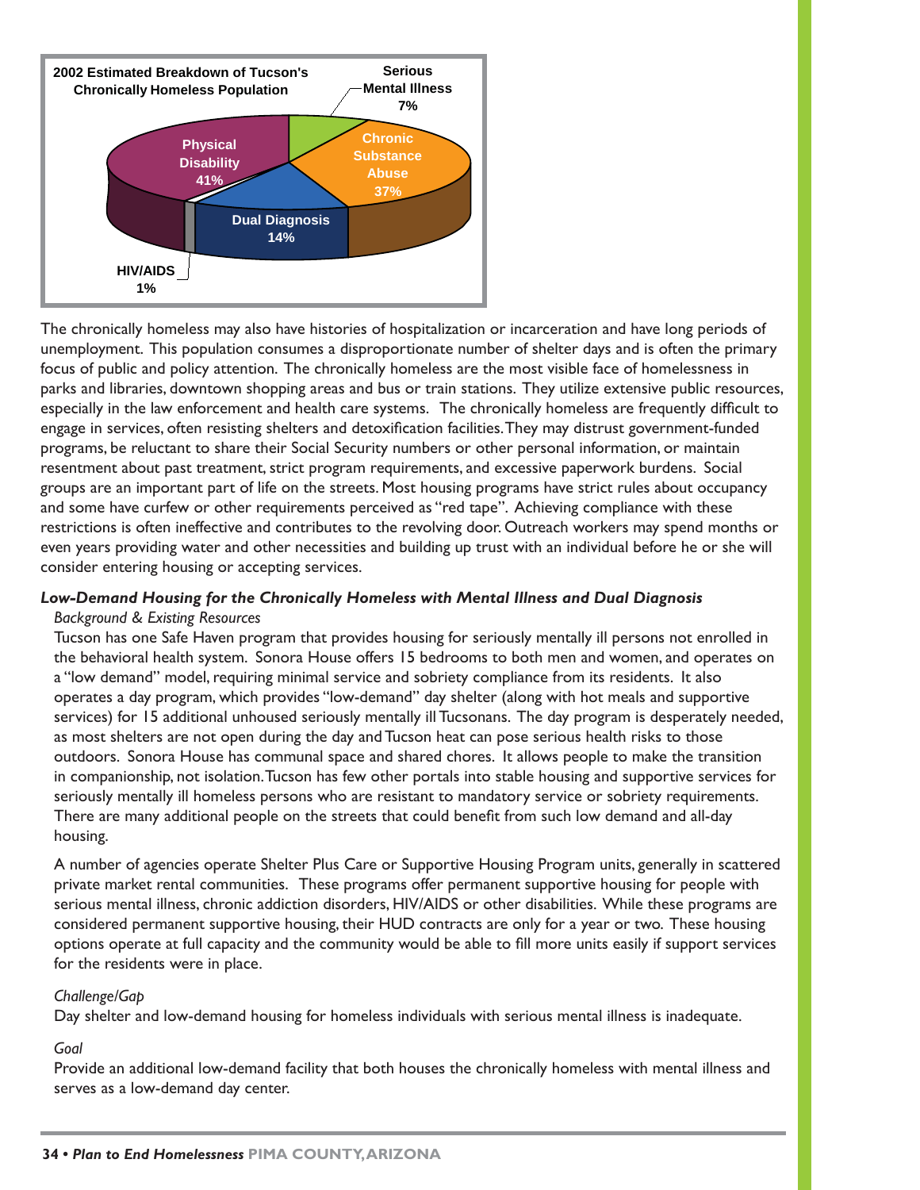**2002 Estimated Breakdown of Tucson's Chronically Homeless Population**

- Physical Disability 41%
- Chronic Substance Abuse 37%
- Dual Diagnosis 14%
- Serious Mental Illness 7%
- HIV/AIDS 1%

The chronically homeless may also have histories of hospitalization or incarceration and have long periods of unemployment. This population consumes a disproportionate number of shelter days and is often the primary focus of public and policy attention. The chronically homeless are the most visible face of homelessness in parks and libraries, downtown shopping areas and bus or train stations. They utilize extensive public resources, especially in the law enforcement and health care systems. The chronically homeless are frequently difficult to engage in services, often resisting shelters and detoxification facilities. They may distrust government-funded programs, be reluctant to share their Social Security numbers or other personal information, or maintain resentment about past treatment, strict program requirements, and excessive paperwork burdens. Social groups are an important part of life on the streets. Most housing programs have strict rules about occupancy and some have curfew or other requirements perceived as "red tape". Achieving compliance with these restrictions is often ineffective and contributes to the revolving door. Outreach workers may spend months or even years providing water and other necessities and building up trust with an individual before he or she will consider entering housing or accepting services.

### *Low-Demand Housing for the Chronically Homeless with Mental Illness and Dual Diagnosis*

*Background & Existing Resources*

Tucson has one Safe Haven program that provides housing for seriously mentally ill persons not enrolled in the behavioral health system. Sonora House offers 15 bedrooms to both men and women, and operates on a "low demand" model, requiring minimal service and sobriety compliance from its residents. It also operates a day program, which provides "low-demand" day shelter (along with hot meals and supportive services) for 15 additional unhoused seriously mentally ill Tucsonans. The day program is desperately needed, as most shelters are not open during the day and Tucson heat can pose serious health risks to those outdoors. Sonora House has communal space and shared chores. It allows people to make the transition in companionship, not isolation. Tucson has few other portals into stable housing and supportive services for seriously mentally ill homeless persons who are resistant to mandatory service or sobriety requirements. There are many additional people on the streets that could benefit from such low demand and all-day housing.

A number of agencies operate Shelter Plus Care or Supportive Housing Program units, generally in scattered private market rental communities. These programs offer permanent supportive housing for people with serious mental illness, chronic addiction disorders, HIV/AIDS or other disabilities. While these programs are considered permanent supportive housing, their HUD contracts are only for a year or two. These housing options operate at full capacity and the community would be able to fill more units easily if support services for the residents were in place.

*Challenge/Gap*

Day shelter and low-demand housing for homeless individuals with serious mental illness is inadequate.

*Goal*

Provide an additional low-demand facility that both houses the chronically homeless with mental illness and serves as a low-demand day center.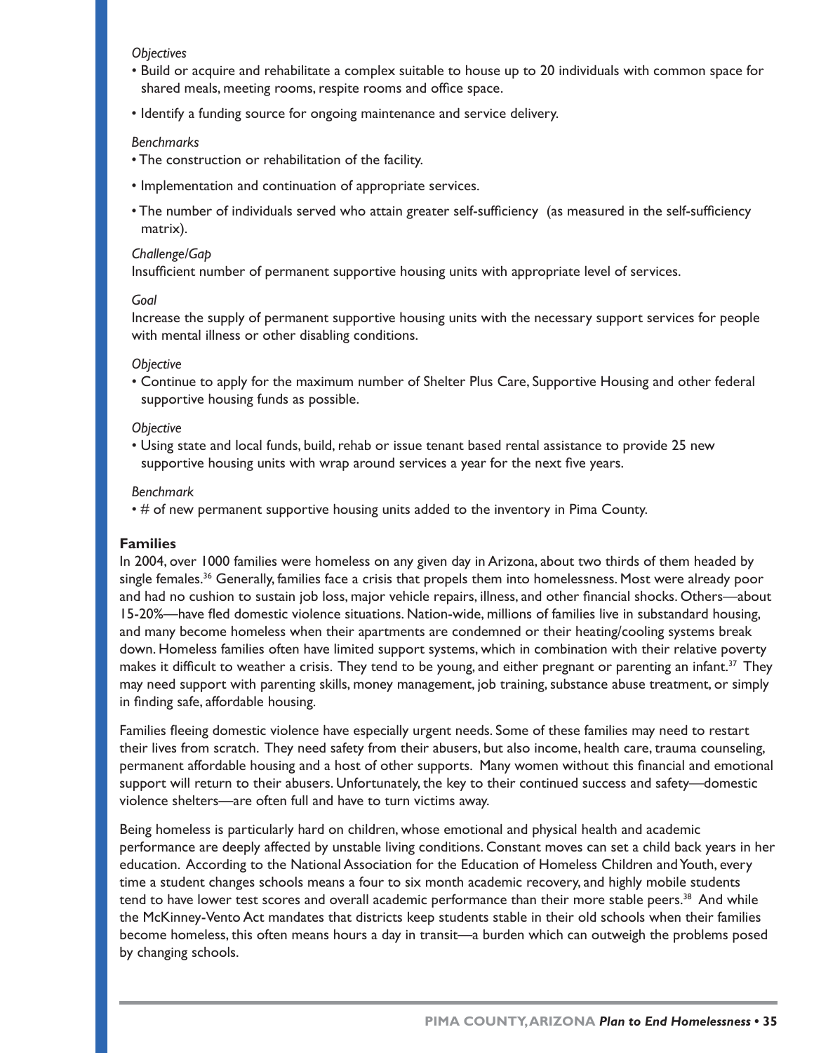*Objectives*

- Build or acquire and rehabilitate a complex suitable to house up to 20 individuals with common space for shared meals, meeting rooms, respite rooms and office space.
- Identify a funding source for ongoing maintenance and service delivery.

*Benchmarks*

- The construction or rehabilitation of the facility.
- Implementation and continuation of appropriate services.
- The number of individuals served who attain greater self-sufficiency (as measured in the self-sufficiency matrix).

*Challenge/Gap*

Insufficient number of permanent supportive housing units with appropriate level of services.

*Goal*

Increase the supply of permanent supportive housing units with the necessary support services for people with mental illness or other disabling conditions.

*Objective*

- Continue to apply for the maximum number of Shelter Plus Care, Supportive Housing and other federal supportive housing funds as possible.

*Objective*

- Using state and local funds, build, rehab or issue tenant based rental assistance to provide 25 new supportive housing units with wrap around services a year for the next five years.

*Benchmark*

- # of new permanent supportive housing units added to the inventory in Pima County.

**Families**

In 2004, over 1000 families were homeless on any given day in Arizona, about two thirds of them headed by single females.[36] Generally, families face a crisis that propels them into homelessness. Most were already poor and had no cushion to sustain job loss, major vehicle repairs, illness, and other financial shocks. Others—about 15-20%—have fled domestic violence situations. Nation-wide, millions of families live in substandard housing, and many become homeless when their apartments are condemned or their heating/cooling systems break down. Homeless families often have limited support systems, which in combination with their relative poverty makes it difficult to weather a crisis. They tend to be young, and either pregnant or parenting an infant.[37] They may need support with parenting skills, money management, job training, substance abuse treatment, or simply in finding safe, affordable housing.

Families fleeing domestic violence have especially urgent needs. Some of these families may need to restart their lives from scratch. They need safety from their abusers, but also income, health care, trauma counseling, permanent affordable housing and a host of other supports. Many women without this financial and emotional support will return to their abusers. Unfortunately, the key to their continued success and safety—domestic violence shelters—are often full and have to turn victims away.

Being homeless is particularly hard on children, whose emotional and physical health and academic performance are deeply affected by unstable living conditions. Constant moves can set a child back years in her education. According to the National Association for the Education of Homeless Children and Youth, every time a student changes schools means a four to six month academic recovery, and highly mobile students tend to have lower test scores and overall academic performance than their more stable peers.[38] And while the McKinney-Vento Act mandates that districts keep students stable in their old schools when their families become homeless, this often means hours a day in transit—a burden which can outweigh the problems posed by changing schools.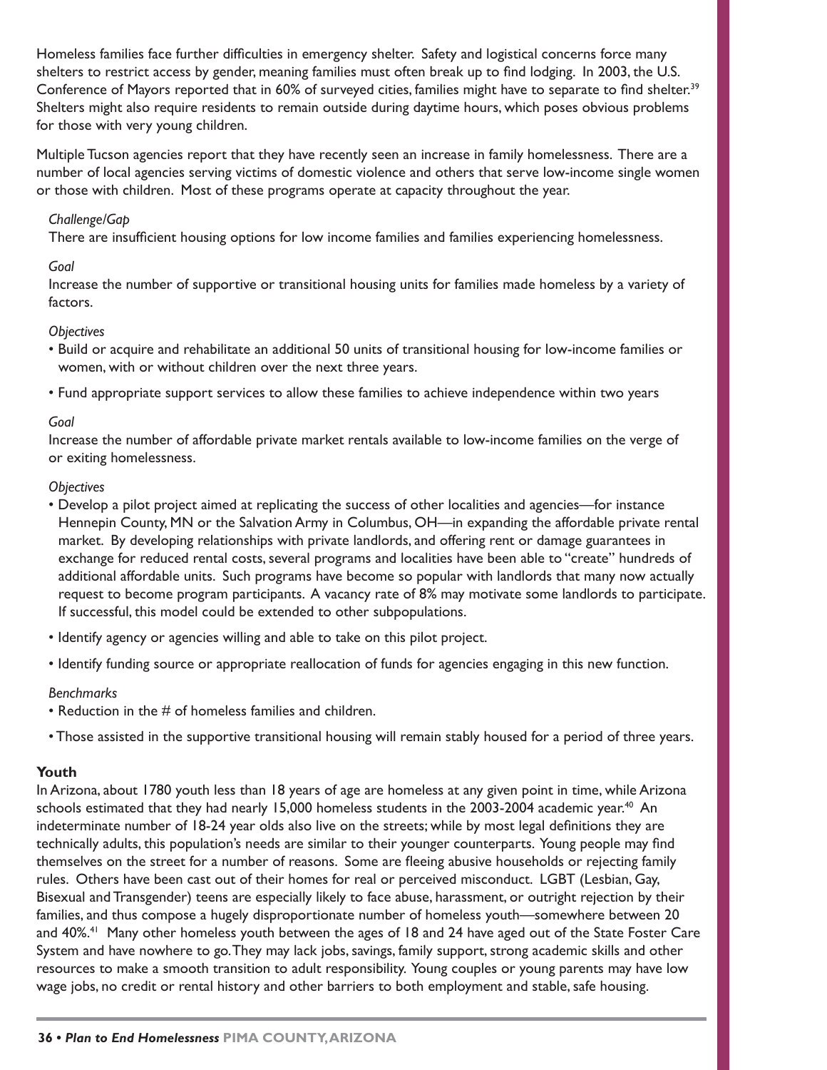Homeless families face further difficulties in emergency shelter. Safety and logistical concerns force many shelters to restrict access by gender, meaning families must often break up to find lodging. In 2003, the U.S. Conference of Mayors reported that in 60% of surveyed cities, families might have to separate to find shelter.[39] Shelters might also require residents to remain outside during daytime hours, which poses obvious problems for those with very young children.

Multiple Tucson agencies report that they have recently seen an increase in family homelessness. There are a number of local agencies serving victims of domestic violence and others that serve low-income single women or those with children. Most of these programs operate at capacity throughout the year.

*Challenge/Gap*

There are insufficient housing options for low income families and families experiencing homelessness.

*Goal*

Increase the number of supportive or transitional housing units for families made homeless by a variety of factors.

*Objectives*

- Build or acquire and rehabilitate an additional 50 units of transitional housing for low-income families or women, with or without children over the next three years.
- Fund appropriate support services to allow these families to achieve independence within two years

*Goal*

Increase the number of affordable private market rentals available to low-income families on the verge of or exiting homelessness.

*Objectives*

- Develop a pilot project aimed at replicating the success of other localities and agencies—for instance Hennepin County, MN or the Salvation Army in Columbus, OH—in expanding the affordable private rental market. By developing relationships with private landlords, and offering rent or damage guarantees in exchange for reduced rental costs, several programs and localities have been able to "create" hundreds of additional affordable units. Such programs have become so popular with landlords that many now actually request to become program participants. A vacancy rate of 8% may motivate some landlords to participate. If successful, this model could be extended to other subpopulations.
- Identify agency or agencies willing and able to take on this pilot project.
- Identify funding source or appropriate reallocation of funds for agencies engaging in this new function.

*Benchmarks*

- Reduction in the # of homeless families and children.
- Those assisted in the supportive transitional housing will remain stably housed for a period of three years.

**Youth**

In Arizona, about 1780 youth less than 18 years of age are homeless at any given point in time, while Arizona schools estimated that they had nearly 15,000 homeless students in the 2003-2004 academic year.[40] An indeterminate number of 18-24 year olds also live on the streets; while by most legal definitions they are technically adults, this population's needs are similar to their younger counterparts. Young people may find themselves on the street for a number of reasons. Some are fleeing abusive households or rejecting family rules. Others have been cast out of their homes for real or perceived misconduct. LGBT (Lesbian, Gay, Bisexual and Transgender) teens are especially likely to face abuse, harassment, or outright rejection by their families, and thus compose a hugely disproportionate number of homeless youth—somewhere between 20 and 40%.[41] Many other homeless youth between the ages of 18 and 24 have aged out of the State Foster Care System and have nowhere to go. They may lack jobs, savings, family support, strong academic skills and other resources to make a smooth transition to adult responsibility. Young couples or young parents may have low wage jobs, no credit or rental history and other barriers to both employment and stable, safe housing.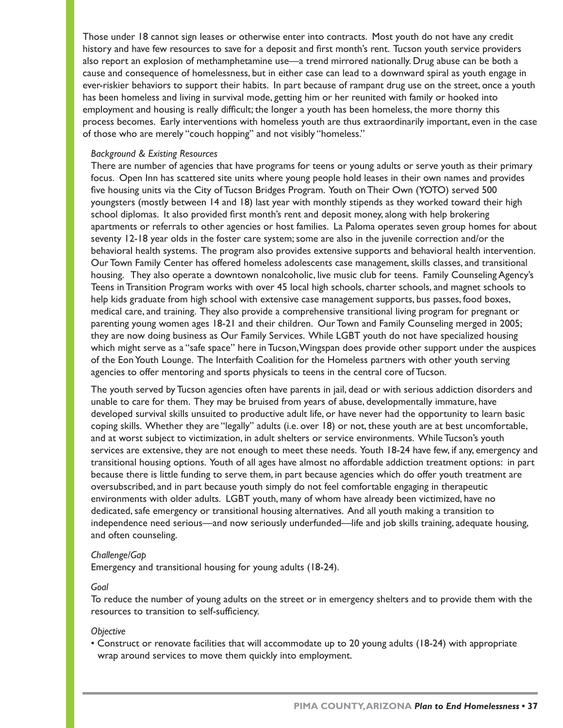Those under 18 cannot sign leases or otherwise enter into contracts. Most youth do not have any credit history and have few resources to save for a deposit and first month's rent. Tucson youth service providers also report an explosion of methamphetamine use—a trend mirrored nationally. Drug abuse can be both a cause and consequence of homelessness, but in either case can lead to a downward spiral as youth engage in ever-riskier behaviors to support their habits. In part because of rampant drug use on the street, once a youth has been homeless and living in survival mode, getting him or her reunited with family or hooked into employment and housing is really difficult; the longer a youth has been homeless, the more thorny this process becomes. Early interventions with homeless youth are thus extraordinarily important, even in the case of those who are merely "couch hopping" and not visibly "homeless."

*Background & Existing Resources*

There are number of agencies that have programs for teens or young adults or serve youth as their primary focus. Open Inn has scattered site units where young people hold leases in their own names and provides five housing units via the City of Tucson Bridges Program. Youth on Their Own (YOTO) served 500 youngsters (mostly between 14 and 18) last year with monthly stipends as they worked toward their high school diplomas. It also provided first month's rent and deposit money, along with help brokering apartments or referrals to other agencies or host families. La Paloma operates seven group homes for about seventy 12-18 year olds in the foster care system; some are also in the juvenile correction and/or the behavioral health systems. The program also provides extensive supports and behavioral health intervention. Our Town Family Center has offered homeless adolescents case management, skills classes, and transitional housing. They also operate a downtown nonalcoholic, live music club for teens. Family Counseling Agency's Teens in Transition Program works with over 45 local high schools, charter schools, and magnet schools to help kids graduate from high school with extensive case management supports, bus passes, food boxes, medical care, and training. They also provide a comprehensive transitional living program for pregnant or parenting young women ages 18-21 and their children. Our Town and Family Counseling merged in 2005; they are now doing business as Our Family Services. While LGBT youth do not have specialized housing which might serve as a "safe space" here in Tucson, Wingspan does provide other support under the auspices of the Eon Youth Lounge. The Interfaith Coalition for the Homeless partners with other youth serving agencies to offer mentoring and sports physicals to teens in the central core of Tucson.

The youth served by Tucson agencies often have parents in jail, dead or with serious addiction disorders and unable to care for them. They may be bruised from years of abuse, developmentally immature, have developed survival skills unsuited to productive adult life, or have never had the opportunity to learn basic coping skills. Whether they are "legally" adults (i.e. over 18) or not, these youth are at best uncomfortable, and at worst subject to victimization, in adult shelters or service environments. While Tucson's youth services are extensive, they are not enough to meet these needs. Youth 18-24 have few, if any, emergency and transitional housing options. Youth of all ages have almost no affordable addiction treatment options: in part because there is little funding to serve them, in part because agencies which do offer youth treatment are oversubscribed, and in part because youth simply do not feel comfortable engaging in therapeutic environments with older adults. LGBT youth, many of whom have already been victimized, have no dedicated, safe emergency or transitional housing alternatives. And all youth making a transition to independence need serious—and now seriously underfunded—life and job skills training, adequate housing, and often counseling.

*Challenge/Gap*

Emergency and transitional housing for young adults (18-24).

*Goal*

To reduce the number of young adults on the street or in emergency shelters and to provide them with the resources to transition to self-sufficiency.

*Objective*

- Construct or renovate facilities that will accommodate up to 20 young adults (18-24) with appropriate wrap around services to move them quickly into employment.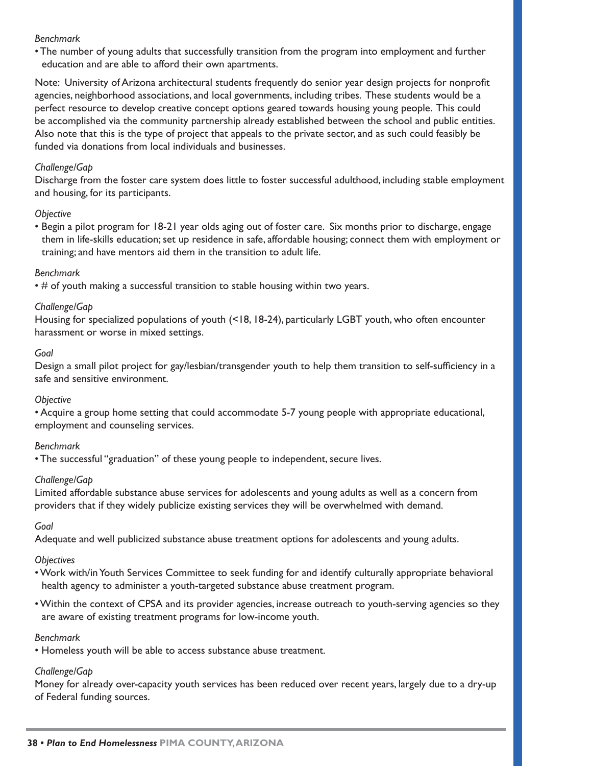*Benchmark*

- The number of young adults that successfully transition from the program into employment and further education and are able to afford their own apartments.

Note: University of Arizona architectural students frequently do senior year design projects for nonprofit agencies, neighborhood associations, and local governments, including tribes. These students would be a perfect resource to develop creative concept options geared towards housing young people. This could be accomplished via the community partnership already established between the school and public entities. Also note that this is the type of project that appeals to the private sector, and as such could feasibly be funded via donations from local individuals and businesses.

*Challenge/Gap*

Discharge from the foster care system does little to foster successful adulthood, including stable employment and housing, for its participants.

*Objective*

- Begin a pilot program for 18-21 year olds aging out of foster care. Six months prior to discharge, engage them in life-skills education; set up residence in safe, affordable housing; connect them with employment or training; and have mentors aid them in the transition to adult life.

*Benchmark*

- # of youth making a successful transition to stable housing within two years.

*Challenge/Gap*

Housing for specialized populations of youth (<18, 18-24), particularly LGBT youth, who often encounter harassment or worse in mixed settings.

*Goal*

Design a small pilot project for gay/lesbian/transgender youth to help them transition to self-sufficiency in a safe and sensitive environment.

*Objective*

- Acquire a group home setting that could accommodate 5-7 young people with appropriate educational, employment and counseling services.

*Benchmark*

- The successful "graduation" of these young people to independent, secure lives.

*Challenge/Gap*

Limited affordable substance abuse services for adolescents and young adults as well as a concern from providers that if they widely publicize existing services they will be overwhelmed with demand.

*Goal*

Adequate and well publicized substance abuse treatment options for adolescents and young adults.

*Objectives*

- Work with/in Youth Services Committee to seek funding for and identify culturally appropriate behavioral health agency to administer a youth-targeted substance abuse treatment program.
- Within the context of CPSA and its provider agencies, increase outreach to youth-serving agencies so they are aware of existing treatment programs for low-income youth.

*Benchmark*

- Homeless youth will be able to access substance abuse treatment.

*Challenge/Gap*

Money for already over-capacity youth services has been reduced over recent years, largely due to a dry-up of Federal funding sources.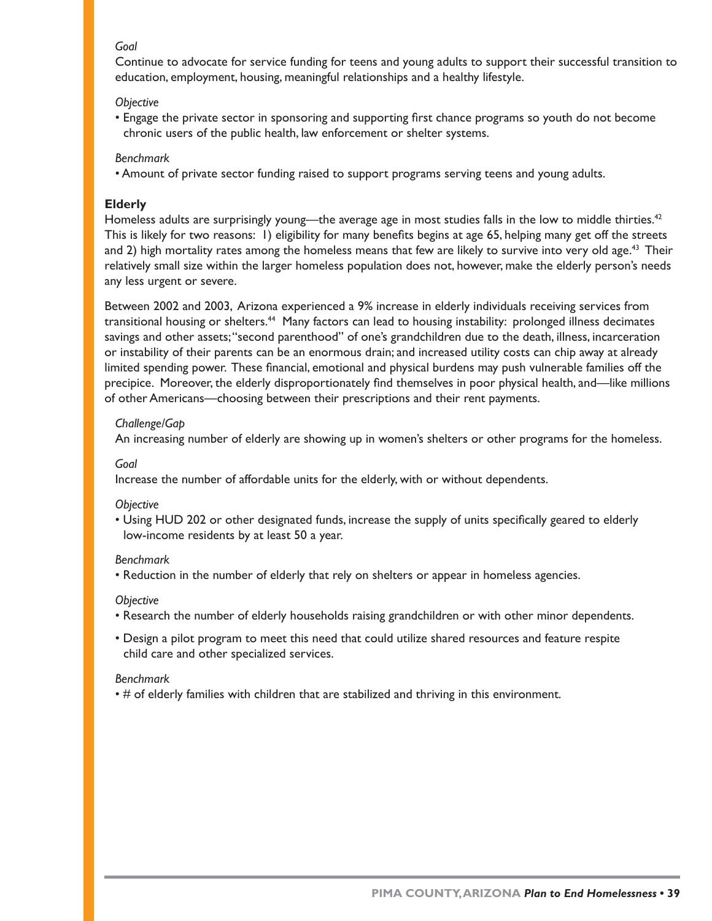*Goal*

Continue to advocate for service funding for teens and young adults to support their successful transition to education, employment, housing, meaningful relationships and a healthy lifestyle.

*Objective*

- Engage the private sector in sponsoring and supporting first chance programs so youth do not become chronic users of the public health, law enforcement or shelter systems.

*Benchmark*

- Amount of private sector funding raised to support programs serving teens and young adults.

### Elderly

Homeless adults are surprisingly young—the average age in most studies falls in the low to middle thirties.[42] This is likely for two reasons: 1) eligibility for many benefits begins at age 65, helping many get off the streets and 2) high mortality rates among the homeless means that few are likely to survive into very old age.[43] Their relatively small size within the larger homeless population does not, however, make the elderly person's needs any less urgent or severe.

Between 2002 and 2003, Arizona experienced a 9% increase in elderly individuals receiving services from transitional housing or shelters.[44] Many factors can lead to housing instability: prolonged illness decimates savings and other assets; "second parenthood" of one's grandchildren due to the death, illness, incarceration or instability of their parents can be an enormous drain; and increased utility costs can chip away at already limited spending power. These financial, emotional and physical burdens may push vulnerable families off the precipice. Moreover, the elderly disproportionately find themselves in poor physical health, and—like millions of other Americans—choosing between their prescriptions and their rent payments.

*Challenge/Gap*

An increasing number of elderly are showing up in women's shelters or other programs for the homeless.

*Goal*

Increase the number of affordable units for the elderly, with or without dependents.

*Objective*

- Using HUD 202 or other designated funds, increase the supply of units specifically geared to elderly low-income residents by at least 50 a year.

*Benchmark*

- Reduction in the number of elderly that rely on shelters or appear in homeless agencies.

*Objective*

- Research the number of elderly households raising grandchildren or with other minor dependents.
- Design a pilot program to meet this need that could utilize shared resources and feature respite child care and other specialized services.

*Benchmark*

- # of elderly families with children that are stabilized and thriving in this environment.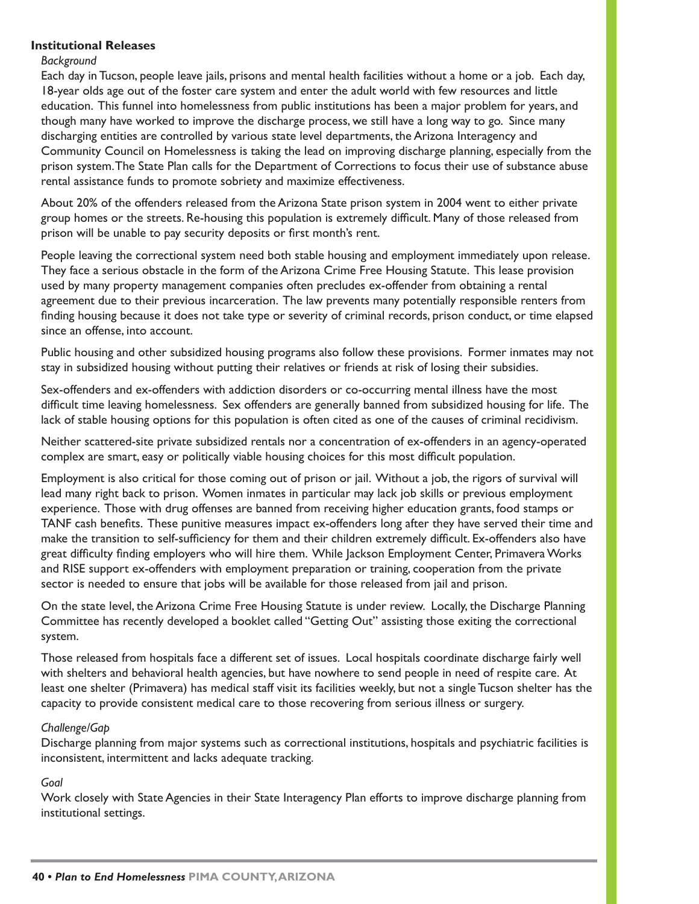**Institutional Releases**

*Background*

Each day in Tucson, people leave jails, prisons and mental health facilities without a home or a job. Each day, 18-year olds age out of the foster care system and enter the adult world with few resources and little education. This funnel into homelessness from public institutions has been a major problem for years, and though many have worked to improve the discharge process, we still have a long way to go. Since many discharging entities are controlled by various state level departments, the Arizona Interagency and Community Council on Homelessness is taking the lead on improving discharge planning, especially from the prison system. The State Plan calls for the Department of Corrections to focus their use of substance abuse rental assistance funds to promote sobriety and maximize effectiveness.

About 20% of the offenders released from the Arizona State prison system in 2004 went to either private group homes or the streets. Re-housing this population is extremely difficult. Many of those released from prison will be unable to pay security deposits or first month's rent.

People leaving the correctional system need both stable housing and employment immediately upon release. They face a serious obstacle in the form of the Arizona Crime Free Housing Statute. This lease provision used by many property management companies often precludes ex-offender from obtaining a rental agreement due to their previous incarceration. The law prevents many potentially responsible renters from finding housing because it does not take type or severity of criminal records, prison conduct, or time elapsed since an offense, into account.

Public housing and other subsidized housing programs also follow these provisions. Former inmates may not stay in subsidized housing without putting their relatives or friends at risk of losing their subsidies.

Sex-offenders and ex-offenders with addiction disorders or co-occurring mental illness have the most difficult time leaving homelessness. Sex offenders are generally banned from subsidized housing for life. The lack of stable housing options for this population is often cited as one of the causes of criminal recidivism.

Neither scattered-site private subsidized rentals nor a concentration of ex-offenders in an agency-operated complex are smart, easy or politically viable housing choices for this most difficult population.

Employment is also critical for those coming out of prison or jail. Without a job, the rigors of survival will lead many right back to prison. Women inmates in particular may lack job skills or previous employment experience. Those with drug offenses are banned from receiving higher education grants, food stamps or TANF cash benefits. These punitive measures impact ex-offenders long after they have served their time and make the transition to self-sufficiency for them and their children extremely difficult. Ex-offenders also have great difficulty finding employers who will hire them. While Jackson Employment Center, Primavera Works and RISE support ex-offenders with employment preparation or training, cooperation from the private sector is needed to ensure that jobs will be available for those released from jail and prison.

On the state level, the Arizona Crime Free Housing Statute is under review. Locally, the Discharge Planning Committee has recently developed a booklet called "Getting Out" assisting those exiting the correctional system.

Those released from hospitals face a different set of issues. Local hospitals coordinate discharge fairly well with shelters and behavioral health agencies, but have nowhere to send people in need of respite care. At least one shelter (Primavera) has medical staff visit its facilities weekly, but not a single Tucson shelter has the capacity to provide consistent medical care to those recovering from serious illness or surgery.

*Challenge/Gap*

Discharge planning from major systems such as correctional institutions, hospitals and psychiatric facilities is inconsistent, intermittent and lacks adequate tracking.

*Goal*

Work closely with State Agencies in their State Interagency Plan efforts to improve discharge planning from institutional settings.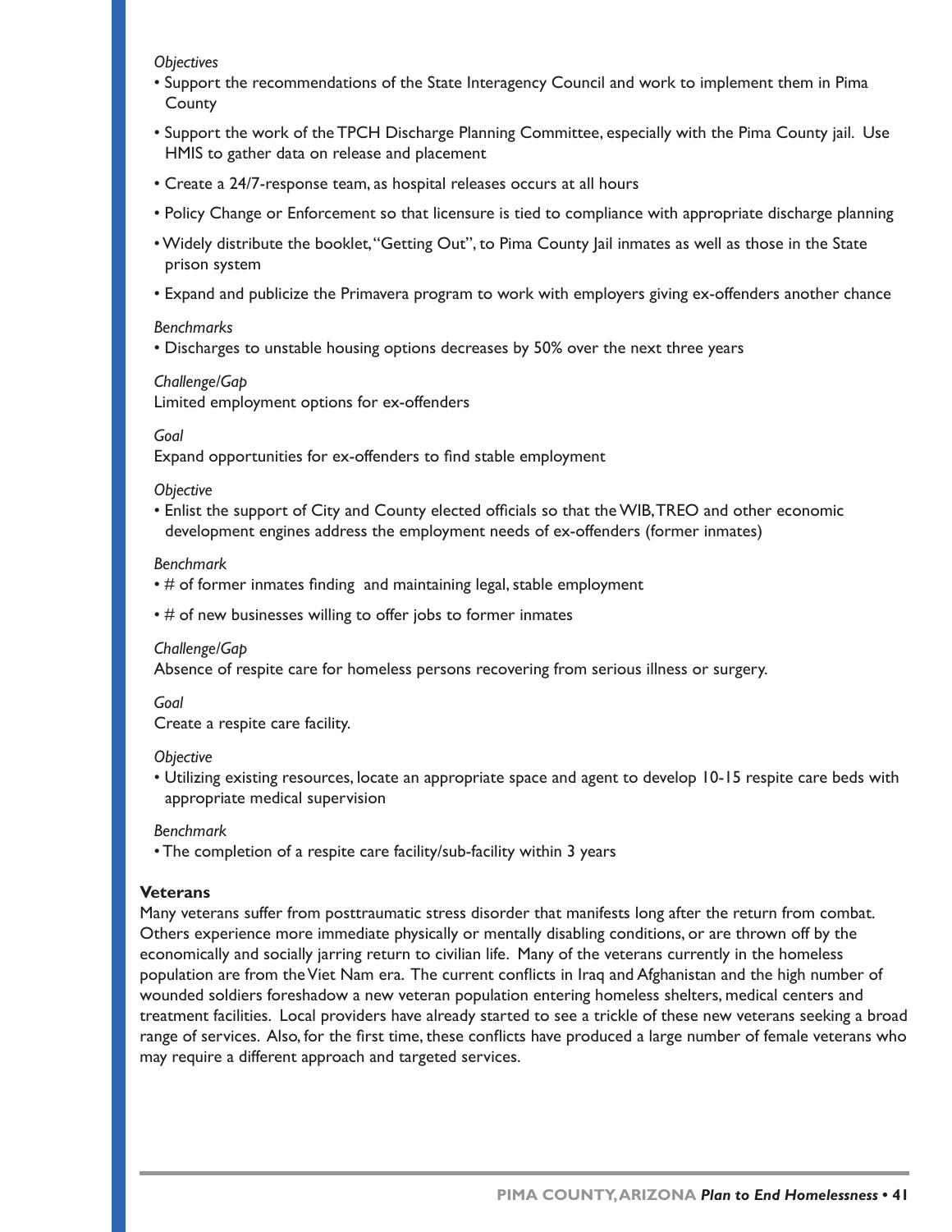*Objectives*

- Support the recommendations of the State Interagency Council and work to implement them in Pima County
- Support the work of the TPCH Discharge Planning Committee, especially with the Pima County jail. Use HMIS to gather data on release and placement
- Create a 24/7-response team, as hospital releases occurs at all hours
- Policy Change or Enforcement so that licensure is tied to compliance with appropriate discharge planning
- Widely distribute the booklet, "Getting Out", to Pima County Jail inmates as well as those in the State prison system
- Expand and publicize the Primavera program to work with employers giving ex-offenders another chance

*Benchmarks*

- Discharges to unstable housing options decreases by 50% over the next three years

*Challenge/Gap*

Limited employment options for ex-offenders

*Goal*

Expand opportunities for ex-offenders to find stable employment

*Objective*

- Enlist the support of City and County elected officials so that the WIB, TREO and other economic development engines address the employment needs of ex-offenders (former inmates)

*Benchmark*

- # of former inmates finding and maintaining legal, stable employment
- # of new businesses willing to offer jobs to former inmates

*Challenge/Gap*

Absence of respite care for homeless persons recovering from serious illness or surgery.

*Goal*

Create a respite care facility.

*Objective*

- Utilizing existing resources, locate an appropriate space and agent to develop 10-15 respite care beds with appropriate medical supervision

*Benchmark*

- The completion of a respite care facility/sub-facility within 3 years

**Veterans**

Many veterans suffer from posttraumatic stress disorder that manifests long after the return from combat. Others experience more immediate physically or mentally disabling conditions, or are thrown off by the economically and socially jarring return to civilian life. Many of the veterans currently in the homeless population are from the Viet Nam era. The current conflicts in Iraq and Afghanistan and the high number of wounded soldiers foreshadow a new veteran population entering homeless shelters, medical centers and treatment facilities. Local providers have already started to see a trickle of these new veterans seeking a broad range of services. Also, for the first time, these conflicts have produced a large number of female veterans who may require a different approach and targeted services.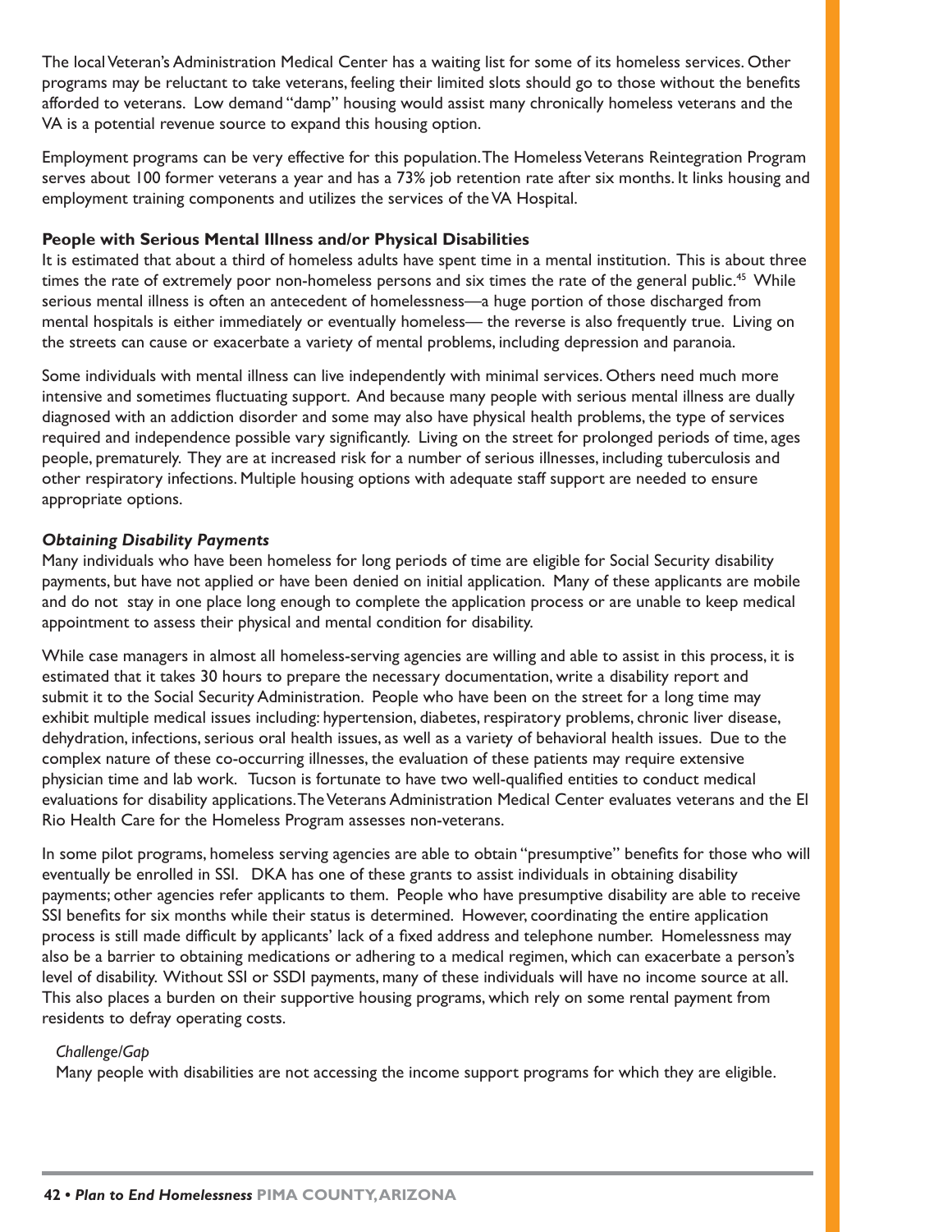The local Veteran's Administration Medical Center has a waiting list for some of its homeless services. Other programs may be reluctant to take veterans, feeling their limited slots should go to those without the benefits afforded to veterans. Low demand "damp" housing would assist many chronically homeless veterans and the VA is a potential revenue source to expand this housing option.

Employment programs can be very effective for this population. The Homeless Veterans Reintegration Program serves about 100 former veterans a year and has a 73% job retention rate after six months. It links housing and employment training components and utilizes the services of the VA Hospital.

**People with Serious Mental Illness and/or Physical Disabilities**

It is estimated that about a third of homeless adults have spent time in a mental institution. This is about three times the rate of extremely poor non-homeless persons and six times the rate of the general public.[45] While serious mental illness is often an antecedent of homelessness—a huge portion of those discharged from mental hospitals is either immediately or eventually homeless— the reverse is also frequently true. Living on the streets can cause or exacerbate a variety of mental problems, including depression and paranoia.

Some individuals with mental illness can live independently with minimal services. Others need much more intensive and sometimes fluctuating support. And because many people with serious mental illness are dually diagnosed with an addiction disorder and some may also have physical health problems, the type of services required and independence possible vary significantly. Living on the street for prolonged periods of time, ages people, prematurely. They are at increased risk for a number of serious illnesses, including tuberculosis and other respiratory infections. Multiple housing options with adequate staff support are needed to ensure appropriate options.

***Obtaining Disability Payments***

Many individuals who have been homeless for long periods of time are eligible for Social Security disability payments, but have not applied or have been denied on initial application. Many of these applicants are mobile and do not stay in one place long enough to complete the application process or are unable to keep medical appointment to assess their physical and mental condition for disability.

While case managers in almost all homeless-serving agencies are willing and able to assist in this process, it is estimated that it takes 30 hours to prepare the necessary documentation, write a disability report and submit it to the Social Security Administration. People who have been on the street for a long time may exhibit multiple medical issues including: hypertension, diabetes, respiratory problems, chronic liver disease, dehydration, infections, serious oral health issues, as well as a variety of behavioral health issues. Due to the complex nature of these co-occurring illnesses, the evaluation of these patients may require extensive physician time and lab work. Tucson is fortunate to have two well-qualified entities to conduct medical evaluations for disability applications. The Veterans Administration Medical Center evaluates veterans and the El Rio Health Care for the Homeless Program assesses non-veterans.

In some pilot programs, homeless serving agencies are able to obtain "presumptive" benefits for those who will eventually be enrolled in SSI. DKA has one of these grants to assist individuals in obtaining disability payments; other agencies refer applicants to them. People who have presumptive disability are able to receive SSI benefits for six months while their status is determined. However, coordinating the entire application process is still made difficult by applicants' lack of a fixed address and telephone number. Homelessness may also be a barrier to obtaining medications or adhering to a medical regimen, which can exacerbate a person's level of disability. Without SSI or SSDI payments, many of these individuals will have no income source at all. This also places a burden on their supportive housing programs, which rely on some rental payment from residents to defray operating costs.

*Challenge/Gap*

Many people with disabilities are not accessing the income support programs for which they are eligible.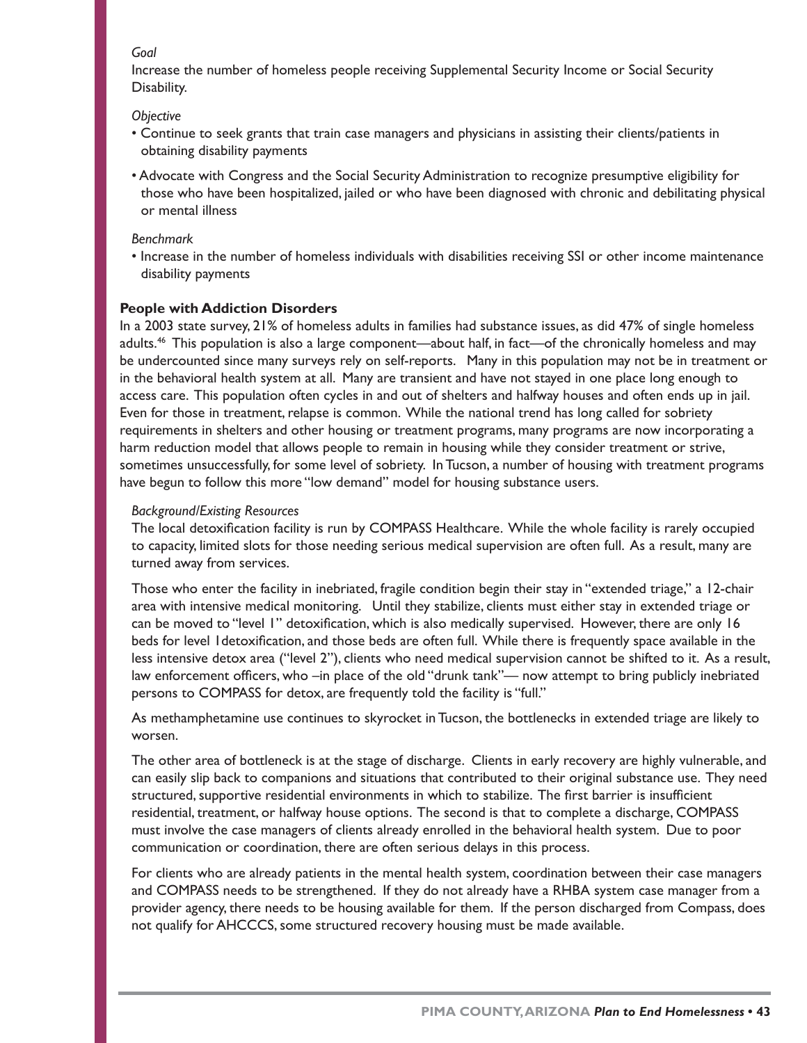*Goal*

Increase the number of homeless people receiving Supplemental Security Income or Social Security Disability.

*Objective*

- Continue to seek grants that train case managers and physicians in assisting their clients/patients in obtaining disability payments
- Advocate with Congress and the Social Security Administration to recognize presumptive eligibility for those who have been hospitalized, jailed or who have been diagnosed with chronic and debilitating physical or mental illness

*Benchmark*

- Increase in the number of homeless individuals with disabilities receiving SSI or other income maintenance disability payments

**People with Addiction Disorders**

In a 2003 state survey, 21% of homeless adults in families had substance issues, as did 47% of single homeless adults.[46] This population is also a large component—about half, in fact—of the chronically homeless and may be undercounted since many surveys rely on self-reports. Many in this population may not be in treatment or in the behavioral health system at all. Many are transient and have not stayed in one place long enough to access care. This population often cycles in and out of shelters and halfway houses and often ends up in jail. Even for those in treatment, relapse is common. While the national trend has long called for sobriety requirements in shelters and other housing or treatment programs, many programs are now incorporating a harm reduction model that allows people to remain in housing while they consider treatment or strive, sometimes unsuccessfully, for some level of sobriety. In Tucson, a number of housing with treatment programs have begun to follow this more "low demand" model for housing substance users.

*Background/Existing Resources*

The local detoxification facility is run by COMPASS Healthcare. While the whole facility is rarely occupied to capacity, limited slots for those needing serious medical supervision are often full. As a result, many are turned away from services.

Those who enter the facility in inebriated, fragile condition begin their stay in "extended triage," a 12-chair area with intensive medical monitoring. Until they stabilize, clients must either stay in extended triage or can be moved to "level 1" detoxification, which is also medically supervised. However, there are only 16 beds for level 1detoxification, and those beds are often full. While there is frequently space available in the less intensive detox area ("level 2"), clients who need medical supervision cannot be shifted to it. As a result, law enforcement officers, who –in place of the old "drunk tank"— now attempt to bring publicly inebriated persons to COMPASS for detox, are frequently told the facility is "full."

As methamphetamine use continues to skyrocket in Tucson, the bottlenecks in extended triage are likely to worsen.

The other area of bottleneck is at the stage of discharge. Clients in early recovery are highly vulnerable, and can easily slip back to companions and situations that contributed to their original substance use. They need structured, supportive residential environments in which to stabilize. The first barrier is insufficient residential, treatment, or halfway house options. The second is that to complete a discharge, COMPASS must involve the case managers of clients already enrolled in the behavioral health system. Due to poor communication or coordination, there are often serious delays in this process.

For clients who are already patients in the mental health system, coordination between their case managers and COMPASS needs to be strengthened. If they do not already have a RHBA system case manager from a provider agency, there needs to be housing available for them. If the person discharged from Compass, does not qualify for AHCCCS, some structured recovery housing must be made available.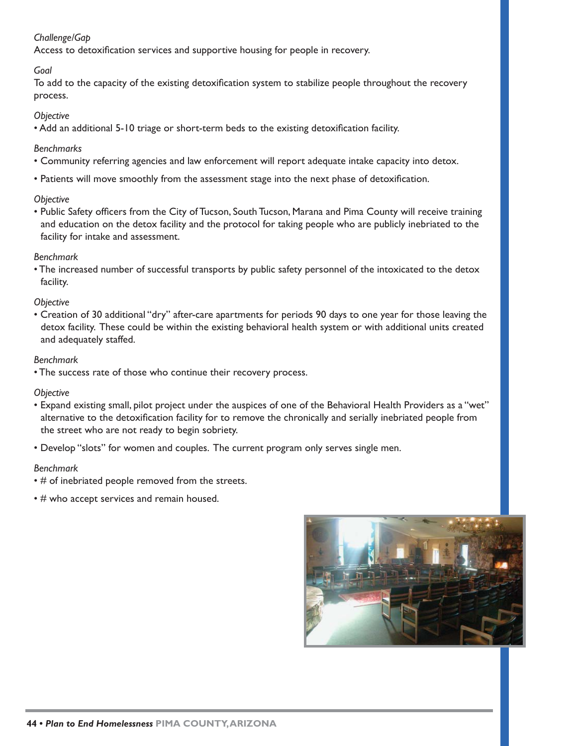*Challenge/Gap*

Access to detoxification services and supportive housing for people in recovery.

*Goal*

To add to the capacity of the existing detoxification system to stabilize people throughout the recovery process.

*Objective*

- Add an additional 5-10 triage or short-term beds to the existing detoxification facility.

*Benchmarks*

- Community referring agencies and law enforcement will report adequate intake capacity into detox.
- Patients will move smoothly from the assessment stage into the next phase of detoxification.

*Objective*

- Public Safety officers from the City of Tucson, South Tucson, Marana and Pima County will receive training and education on the detox facility and the protocol for taking people who are publicly inebriated to the facility for intake and assessment.

*Benchmark*

- The increased number of successful transports by public safety personnel of the intoxicated to the detox facility.

*Objective*

- Creation of 30 additional "dry" after-care apartments for periods 90 days to one year for those leaving the detox facility. These could be within the existing behavioral health system or with additional units created and adequately staffed.

*Benchmark*

- The success rate of those who continue their recovery process.

*Objective*

- Expand existing small, pilot project under the auspices of one of the Behavioral Health Providers as a "wet" alternative to the detoxification facility for to remove the chronically and serially inebriated people from the street who are not ready to begin sobriety.
- Develop "slots" for women and couples. The current program only serves single men.

*Benchmark*

- # of inebriated people removed from the streets.
- # who accept services and remain housed.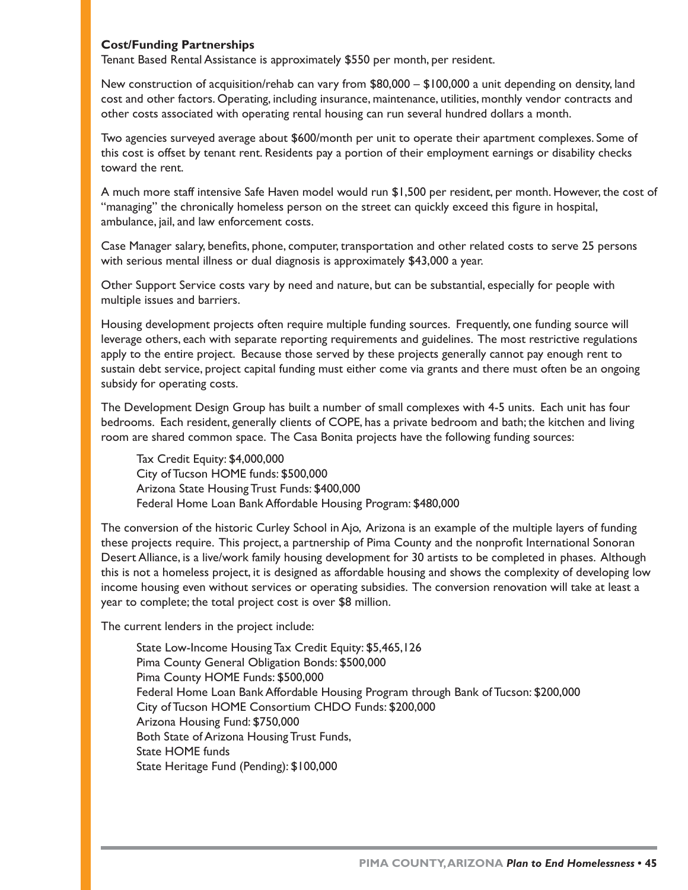**Cost/Funding Partnerships**

Tenant Based Rental Assistance is approximately $550 per month, per resident.

New construction of acquisition/rehab can vary from $80,000 – $100,000 a unit depending on density, land cost and other factors. Operating, including insurance, maintenance, utilities, monthly vendor contracts and other costs associated with operating rental housing can run several hundred dollars a month.

Two agencies surveyed average about $600/month per unit to operate their apartment complexes. Some of this cost is offset by tenant rent. Residents pay a portion of their employment earnings or disability checks toward the rent.

A much more staff intensive Safe Haven model would run $1,500 per resident, per month. However, the cost of "managing" the chronically homeless person on the street can quickly exceed this figure in hospital, ambulance, jail, and law enforcement costs.

Case Manager salary, benefits, phone, computer, transportation and other related costs to serve 25 persons with serious mental illness or dual diagnosis is approximately $43,000 a year.

Other Support Service costs vary by need and nature, but can be substantial, especially for people with multiple issues and barriers.

Housing development projects often require multiple funding sources. Frequently, one funding source will leverage others, each with separate reporting requirements and guidelines. The most restrictive regulations apply to the entire project. Because those served by these projects generally cannot pay enough rent to sustain debt service, project capital funding must either come via grants and there must often be an ongoing subsidy for operating costs.

The Development Design Group has built a number of small complexes with 4-5 units. Each unit has four bedrooms. Each resident, generally clients of COPE, has a private bedroom and bath; the kitchen and living room are shared common space. The Casa Bonita projects have the following funding sources:

Tax Credit Equity: $4,000,000
City of Tucson HOME funds: $500,000
Arizona State Housing Trust Funds: $400,000
Federal Home Loan Bank Affordable Housing Program: $480,000

The conversion of the historic Curley School in Ajo, Arizona is an example of the multiple layers of funding these projects require. This project, a partnership of Pima County and the nonprofit International Sonoran Desert Alliance, is a live/work family housing development for 30 artists to be completed in phases. Although this is not a homeless project, it is designed as affordable housing and shows the complexity of developing low income housing even without services or operating subsidies. The conversion renovation will take at least a year to complete; the total project cost is over $8 million.

The current lenders in the project include:

State Low-Income Housing Tax Credit Equity: $5,465,126
Pima County General Obligation Bonds: $500,000
Pima County HOME Funds: $500,000
Federal Home Loan Bank Affordable Housing Program through Bank of Tucson: $200,000
City of Tucson HOME Consortium CHDO Funds: $200,000
Arizona Housing Fund: $750,000
Both State of Arizona Housing Trust Funds,
State HOME funds
State Heritage Fund (Pending): $100,000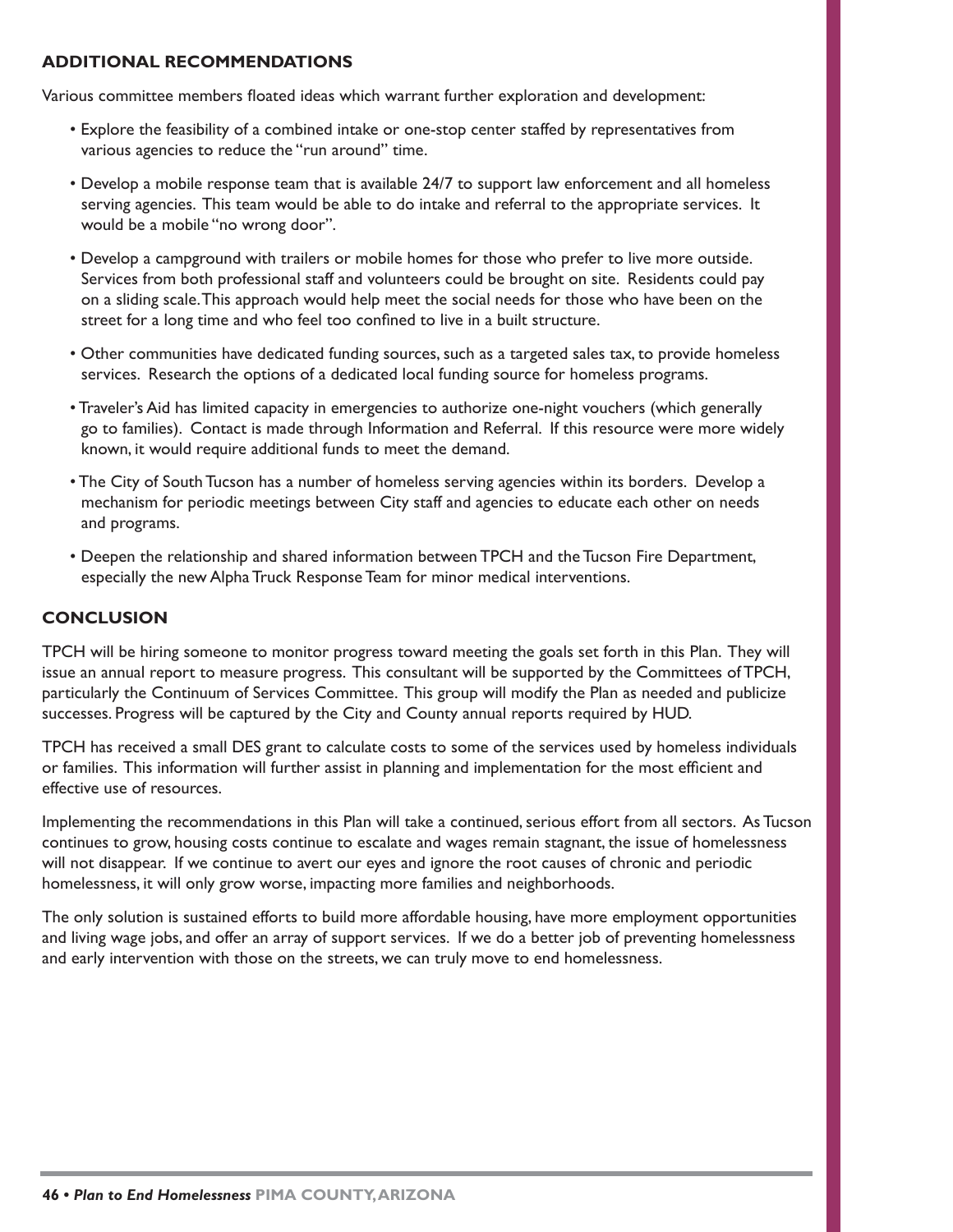## ADDITIONAL RECOMMENDATIONS

Various committee members floated ideas which warrant further exploration and development:

- Explore the feasibility of a combined intake or one-stop center staffed by representatives from various agencies to reduce the "run around" time.
- Develop a mobile response team that is available 24/7 to support law enforcement and all homeless serving agencies. This team would be able to do intake and referral to the appropriate services. It would be a mobile "no wrong door".
- Develop a campground with trailers or mobile homes for those who prefer to live more outside. Services from both professional staff and volunteers could be brought on site. Residents could pay on a sliding scale. This approach would help meet the social needs for those who have been on the street for a long time and who feel too confined to live in a built structure.
- Other communities have dedicated funding sources, such as a targeted sales tax, to provide homeless services. Research the options of a dedicated local funding source for homeless programs.
- Traveler's Aid has limited capacity in emergencies to authorize one-night vouchers (which generally go to families). Contact is made through Information and Referral. If this resource were more widely known, it would require additional funds to meet the demand.
- The City of South Tucson has a number of homeless serving agencies within its borders. Develop a mechanism for periodic meetings between City staff and agencies to educate each other on needs and programs.
- Deepen the relationship and shared information between TPCH and the Tucson Fire Department, especially the new Alpha Truck Response Team for minor medical interventions.

## CONCLUSION

TPCH will be hiring someone to monitor progress toward meeting the goals set forth in this Plan. They will issue an annual report to measure progress. This consultant will be supported by the Committees of TPCH, particularly the Continuum of Services Committee. This group will modify the Plan as needed and publicize successes. Progress will be captured by the City and County annual reports required by HUD.

TPCH has received a small DES grant to calculate costs to some of the services used by homeless individuals or families. This information will further assist in planning and implementation for the most efficient and effective use of resources.

Implementing the recommendations in this Plan will take a continued, serious effort from all sectors. As Tucson continues to grow, housing costs continue to escalate and wages remain stagnant, the issue of homelessness will not disappear. If we continue to avert our eyes and ignore the root causes of chronic and periodic homelessness, it will only grow worse, impacting more families and neighborhoods.

The only solution is sustained efforts to build more affordable housing, have more employment opportunities and living wage jobs, and offer an array of support services. If we do a better job of preventing homelessness and early intervention with those on the streets, we can truly move to end homelessness.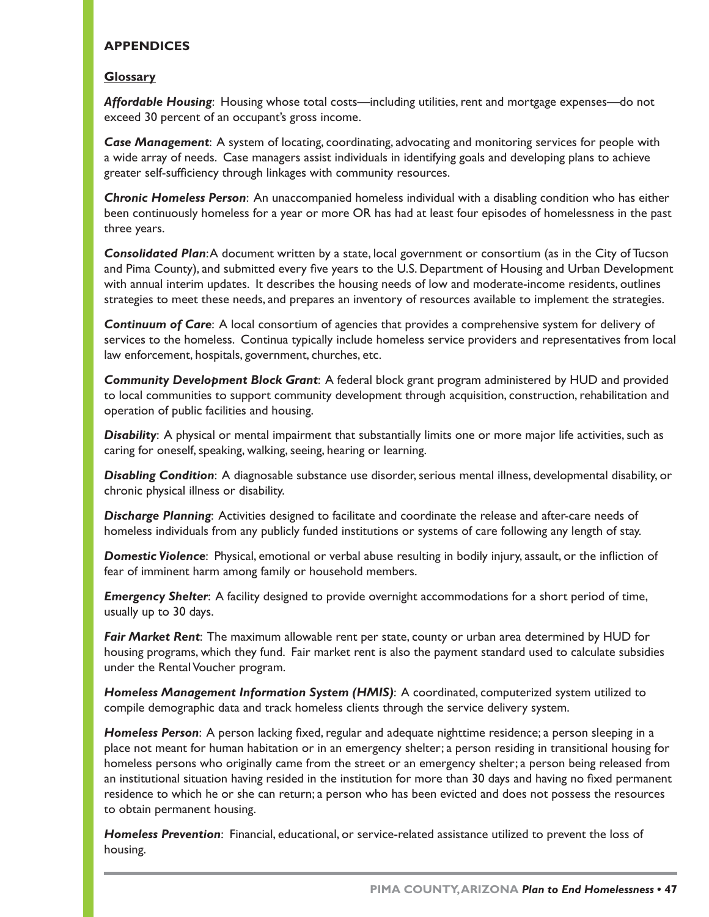## APPENDICES

### Glossary

***Affordable Housing***: Housing whose total costs—including utilities, rent and mortgage expenses—do not exceed 30 percent of an occupant's gross income.

***Case Management***: A system of locating, coordinating, advocating and monitoring services for people with a wide array of needs. Case managers assist individuals in identifying goals and developing plans to achieve greater self-sufficiency through linkages with community resources.

***Chronic Homeless Person***: An unaccompanied homeless individual with a disabling condition who has either been continuously homeless for a year or more OR has had at least four episodes of homelessness in the past three years.

***Consolidated Plan***: A document written by a state, local government or consortium (as in the City of Tucson and Pima County), and submitted every five years to the U.S. Department of Housing and Urban Development with annual interim updates. It describes the housing needs of low and moderate-income residents, outlines strategies to meet these needs, and prepares an inventory of resources available to implement the strategies.

***Continuum of Care***: A local consortium of agencies that provides a comprehensive system for delivery of services to the homeless. Continua typically include homeless service providers and representatives from local law enforcement, hospitals, government, churches, etc.

***Community Development Block Grant***: A federal block grant program administered by HUD and provided to local communities to support community development through acquisition, construction, rehabilitation and operation of public facilities and housing.

***Disability***: A physical or mental impairment that substantially limits one or more major life activities, such as caring for oneself, speaking, walking, seeing, hearing or learning.

***Disabling Condition***: A diagnosable substance use disorder, serious mental illness, developmental disability, or chronic physical illness or disability.

***Discharge Planning***: Activities designed to facilitate and coordinate the release and after-care needs of homeless individuals from any publicly funded institutions or systems of care following any length of stay.

***Domestic Violence***: Physical, emotional or verbal abuse resulting in bodily injury, assault, or the infliction of fear of imminent harm among family or household members.

***Emergency Shelter***: A facility designed to provide overnight accommodations for a short period of time, usually up to 30 days.

***Fair Market Rent***: The maximum allowable rent per state, county or urban area determined by HUD for housing programs, which they fund. Fair market rent is also the payment standard used to calculate subsidies under the Rental Voucher program.

***Homeless Management Information System (HMIS)***: A coordinated, computerized system utilized to compile demographic data and track homeless clients through the service delivery system.

***Homeless Person***: A person lacking fixed, regular and adequate nighttime residence; a person sleeping in a place not meant for human habitation or in an emergency shelter; a person residing in transitional housing for homeless persons who originally came from the street or an emergency shelter; a person being released from an institutional situation having resided in the institution for more than 30 days and having no fixed permanent residence to which he or she can return; a person who has been evicted and does not possess the resources to obtain permanent housing.

***Homeless Prevention***: Financial, educational, or service-related assistance utilized to prevent the loss of housing.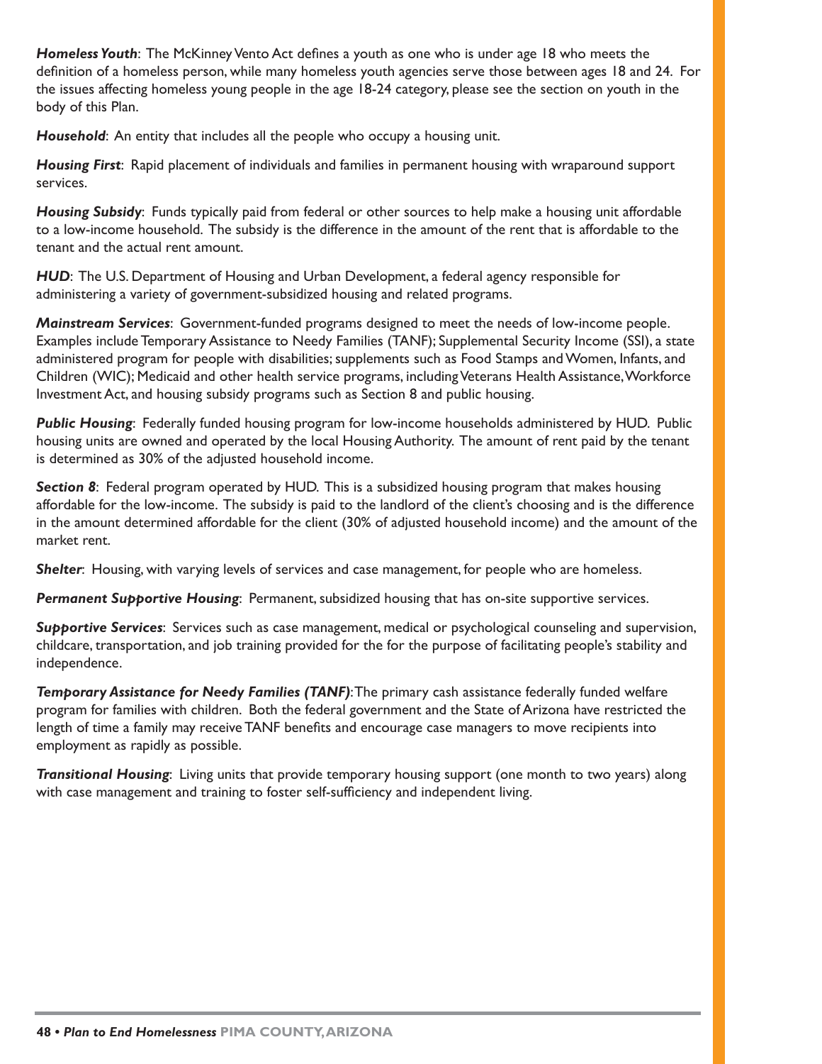***Homeless Youth***: The McKinney Vento Act defines a youth as one who is under age 18 who meets the definition of a homeless person, while many homeless youth agencies serve those between ages 18 and 24. For the issues affecting homeless young people in the age 18-24 category, please see the section on youth in the body of this Plan.

***Household***: An entity that includes all the people who occupy a housing unit.

***Housing First***: Rapid placement of individuals and families in permanent housing with wraparound support services.

***Housing Subsidy***: Funds typically paid from federal or other sources to help make a housing unit affordable to a low-income household. The subsidy is the difference in the amount of the rent that is affordable to the tenant and the actual rent amount.

***HUD***: The U.S. Department of Housing and Urban Development, a federal agency responsible for administering a variety of government-subsidized housing and related programs.

***Mainstream Services***: Government-funded programs designed to meet the needs of low-income people. Examples include Temporary Assistance to Needy Families (TANF); Supplemental Security Income (SSI), a state administered program for people with disabilities; supplements such as Food Stamps and Women, Infants, and Children (WIC); Medicaid and other health service programs, including Veterans Health Assistance, Workforce Investment Act, and housing subsidy programs such as Section 8 and public housing.

***Public Housing***: Federally funded housing program for low-income households administered by HUD. Public housing units are owned and operated by the local Housing Authority. The amount of rent paid by the tenant is determined as 30% of the adjusted household income.

***Section 8***: Federal program operated by HUD. This is a subsidized housing program that makes housing affordable for the low-income. The subsidy is paid to the landlord of the client's choosing and is the difference in the amount determined affordable for the client (30% of adjusted household income) and the amount of the market rent.

***Shelter***: Housing, with varying levels of services and case management, for people who are homeless.

***Permanent Supportive Housing***: Permanent, subsidized housing that has on-site supportive services.

***Supportive Services***: Services such as case management, medical or psychological counseling and supervision, childcare, transportation, and job training provided for the for the purpose of facilitating people's stability and independence.

***Temporary Assistance for Needy Families (TANF)***: The primary cash assistance federally funded welfare program for families with children. Both the federal government and the State of Arizona have restricted the length of time a family may receive TANF benefits and encourage case managers to move recipients into employment as rapidly as possible.

***Transitional Housing***: Living units that provide temporary housing support (one month to two years) along with case management and training to foster self-sufficiency and independent living.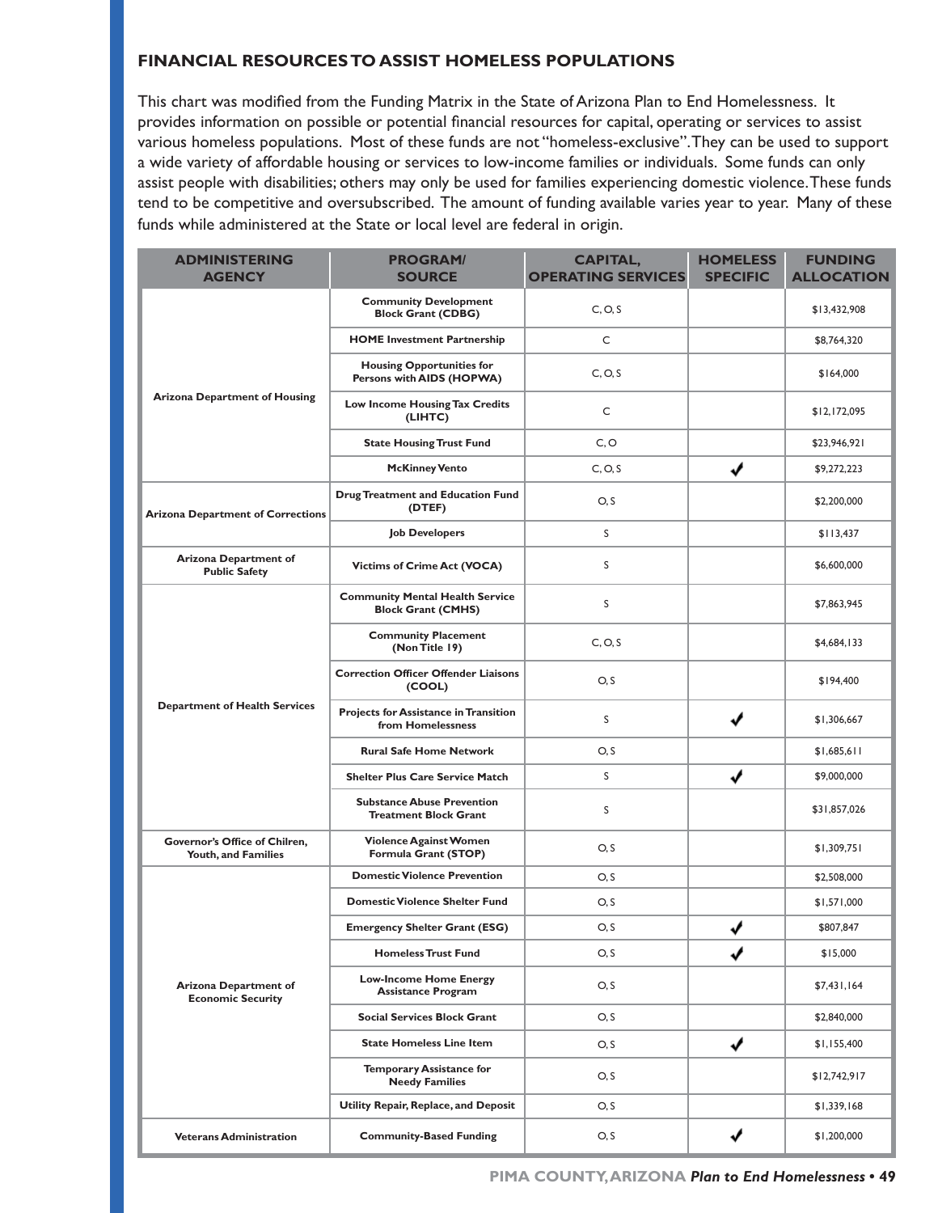## FINANCIAL RESOURCES TO ASSIST HOMELESS POPULATIONS

This chart was modified from the Funding Matrix in the State of Arizona Plan to End Homelessness. It provides information on possible or potential financial resources for capital, operating or services to assist various homeless populations. Most of these funds are not "homeless-exclusive". They can be used to support a wide variety of affordable housing or services to low-income families or individuals. Some funds can only assist people with disabilities; others may only be used for families experiencing domestic violence. These funds tend to be competitive and oversubscribed. The amount of funding available varies year to year. Many of these funds while administered at the State or local level are federal in origin.

| ADMINISTERING AGENCY | PROGRAM/ SOURCE | CAPITAL, OPERATING SERVICES | HOMELESS SPECIFIC | FUNDING ALLOCATION |
|---|---|---|---|---|
| Arizona Department of Housing | Community Development Block Grant (CDBG) | C, O, S | | $13,432,908 |
| | HOME Investment Partnership | C | | $8,764,320 |
| | Housing Opportunities for Persons with AIDS (HOPWA) | C, O, S | | $164,000 |
| | Low Income Housing Tax Credits (LIHTC) | C | | $12,172,095 |
| | State Housing Trust Fund | C, O | | $23,946,921 |
| | McKinney Vento | C, O, S | ✓ | $9,272,223 |
| Arizona Department of Corrections | Drug Treatment and Education Fund (DTEF) | O, S | | $2,200,000 |
| | Job Developers | S | | $113,437 |
| Arizona Department of Public Safety | Victims of Crime Act (VOCA) | S | | $6,600,000 |
| Department of Health Services | Community Mental Health Service Block Grant (CMHS) | S | | $7,863,945 |
| | Community Placement (Non Title 19) | C, O, S | | $4,684,133 |
| | Correction Officer Offender Liaisons (COOL) | O, S | | $194,400 |
| | Projects for Assistance in Transition from Homelessness | S | ✓ | $1,306,667 |
| | Rural Safe Home Network | O, S | | $1,685,611 |
| | Shelter Plus Care Service Match | S | ✓ | $9,000,000 |
| | Substance Abuse Prevention Treatment Block Grant | S | | $31,857,026 |
| Governor's Office of Chilren, Youth, and Families | Violence Against Women Formula Grant (STOP) | O, S | | $1,309,751 |
| Arizona Department of Economic Security | Domestic Violence Prevention | O, S | | $2,508,000 |
| | Domestic Violence Shelter Fund | O, S | | $1,571,000 |
| | Emergency Shelter Grant (ESG) | O, S | ✓ | $807,847 |
| | Homeless Trust Fund | O, S | ✓ | $15,000 |
| | Low-Income Home Energy Assistance Program | O, S | | $7,431,164 |
| | Social Services Block Grant | O, S | | $2,840,000 |
| | State Homeless Line Item | O, S | ✓ | $1,155,400 |
| | Temporary Assistance for Needy Families | O, S | | $12,742,917 |
| | Utility Repair, Replace, and Deposit | O, S | | $1,339,168 |
| Veterans Administration | Community-Based Funding | O, S | ✓ | $1,200,000 |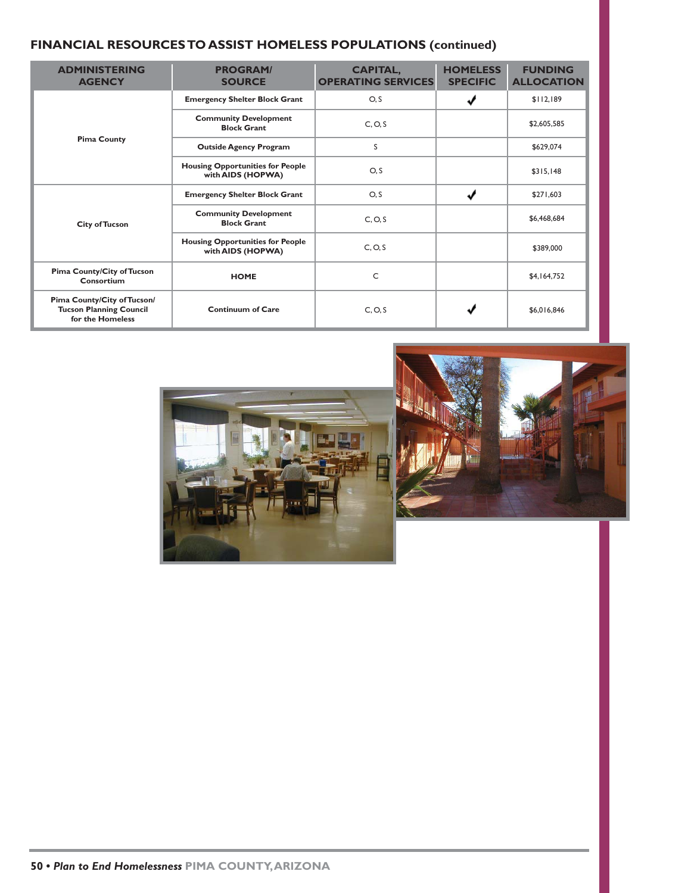## FINANCIAL RESOURCES TO ASSIST HOMELESS POPULATIONS (continued)

| ADMINISTERING AGENCY | PROGRAM/ SOURCE | CAPITAL, OPERATING SERVICES | HOMELESS SPECIFIC | FUNDING ALLOCATION |
|---|---|---|---|---|
| Pima County | Emergency Shelter Block Grant | O, S | ✓ | $112,189 |
| | Community Development Block Grant | C, O, S | | $2,605,585 |
| | Outside Agency Program | S | | $629,074 |
| | Housing Opportunities for People with AIDS (HOPWA) | O, S | | $315,148 |
| City of Tucson | Emergency Shelter Block Grant | O, S | ✓ | $271,603 |
| | Community Development Block Grant | C, O, S | | $6,468,684 |
| | Housing Opportunities for People with AIDS (HOPWA) | C, O, S | | $389,000 |
| Pima County/City of Tucson Consortium | HOME | C | | $4,164,752 |
| Pima County/City of Tucson/ Tucson Planning Council for the Homeless | Continuum of Care | C, O, S | ✓ | $6,016,846 |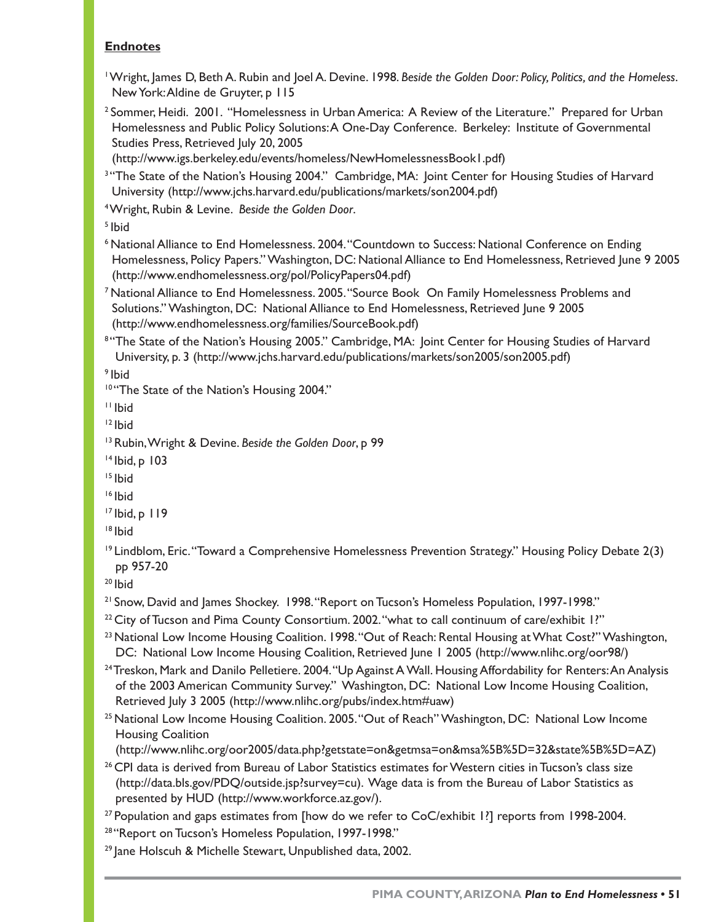**Endnotes**

[1] Wright, James D, Beth A. Rubin and Joel A. Devine. 1998. *Beside the Golden Door: Policy, Politics, and the Homeless*. New York: Aldine de Gruyter, p 115

[2] Sommer, Heidi. 2001. "Homelessness in Urban America: A Review of the Literature." Prepared for Urban Homelessness and Public Policy Solutions: A One-Day Conference. Berkeley: Institute of Governmental Studies Press, Retrieved July 20, 2005 (http://www.igs.berkeley.edu/events/homeless/NewHomelessnessBook1.pdf)

[3] "The State of the Nation's Housing 2004." Cambridge, MA: Joint Center for Housing Studies of Harvard University (http://www.jchs.harvard.edu/publications/markets/son2004.pdf)

[4] Wright, Rubin & Levine. *Beside the Golden Door*.

[5] Ibid

[6] National Alliance to End Homelessness. 2004. "Countdown to Success: National Conference on Ending Homelessness, Policy Papers." Washington, DC: National Alliance to End Homelessness, Retrieved June 9 2005 (http://www.endhomelessness.org/pol/PolicyPapers04.pdf)

[7] National Alliance to End Homelessness. 2005. "Source Book On Family Homelessness Problems and Solutions." Washington, DC: National Alliance to End Homelessness, Retrieved June 9 2005 (http://www.endhomelessness.org/families/SourceBook.pdf)

[8] "The State of the Nation's Housing 2005." Cambridge, MA: Joint Center for Housing Studies of Harvard University, p. 3 (http://www.jchs.harvard.edu/publications/markets/son2005/son2005.pdf)

[9] Ibid

[10] "The State of the Nation's Housing 2004."

[11] Ibid

[12] Ibid

[13] Rubin, Wright & Devine. *Beside the Golden Door*, p 99

[14] Ibid, p 103

[15] Ibid

[16] Ibid

[17] Ibid, p 119

[18] Ibid

[19] Lindblom, Eric. "Toward a Comprehensive Homelessness Prevention Strategy." Housing Policy Debate 2(3) pp 957-20

[20] Ibid

[21] Snow, David and James Shockey. 1998. "Report on Tucson's Homeless Population, 1997-1998."

[22] City of Tucson and Pima County Consortium. 2002. "what to call continuum of care/exhibit 1?"

[23] National Low Income Housing Coalition. 1998. "Out of Reach: Rental Housing at What Cost?" Washington, DC: National Low Income Housing Coalition, Retrieved June 1 2005 (http://www.nlihc.org/oor98/)

[24] Treskon, Mark and Danilo Pelletiere. 2004. "Up Against A Wall. Housing Affordability for Renters: An Analysis of the 2003 American Community Survey." Washington, DC: National Low Income Housing Coalition, Retrieved July 3 2005 (http://www.nlihc.org/pubs/index.htm#uaw)

[25] National Low Income Housing Coalition. 2005. "Out of Reach" Washington, DC: National Low Income Housing Coalition (http://www.nlihc.org/oor2005/data.php?getstate=on&getmsa=on&msa%5B%5D=32&state%5B%5D=AZ)

[26] CPI data is derived from Bureau of Labor Statistics estimates for Western cities in Tucson's class size (http://data.bls.gov/PDQ/outside.jsp?survey=cu). Wage data is from the Bureau of Labor Statistics as presented by HUD (http://www.workforce.az.gov/).

[27] Population and gaps estimates from [how do we refer to CoC/exhibit 1?] reports from 1998-2004.

[28] "Report on Tucson's Homeless Population, 1997-1998."

[29] Jane Holscuh & Michelle Stewart, Unpublished data, 2002.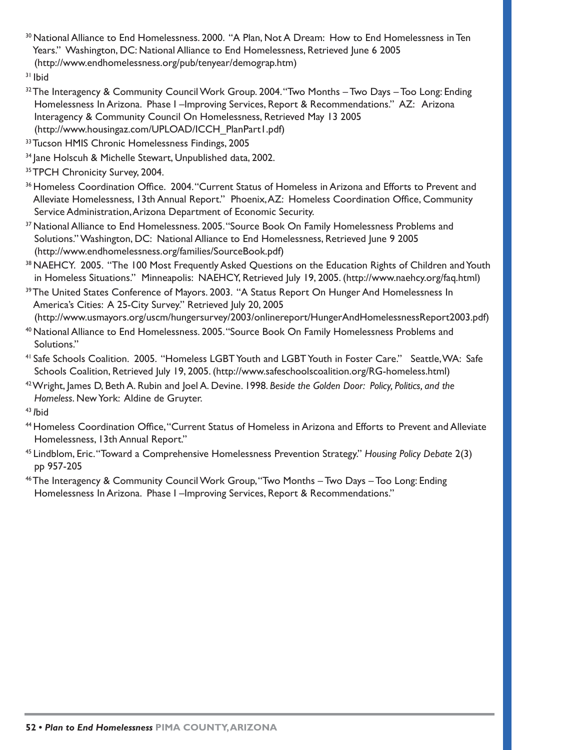[30] National Alliance to End Homelessness. 2000. "A Plan, Not A Dream: How to End Homelessness in Ten Years." Washington, DC: National Alliance to End Homelessness, Retrieved June 6 2005 (http://www.endhomelessness.org/pub/tenyear/demograp.htm)

[31] Ibid

[32] The Interagency & Community Council Work Group. 2004. "Two Months – Two Days – Too Long: Ending Homelessness In Arizona. Phase I –Improving Services, Report & Recommendations." AZ: Arizona Interagency & Community Council On Homelessness, Retrieved May 13 2005 (http://www.housingaz.com/UPLOAD/ICCH_PlanPart1.pdf)

[33] Tucson HMIS Chronic Homelessness Findings, 2005

[34] Jane Holscuh & Michelle Stewart, Unpublished data, 2002.

[35] TPCH Chronicity Survey, 2004.

[36] Homeless Coordination Office. 2004. "Current Status of Homeless in Arizona and Efforts to Prevent and Alleviate Homelessness, 13th Annual Report." Phoenix, AZ: Homeless Coordination Office, Community Service Administration, Arizona Department of Economic Security.

[37] National Alliance to End Homelessness. 2005. "Source Book On Family Homelessness Problems and Solutions." Washington, DC: National Alliance to End Homelessness, Retrieved June 9 2005 (http://www.endhomelessness.org/families/SourceBook.pdf)

[38] NAEHCY. 2005. "The 100 Most Frequently Asked Questions on the Education Rights of Children and Youth in Homeless Situations." Minneapolis: NAEHCY, Retrieved July 19, 2005. (http://www.naehcy.org/faq.html)

[39] The United States Conference of Mayors. 2003. "A Status Report On Hunger And Homelessness In America's Cities: A 25-City Survey." Retrieved July 20, 2005 (http://www.usmayors.org/uscm/hungersurvey/2003/onlinereport/HungerAndHomelessnessReport2003.pdf)

[40] National Alliance to End Homelessness. 2005. "Source Book On Family Homelessness Problems and Solutions."

[41] Safe Schools Coalition. 2005. "Homeless LGBT Youth and LGBT Youth in Foster Care." Seattle, WA: Safe Schools Coalition, Retrieved July 19, 2005. (http://www.safeschoolscoalition.org/RG-homeless.html)

[42] Wright, James D, Beth A. Rubin and Joel A. Devine. 1998. *Beside the Golden Door: Policy, Politics, and the Homeless*. New York: Aldine de Gruyter.

[43] *I*bid

[44] Homeless Coordination Office, "Current Status of Homeless in Arizona and Efforts to Prevent and Alleviate Homelessness, 13th Annual Report."

[45] Lindblom, Eric. "Toward a Comprehensive Homelessness Prevention Strategy." *Housing Policy Debate* 2(3) pp 957-205

[46] The Interagency & Community Council Work Group, "Two Months – Two Days – Too Long: Ending Homelessness In Arizona. Phase I –Improving Services, Report & Recommendations."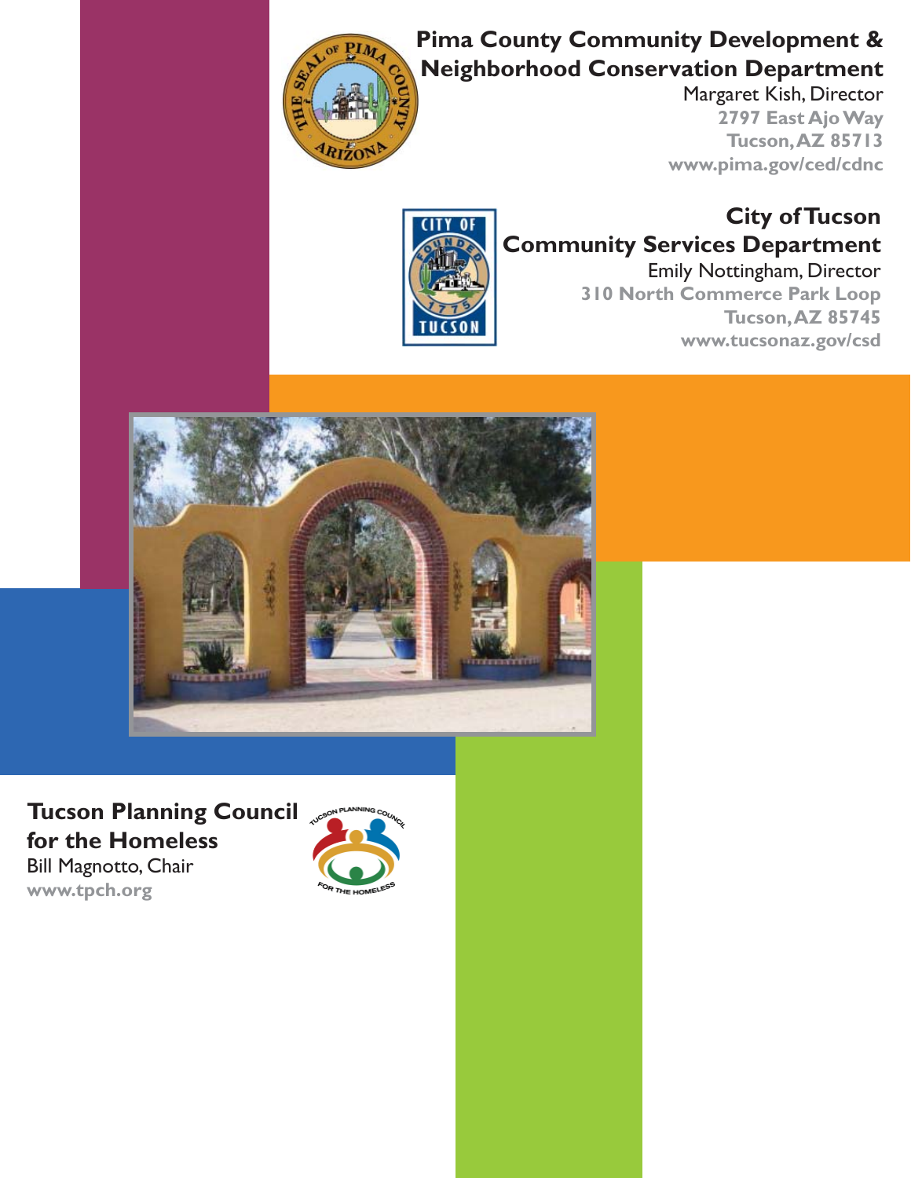**Pima County Community Development & Neighborhood Conservation Department**

Margaret Kish, Director

2797 East Ajo Way

Tucson, AZ 85713

www.pima.gov/ced/cdnc

**City of Tucson Community Services Department**

Emily Nottingham, Director

310 North Commerce Park Loop

Tucson, AZ 85745

www.tucsonaz.gov/csd

**Tucson Planning Council for the Homeless**

Bill Magnotto, Chair

www.tpch.org